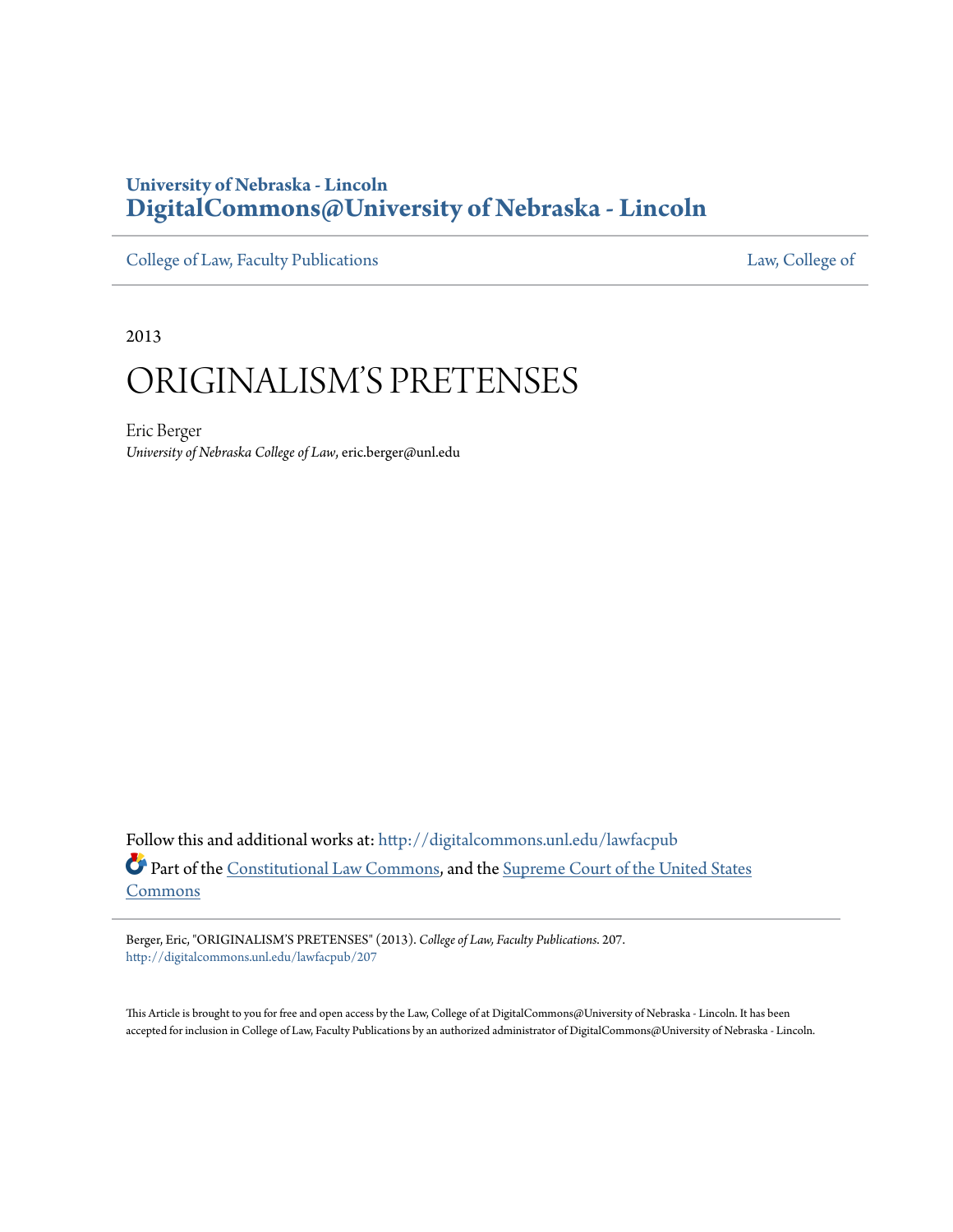University of Nebraska - Lincoln
**DigitalCommons@University of Nebraska - Lincoln**

College of Law, Faculty Publications | Law, College of

2013

# ORIGINALISM'S PRETENSES

Eric Berger
*University of Nebraska College of Law*, eric.berger@unl.edu

Follow this and additional works at: http://digitalcommons.unl.edu/lawfacpub

Part of the Constitutional Law Commons, and the Supreme Court of the United States Commons

Berger, Eric, "ORIGINALISM'S PRETENSES" (2013). *College of Law, Faculty Publications*. 207.
http://digitalcommons.unl.edu/lawfacpub/207

This Article is brought to you for free and open access by the Law, College of at DigitalCommons@University of Nebraska - Lincoln. It has been accepted for inclusion in College of Law, Faculty Publications by an authorized administrator of DigitalCommons@University of Nebraska - Lincoln.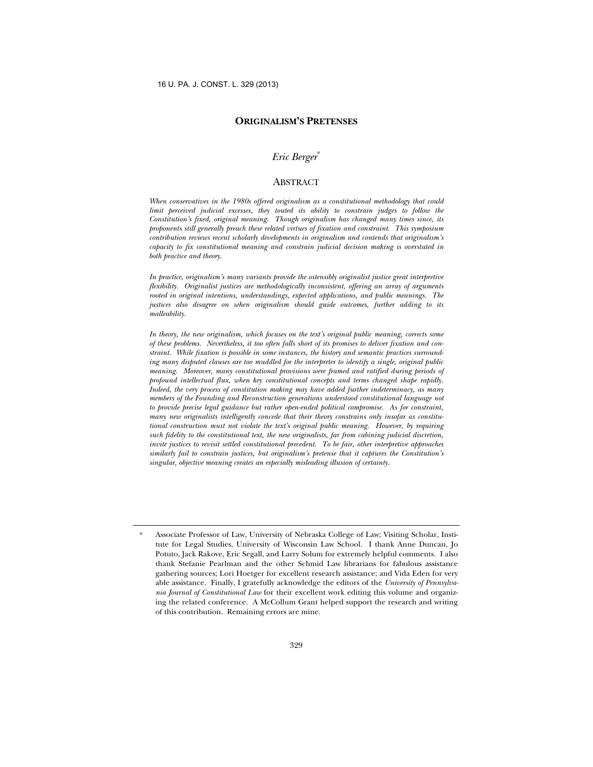# ORIGINALISM'S PRETENSES

*Eric Berger*[*]

## ABSTRACT

*When conservatives in the 1980s offered originalism as a constitutional methodology that could limit perceived judicial excesses, they touted its ability to constrain judges to follow the Constitution's fixed, original meaning. Though originalism has changed many times since, its proponents still generally preach these related virtues of fixation and constraint. This symposium contribution reviews recent scholarly developments in originalism and contends that originalism's capacity to fix constitutional meaning and constrain judicial decision making is overstated in both practice and theory.*

*In practice, originalism's many variants provide the ostensibly originalist justice great interpretive flexibility. Originalist justices are methodologically inconsistent, offering an array of arguments rooted in original intentions, understandings, expected applications, and public meanings. The justices also disagree on when originalism should guide outcomes, further adding to its malleability.*

*In theory, the new originalism, which focuses on the text's original public meaning, corrects some of these problems. Nevertheless, it too often falls short of its promises to deliver fixation and constraint. While fixation is possible in some instances, the history and semantic practices surrounding many disputed clauses are too muddled for the interpreter to identify a single, original public meaning. Moreover, many constitutional provisions were framed and ratified during periods of profound intellectual flux, when key constitutional concepts and terms changed shape rapidly. Indeed, the very process of constitution making may have added further indeterminacy, as many members of the Founding and Reconstruction generations understood constitutional language not to provide precise legal guidance but rather open-ended political compromise. As for constraint, many new originalists intelligently concede that their theory constrains only insofar as constitutional construction must not violate the text's original public meaning. However, by requiring such fidelity to the constitutional text, the new originalists, far from cabining judicial discretion, invite justices to revisit settled constitutional precedent. To be fair, other interpretive approaches similarly fail to constrain justices, but originalism's pretense that it captures the Constitution's singular, objective meaning creates an especially misleading illusion of certainty.*

---

[*] Associate Professor of Law, University of Nebraska College of Law; Visiting Scholar, Institute for Legal Studies, University of Wisconsin Law School. I thank Anne Duncan, Jo Potuto, Jack Rakove, Eric Segall, and Larry Solum for extremely helpful comments. I also thank Stefanie Pearlman and the other Schmid Law librarians for fabulous assistance gathering sources; Lori Hoetger for excellent research assistance; and Vida Eden for very able assistance. Finally, I gratefully acknowledge the editors of the *University of Pennsylvania Journal of Constitutional Law* for their excellent work editing this volume and organizing the related conference. A McCollum Grant helped support the research and writing of this contribution. Remaining errors are mine.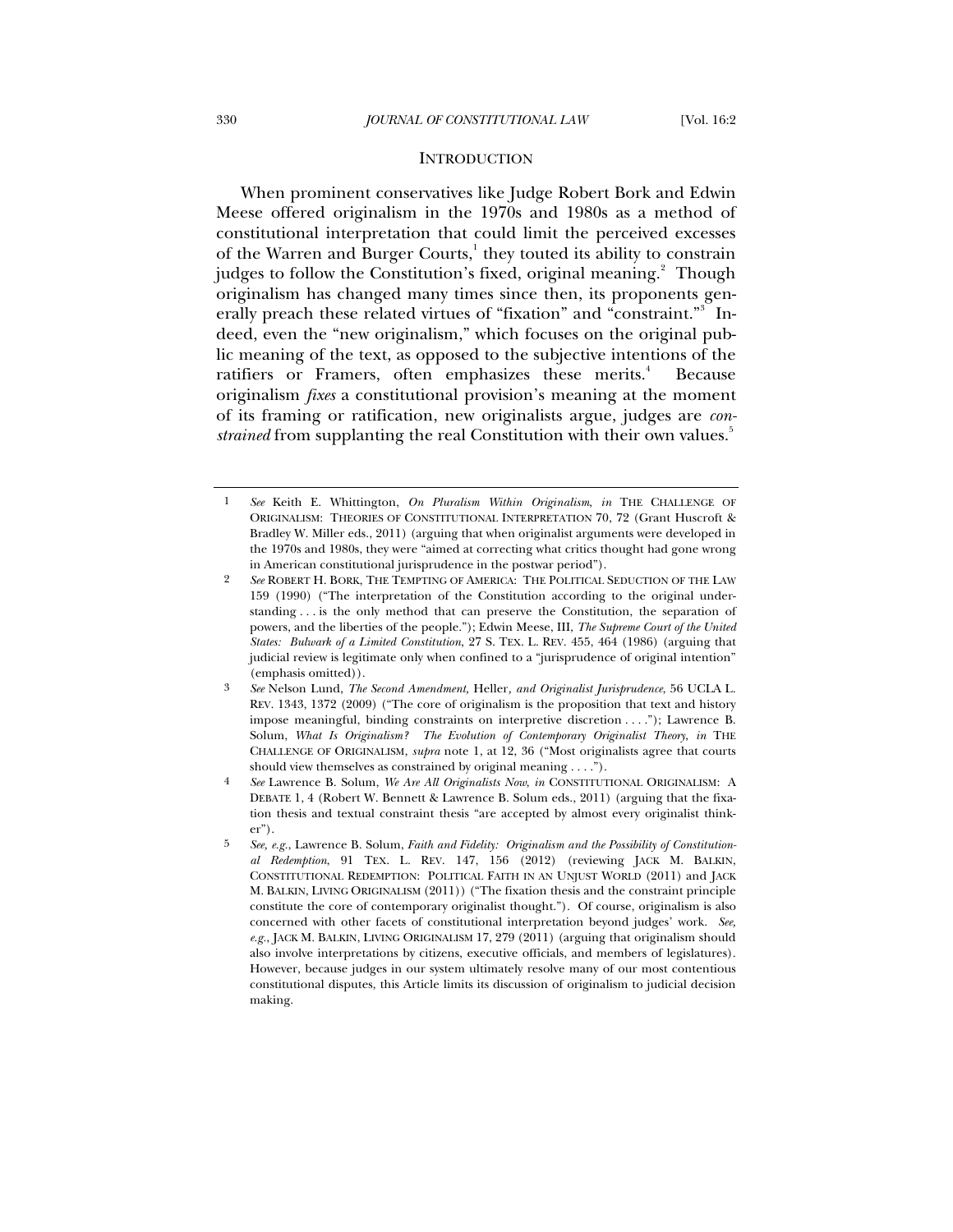## INTRODUCTION

When prominent conservatives like Judge Robert Bork and Edwin Meese offered originalism in the 1970s and 1980s as a method of constitutional interpretation that could limit the perceived excesses of the Warren and Burger Courts,[1] they touted its ability to constrain judges to follow the Constitution's fixed, original meaning.[2] Though originalism has changed many times since then, its proponents generally preach these related virtues of "fixation" and "constraint."[3] Indeed, even the "new originalism," which focuses on the original public meaning of the text, as opposed to the subjective intentions of the ratifiers or Framers, often emphasizes these merits.[4] Because originalism *fixes* a constitutional provision's meaning at the moment of its framing or ratification, new originalists argue, judges are *constrained* from supplanting the real Constitution with their own values.[5]

---

1 *See* Keith E. Whittington, *On Pluralism Within Originalism*, *in* THE CHALLENGE OF ORIGINALISM: THEORIES OF CONSTITUTIONAL INTERPRETATION 70, 72 (Grant Huscroft & Bradley W. Miller eds., 2011) (arguing that when originalist arguments were developed in the 1970s and 1980s, they were "aimed at correcting what critics thought had gone wrong in American constitutional jurisprudence in the postwar period").

2 *See* ROBERT H. BORK, THE TEMPTING OF AMERICA: THE POLITICAL SEDUCTION OF THE LAW 159 (1990) ("The interpretation of the Constitution according to the original understanding . . . is the only method that can preserve the Constitution, the separation of powers, and the liberties of the people."); Edwin Meese, III, *The Supreme Court of the United States: Bulwark of a Limited Constitution*, 27 S. TEX. L. REV. 455, 464 (1986) (arguing that judicial review is legitimate only when confined to a "jurisprudence of original intention" (emphasis omitted)).

3 *See* Nelson Lund, *The Second Amendment,* Heller*, and Originalist Jurisprudence*, 56 UCLA L. REV. 1343, 1372 (2009) ("The core of originalism is the proposition that text and history impose meaningful, binding constraints on interpretive discretion . . . ."); Lawrence B. Solum, *What Is Originalism? The Evolution of Contemporary Originalist Theory*, *in* THE CHALLENGE OF ORIGINALISM, *supra* note 1, at 12, 36 ("Most originalists agree that courts should view themselves as constrained by original meaning . . . .").

4 *See* Lawrence B. Solum, *We Are All Originalists Now*, *in* CONSTITUTIONAL ORIGINALISM: A DEBATE 1, 4 (Robert W. Bennett & Lawrence B. Solum eds., 2011) (arguing that the fixation thesis and textual constraint thesis "are accepted by almost every originalist thinker").

5 *See, e.g.*, Lawrence B. Solum, *Faith and Fidelity: Originalism and the Possibility of Constitutional Redemption*, 91 TEX. L. REV. 147, 156 (2012) (reviewing JACK M. BALKIN, CONSTITUTIONAL REDEMPTION: POLITICAL FAITH IN AN UNJUST WORLD (2011) and JACK M. BALKIN, LIVING ORIGINALISM (2011)) ("The fixation thesis and the constraint principle constitute the core of contemporary originalist thought."). Of course, originalism is also concerned with other facets of constitutional interpretation beyond judges' work. *See, e.g.*, JACK M. BALKIN, LIVING ORIGINALISM 17, 279 (2011) (arguing that originalism should also involve interpretations by citizens, executive officials, and members of legislatures). However, because judges in our system ultimately resolve many of our most contentious constitutional disputes, this Article limits its discussion of originalism to judicial decision making.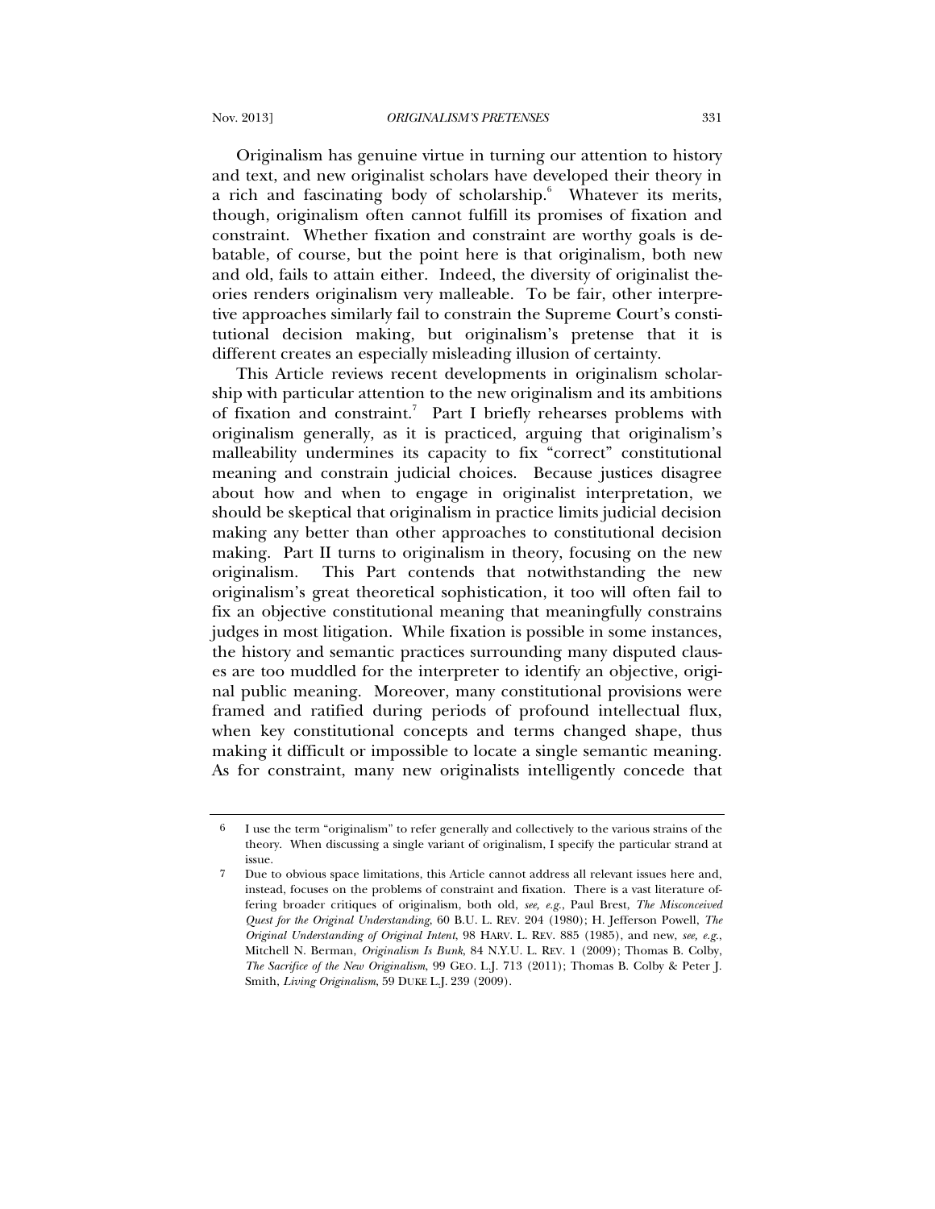Originalism has genuine virtue in turning our attention to history and text, and new originalist scholars have developed their theory in a rich and fascinating body of scholarship.[6] Whatever its merits, though, originalism often cannot fulfill its promises of fixation and constraint. Whether fixation and constraint are worthy goals is debatable, of course, but the point here is that originalism, both new and old, fails to attain either. Indeed, the diversity of originalist theories renders originalism very malleable. To be fair, other interpretive approaches similarly fail to constrain the Supreme Court's constitutional decision making, but originalism's pretense that it is different creates an especially misleading illusion of certainty.

This Article reviews recent developments in originalism scholarship with particular attention to the new originalism and its ambitions of fixation and constraint.[7] Part I briefly rehearses problems with originalism generally, as it is practiced, arguing that originalism's malleability undermines its capacity to fix "correct" constitutional meaning and constrain judicial choices. Because justices disagree about how and when to engage in originalist interpretation, we should be skeptical that originalism in practice limits judicial decision making any better than other approaches to constitutional decision making. Part II turns to originalism in theory, focusing on the new originalism. This Part contends that notwithstanding the new originalism's great theoretical sophistication, it too will often fail to fix an objective constitutional meaning that meaningfully constrains judges in most litigation. While fixation is possible in some instances, the history and semantic practices surrounding many disputed clauses are too muddled for the interpreter to identify an objective, original public meaning. Moreover, many constitutional provisions were framed and ratified during periods of profound intellectual flux, when key constitutional concepts and terms changed shape, thus making it difficult or impossible to locate a single semantic meaning. As for constraint, many new originalists intelligently concede that

---

6 I use the term "originalism" to refer generally and collectively to the various strains of the theory. When discussing a single variant of originalism, I specify the particular strand at issue.

7 Due to obvious space limitations, this Article cannot address all relevant issues here and, instead, focuses on the problems of constraint and fixation. There is a vast literature offering broader critiques of originalism, both old, *see, e.g.*, Paul Brest, *The Misconceived Quest for the Original Understanding*, 60 B.U. L. REV. 204 (1980); H. Jefferson Powell, *The Original Understanding of Original Intent*, 98 HARV. L. REV. 885 (1985), and new, *see, e.g.*, Mitchell N. Berman, *Originalism Is Bunk*, 84 N.Y.U. L. REV. 1 (2009); Thomas B. Colby, *The Sacrifice of the New Originalism*, 99 GEO. L.J. 713 (2011); Thomas B. Colby & Peter J. Smith, *Living Originalism*, 59 DUKE L.J. 239 (2009).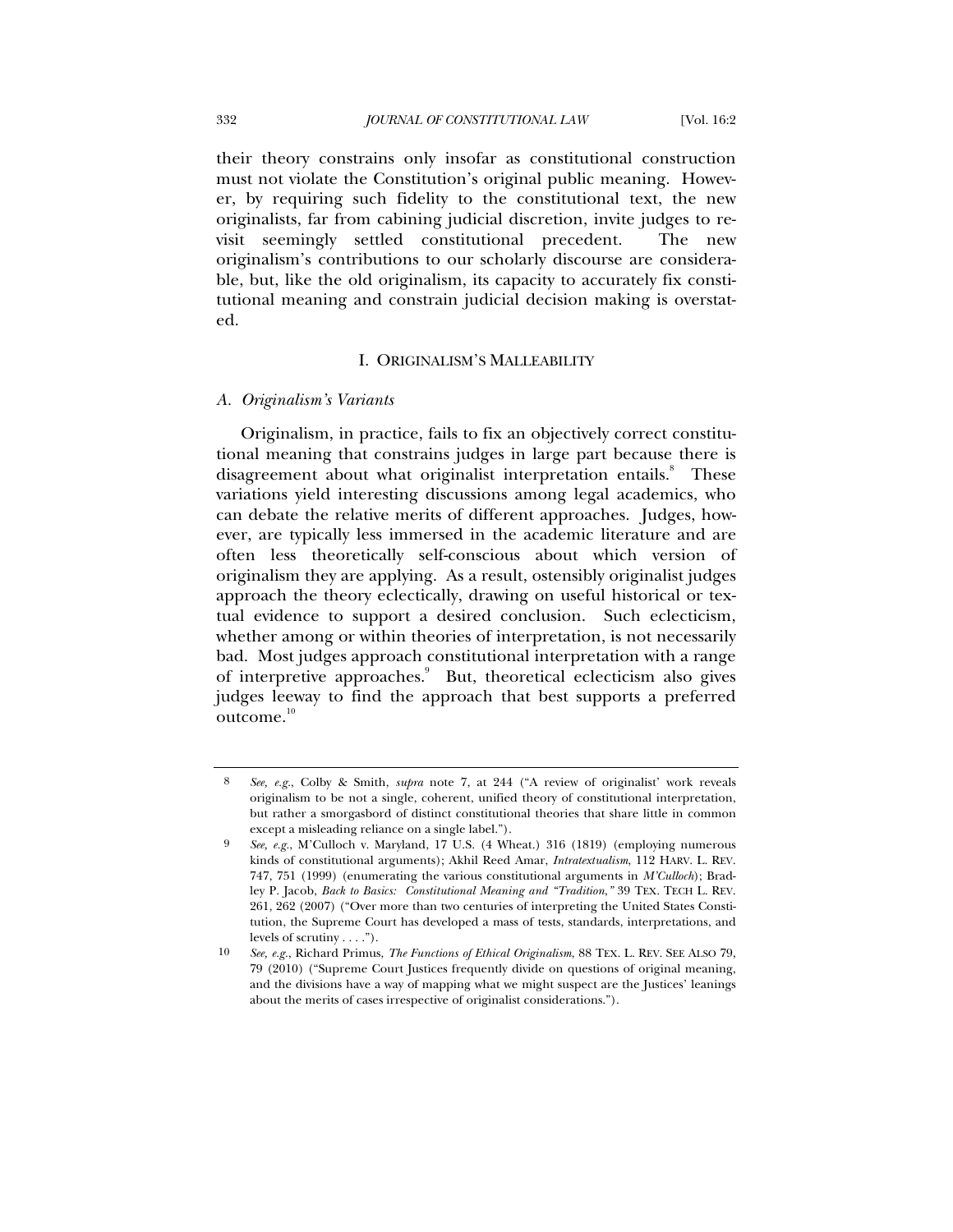their theory constrains only insofar as constitutional construction must not violate the Constitution's original public meaning. However, by requiring such fidelity to the constitutional text, the new originalists, far from cabining judicial discretion, invite judges to revisit seemingly settled constitutional precedent. The new originalism's contributions to our scholarly discourse are considerable, but, like the old originalism, its capacity to accurately fix constitutional meaning and constrain judicial decision making is overstated.

## I. ORIGINALISM'S MALLEABILITY

### *A. Originalism's Variants*

Originalism, in practice, fails to fix an objectively correct constitutional meaning that constrains judges in large part because there is disagreement about what originalist interpretation entails.[8] These variations yield interesting discussions among legal academics, who can debate the relative merits of different approaches. Judges, however, are typically less immersed in the academic literature and are often less theoretically self-conscious about which version of originalism they are applying. As a result, ostensibly originalist judges approach the theory eclectically, drawing on useful historical or textual evidence to support a desired conclusion. Such eclecticism, whether among or within theories of interpretation, is not necessarily bad. Most judges approach constitutional interpretation with a range of interpretive approaches.[9] But, theoretical eclecticism also gives judges leeway to find the approach that best supports a preferred outcome.[10]

---

8 *See, e.g.*, Colby & Smith, *supra* note 7, at 244 ("A review of originalist' work reveals originalism to be not a single, coherent, unified theory of constitutional interpretation, but rather a smorgasbord of distinct constitutional theories that share little in common except a misleading reliance on a single label.").

9 *See, e.g.*, M'Culloch v. Maryland, 17 U.S. (4 Wheat.) 316 (1819) (employing numerous kinds of constitutional arguments); Akhil Reed Amar, *Intratextualism*, 112 HARV. L. REV. 747, 751 (1999) (enumerating the various constitutional arguments in *M'Culloch*); Bradley P. Jacob, *Back to Basics: Constitutional Meaning and "Tradition*,*"* 39 TEX. TECH L. REV. 261, 262 (2007) ("Over more than two centuries of interpreting the United States Constitution, the Supreme Court has developed a mass of tests, standards, interpretations, and levels of scrutiny . . . .").

10 *See, e.g.*, Richard Primus, *The Functions of Ethical Originalism*, 88 TEX. L. REV. SEE ALSO 79, 79 (2010) ("Supreme Court Justices frequently divide on questions of original meaning, and the divisions have a way of mapping what we might suspect are the Justices' leanings about the merits of cases irrespective of originalist considerations.").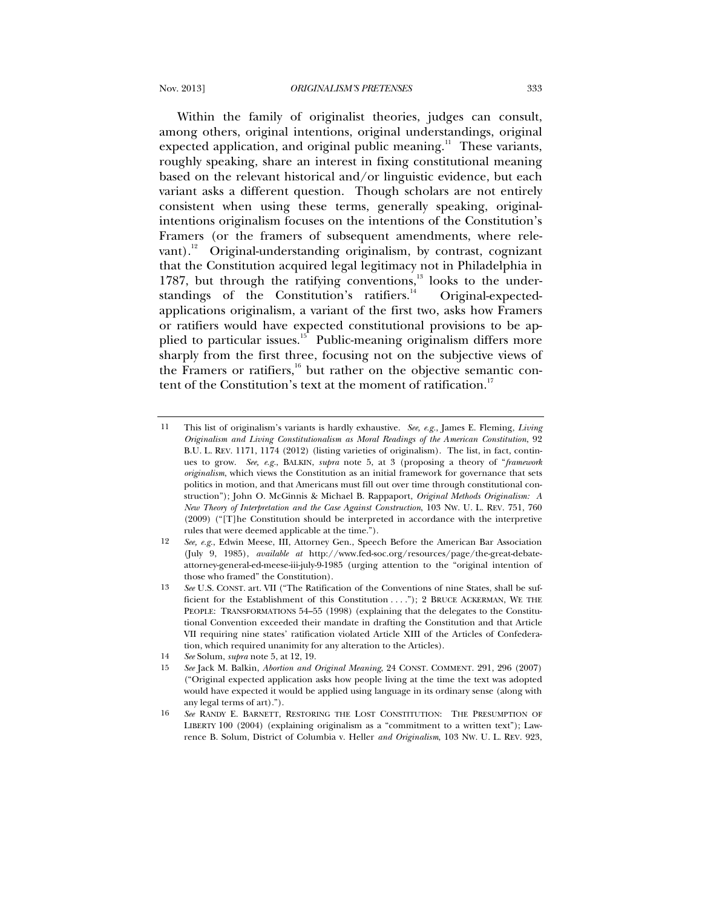Within the family of originalist theories, judges can consult, among others, original intentions, original understandings, original expected application, and original public meaning.[11] These variants, roughly speaking, share an interest in fixing constitutional meaning based on the relevant historical and/or linguistic evidence, but each variant asks a different question. Though scholars are not entirely consistent when using these terms, generally speaking, original-intentions originalism focuses on the intentions of the Constitution's Framers (or the framers of subsequent amendments, where relevant).[12] Original-understanding originalism, by contrast, cognizant that the Constitution acquired legal legitimacy not in Philadelphia in 1787, but through the ratifying conventions,[13] looks to the understandings of the Constitution's ratifiers.[14] Original-expected-applications originalism, a variant of the first two, asks how Framers or ratifiers would have expected constitutional provisions to be applied to particular issues.[15] Public-meaning originalism differs more sharply from the first three, focusing not on the subjective views of the Framers or ratifiers,[16] but rather on the objective semantic content of the Constitution's text at the moment of ratification.[17]

---

11 This list of originalism's variants is hardly exhaustive. *See, e.g.*, James E. Fleming, *Living Originalism and Living Constitutionalism as Moral Readings of the American Constitution*, 92 B.U. L. REV. 1171, 1174 (2012) (listing varieties of originalism). The list, in fact, continues to grow. *See, e.g.*, BALKIN, *supra* note 5, at 3 (proposing a theory of "*framework originalism*, which views the Constitution as an initial framework for governance that sets politics in motion, and that Americans must fill out over time through constitutional construction"); John O. McGinnis & Michael B. Rappaport, *Original Methods Originalism: A New Theory of Interpretation and the Case Against Construction*, 103 NW. U. L. REV. 751, 760 (2009) ("[T]he Constitution should be interpreted in accordance with the interpretive rules that were deemed applicable at the time.").

12 *See, e.g.*, Edwin Meese, III, Attorney Gen., Speech Before the American Bar Association (July 9, 1985), *available at* http://www.fed-soc.org/resources/page/the-great-debate-attorney-general-ed-meese-iii-july-9-1985 (urging attention to the "original intention of those who framed" the Constitution).

13 *See* U.S. CONST. art. VII ("The Ratification of the Conventions of nine States, shall be sufficient for the Establishment of this Constitution . . . ."); 2 BRUCE ACKERMAN, WE THE PEOPLE: TRANSFORMATIONS 54–55 (1998) (explaining that the delegates to the Constitutional Convention exceeded their mandate in drafting the Constitution and that Article VII requiring nine states' ratification violated Article XIII of the Articles of Confederation, which required unanimity for any alteration to the Articles).

14 *See* Solum, *supra* note 5, at 12, 19.

15 *See* Jack M. Balkin, *Abortion and Original Meaning*, 24 CONST. COMMENT. 291, 296 (2007) ("Original expected application asks how people living at the time the text was adopted would have expected it would be applied using language in its ordinary sense (along with any legal terms of art).").

16 *See* RANDY E. BARNETT, RESTORING THE LOST CONSTITUTION: THE PRESUMPTION OF LIBERTY 100 (2004) (explaining originalism as a "commitment to a written text"); Lawrence B. Solum, District of Columbia v. Heller *and Originalism*, 103 NW. U. L. REV. 923,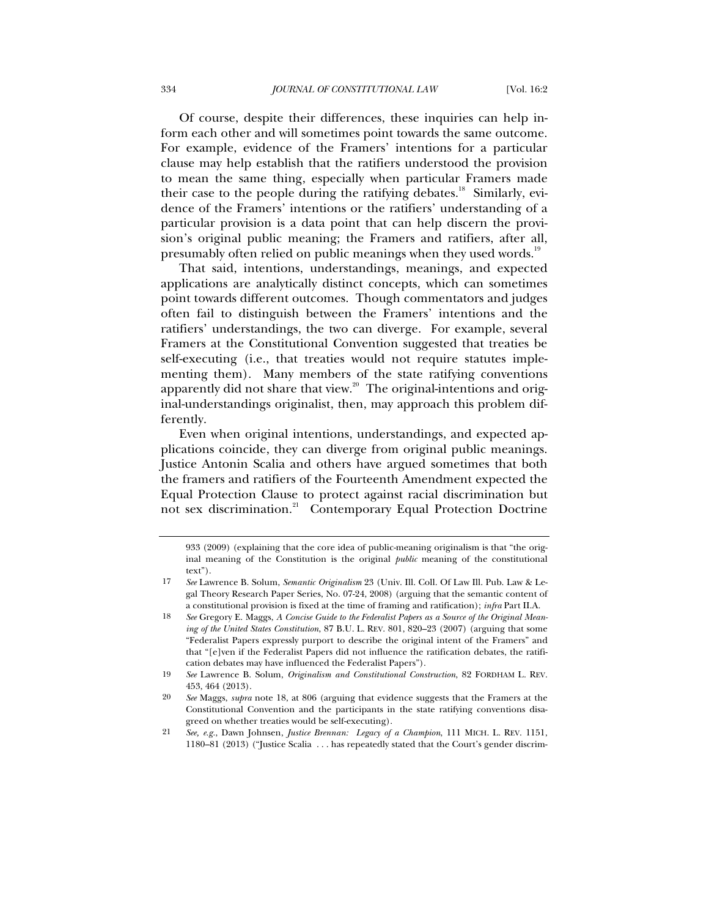Of course, despite their differences, these inquiries can help inform each other and will sometimes point towards the same outcome. For example, evidence of the Framers' intentions for a particular clause may help establish that the ratifiers understood the provision to mean the same thing, especially when particular Framers made their case to the people during the ratifying debates.[18] Similarly, evidence of the Framers' intentions or the ratifiers' understanding of a particular provision is a data point that can help discern the provision's original public meaning; the Framers and ratifiers, after all, presumably often relied on public meanings when they used words.[19]

That said, intentions, understandings, meanings, and expected applications are analytically distinct concepts, which can sometimes point towards different outcomes. Though commentators and judges often fail to distinguish between the Framers' intentions and the ratifiers' understandings, the two can diverge. For example, several Framers at the Constitutional Convention suggested that treaties be self-executing (i.e., that treaties would not require statutes implementing them). Many members of the state ratifying conventions apparently did not share that view.[20] The original-intentions and original-understandings originalist, then, may approach this problem differently.

Even when original intentions, understandings, and expected applications coincide, they can diverge from original public meanings. Justice Antonin Scalia and others have argued sometimes that both the framers and ratifiers of the Fourteenth Amendment expected the Equal Protection Clause to protect against racial discrimination but not sex discrimination.[21] Contemporary Equal Protection Doctrine

---

933 (2009) (explaining that the core idea of public-meaning originalism is that "the original meaning of the Constitution is the original *public* meaning of the constitutional text").

17 *See* Lawrence B. Solum, *Semantic Originalism* 23 (Univ. Ill. Coll. Of Law Ill. Pub. Law & Legal Theory Research Paper Series, No. 07-24, 2008) (arguing that the semantic content of a constitutional provision is fixed at the time of framing and ratification); *infra* Part II.A.

18 *See* Gregory E. Maggs, *A Concise Guide to the Federalist Papers as a Source of the Original Meaning of the United States Constitution*, 87 B.U. L. REV. 801, 820–23 (2007) (arguing that some "Federalist Papers expressly purport to describe the original intent of the Framers" and that "[e]ven if the Federalist Papers did not influence the ratification debates, the ratification debates may have influenced the Federalist Papers").

19 *See* Lawrence B. Solum, *Originalism and Constitutional Construction*, 82 FORDHAM L. REV. 453, 464 (2013).

20 *See* Maggs, *supra* note 18, at 806 (arguing that evidence suggests that the Framers at the Constitutional Convention and the participants in the state ratifying conventions disagreed on whether treaties would be self-executing).

21 *See, e.g.*, Dawn Johnsen, *Justice Brennan: Legacy of a Champion*, 111 MICH. L. REV. 1151, 1180–81 (2013) ("Justice Scalia . . . has repeatedly stated that the Court's gender discrim-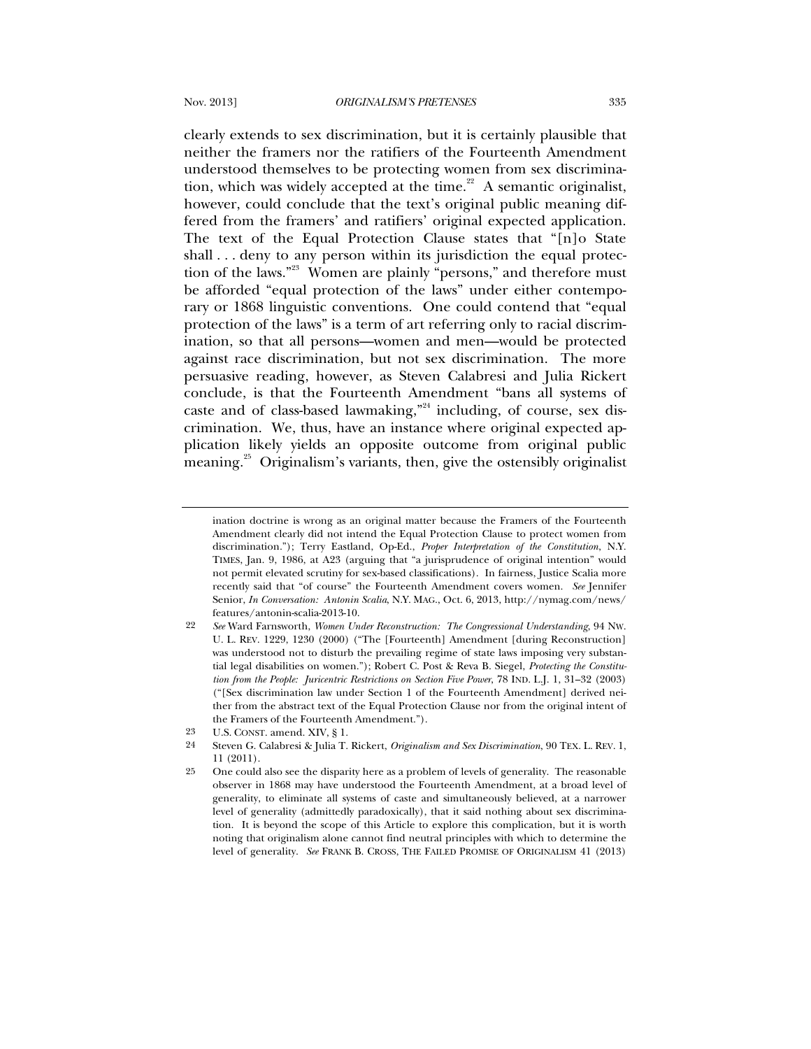clearly extends to sex discrimination, but it is certainly plausible that neither the framers nor the ratifiers of the Fourteenth Amendment understood themselves to be protecting women from sex discrimination, which was widely accepted at the time.[22] A semantic originalist, however, could conclude that the text's original public meaning differed from the framers' and ratifiers' original expected application. The text of the Equal Protection Clause states that "[n]o State shall . . . deny to any person within its jurisdiction the equal protection of the laws."[23] Women are plainly "persons," and therefore must be afforded "equal protection of the laws" under either contemporary or 1868 linguistic conventions. One could contend that "equal protection of the laws" is a term of art referring only to racial discrimination, so that all persons—women and men—would be protected against race discrimination, but not sex discrimination. The more persuasive reading, however, as Steven Calabresi and Julia Rickert conclude, is that the Fourteenth Amendment "bans all systems of caste and of class-based lawmaking,"[24] including, of course, sex discrimination. We, thus, have an instance where original expected application likely yields an opposite outcome from original public meaning.[25] Originalism's variants, then, give the ostensibly originalist

---

ination doctrine is wrong as an original matter because the Framers of the Fourteenth Amendment clearly did not intend the Equal Protection Clause to protect women from discrimination."); Terry Eastland, Op-Ed., *Proper Interpretation of the Constitution*, N.Y. TIMES, Jan. 9, 1986, at A23 (arguing that "a jurisprudence of original intention" would not permit elevated scrutiny for sex-based classifications). In fairness, Justice Scalia more recently said that "of course" the Fourteenth Amendment covers women. *See* Jennifer Senior, *In Conversation: Antonin Scalia*, N.Y. MAG., Oct. 6, 2013, http://nymag.com/news/features/antonin-scalia-2013-10.

22 *See* Ward Farnsworth, *Women Under Reconstruction: The Congressional Understanding*, 94 NW. U. L. REV. 1229, 1230 (2000) ("The [Fourteenth] Amendment [during Reconstruction] was understood not to disturb the prevailing regime of state laws imposing very substantial legal disabilities on women."); Robert C. Post & Reva B. Siegel, *Protecting the Constitution from the People: Juricentric Restrictions on Section Five Power*, 78 IND. L.J. 1, 31–32 (2003) ("[Sex discrimination law under Section 1 of the Fourteenth Amendment] derived neither from the abstract text of the Equal Protection Clause nor from the original intent of the Framers of the Fourteenth Amendment.").

23 U.S. CONST. amend. XIV, § 1.

24 Steven G. Calabresi & Julia T. Rickert, *Originalism and Sex Discrimination*, 90 TEX. L. REV. 1, 11 (2011).

25 One could also see the disparity here as a problem of levels of generality. The reasonable observer in 1868 may have understood the Fourteenth Amendment, at a broad level of generality, to eliminate all systems of caste and simultaneously believed, at a narrower level of generality (admittedly paradoxically), that it said nothing about sex discrimination. It is beyond the scope of this Article to explore this complication, but it is worth noting that originalism alone cannot find neutral principles with which to determine the level of generality. *See* FRANK B. CROSS, THE FAILED PROMISE OF ORIGINALISM 41 (2013)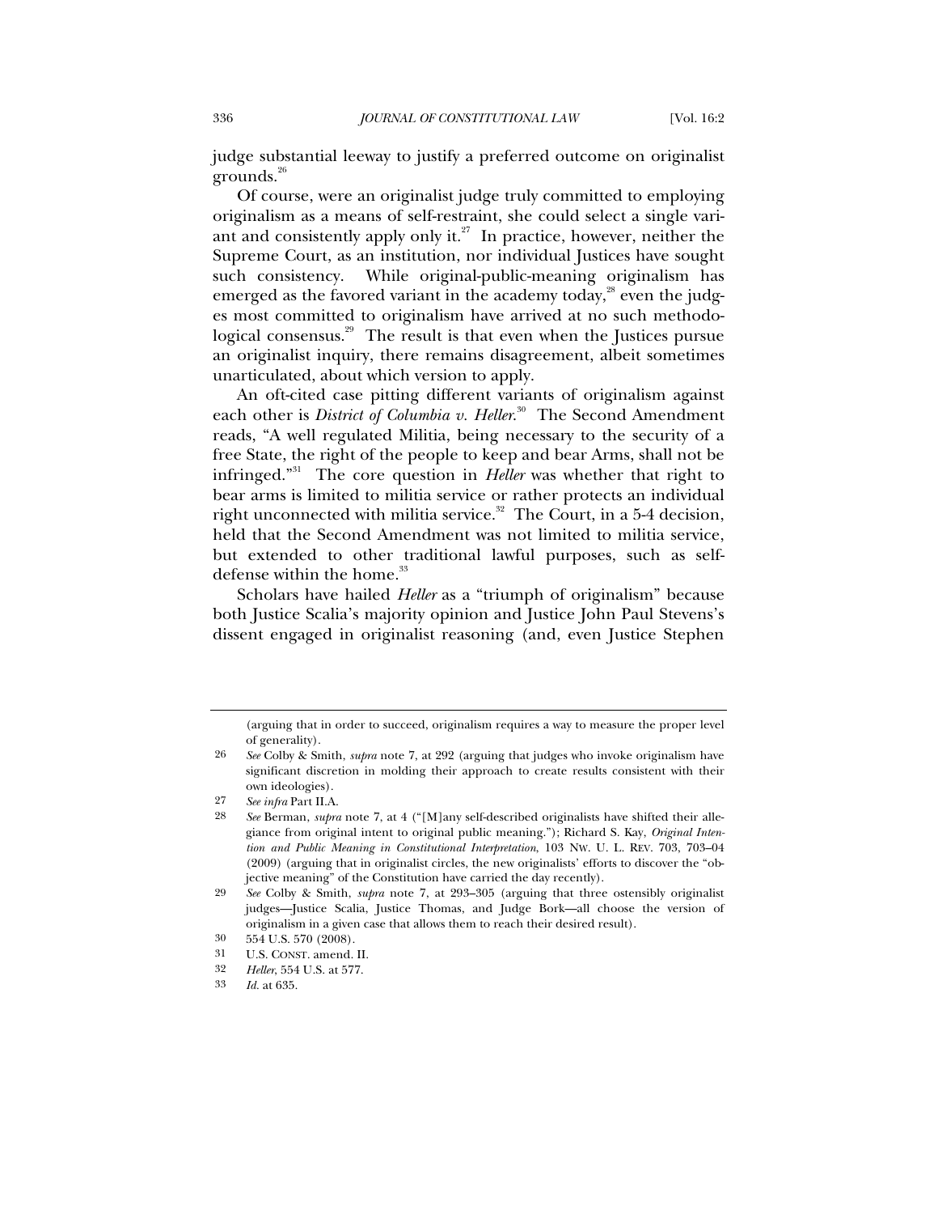judge substantial leeway to justify a preferred outcome on originalist grounds.[26]

Of course, were an originalist judge truly committed to employing originalism as a means of self-restraint, she could select a single variant and consistently apply only it.[27] In practice, however, neither the Supreme Court, as an institution, nor individual Justices have sought such consistency. While original-public-meaning originalism has emerged as the favored variant in the academy today,[28] even the judges most committed to originalism have arrived at no such methodological consensus.[29] The result is that even when the Justices pursue an originalist inquiry, there remains disagreement, albeit sometimes unarticulated, about which version to apply.

An oft-cited case pitting different variants of originalism against each other is *District of Columbia v. Heller*.[30] The Second Amendment reads, "A well regulated Militia, being necessary to the security of a free State, the right of the people to keep and bear Arms, shall not be infringed."[31] The core question in *Heller* was whether that right to bear arms is limited to militia service or rather protects an individual right unconnected with militia service.[32] The Court, in a 5-4 decision, held that the Second Amendment was not limited to militia service, but extended to other traditional lawful purposes, such as self-defense within the home.[33]

Scholars have hailed *Heller* as a "triumph of originalism" because both Justice Scalia's majority opinion and Justice John Paul Stevens's dissent engaged in originalist reasoning (and, even Justice Stephen

---

(arguing that in order to succeed, originalism requires a way to measure the proper level of generality).

26 *See* Colby & Smith, *supra* note 7, at 292 (arguing that judges who invoke originalism have significant discretion in molding their approach to create results consistent with their own ideologies).

27 *See infra* Part II.A.

28 *See* Berman, *supra* note 7, at 4 ("[M]any self-described originalists have shifted their allegiance from original intent to original public meaning."); Richard S. Kay, *Original Intention and Public Meaning in Constitutional Interpretation*, 103 NW. U. L. REV. 703, 703–04 (2009) (arguing that in originalist circles, the new originalists' efforts to discover the "objective meaning" of the Constitution have carried the day recently).

29 *See* Colby & Smith, *supra* note 7, at 293–305 (arguing that three ostensibly originalist judges—Justice Scalia, Justice Thomas, and Judge Bork—all choose the version of originalism in a given case that allows them to reach their desired result).

30 554 U.S. 570 (2008).

31 U.S. CONST. amend. II.

32 *Heller*, 554 U.S. at 577.

33 *Id.* at 635.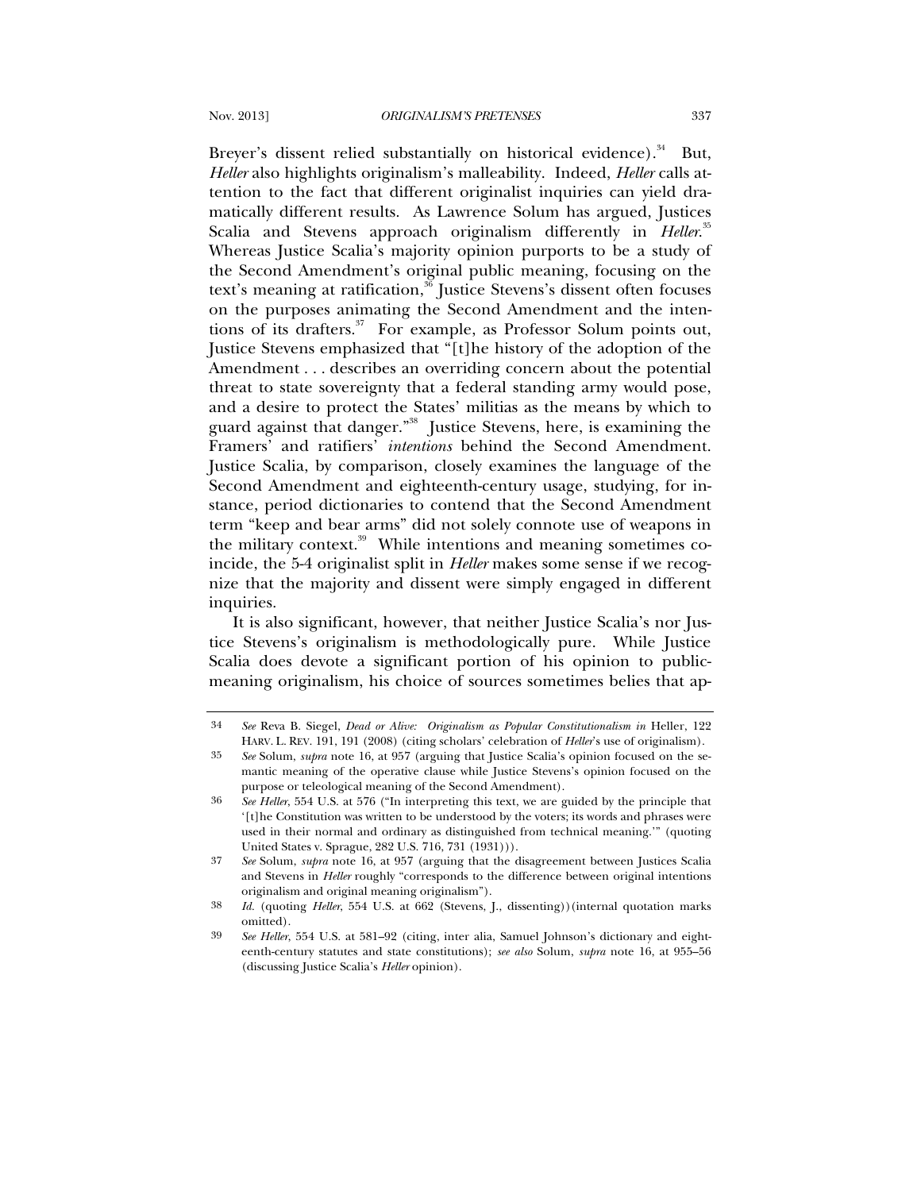Breyer's dissent relied substantially on historical evidence).[34] But, *Heller* also highlights originalism's malleability. Indeed, *Heller* calls attention to the fact that different originalist inquiries can yield dramatically different results. As Lawrence Solum has argued, Justices Scalia and Stevens approach originalism differently in *Heller*.[35] Whereas Justice Scalia's majority opinion purports to be a study of the Second Amendment's original public meaning, focusing on the text's meaning at ratification,[36] Justice Stevens's dissent often focuses on the purposes animating the Second Amendment and the intentions of its drafters.[37] For example, as Professor Solum points out, Justice Stevens emphasized that "[t]he history of the adoption of the Amendment . . . describes an overriding concern about the potential threat to state sovereignty that a federal standing army would pose, and a desire to protect the States' militias as the means by which to guard against that danger."[38] Justice Stevens, here, is examining the Framers' and ratifiers' *intentions* behind the Second Amendment. Justice Scalia, by comparison, closely examines the language of the Second Amendment and eighteenth-century usage, studying, for instance, period dictionaries to contend that the Second Amendment term "keep and bear arms" did not solely connote use of weapons in the military context.[39] While intentions and meaning sometimes coincide, the 5-4 originalist split in *Heller* makes some sense if we recognize that the majority and dissent were simply engaged in different inquiries.

It is also significant, however, that neither Justice Scalia's nor Justice Stevens's originalism is methodologically pure. While Justice Scalia does devote a significant portion of his opinion to public-meaning originalism, his choice of sources sometimes belies that ap-

---

34 *See* Reva B. Siegel, *Dead or Alive: Originalism as Popular Constitutionalism in* Heller, 122 HARV. L. REV. 191, 191 (2008) (citing scholars' celebration of *Heller*'s use of originalism).

35 *See* Solum, *supra* note 16, at 957 (arguing that Justice Scalia's opinion focused on the semantic meaning of the operative clause while Justice Stevens's opinion focused on the purpose or teleological meaning of the Second Amendment).

36 *See Heller*, 554 U.S. at 576 ("In interpreting this text, we are guided by the principle that '[t]he Constitution was written to be understood by the voters; its words and phrases were used in their normal and ordinary as distinguished from technical meaning.'" (quoting United States v. Sprague, 282 U.S. 716, 731 (1931))).

37 *See* Solum, *supra* note 16, at 957 (arguing that the disagreement between Justices Scalia and Stevens in *Heller* roughly "corresponds to the difference between original intentions originalism and original meaning originalism").

38 *Id.* (quoting *Heller*, 554 U.S. at 662 (Stevens, J., dissenting))(internal quotation marks omitted).

39 *See Heller*, 554 U.S. at 581–92 (citing, inter alia, Samuel Johnson's dictionary and eighteenth-century statutes and state constitutions); *see also* Solum, *supra* note 16, at 955–56 (discussing Justice Scalia's *Heller* opinion).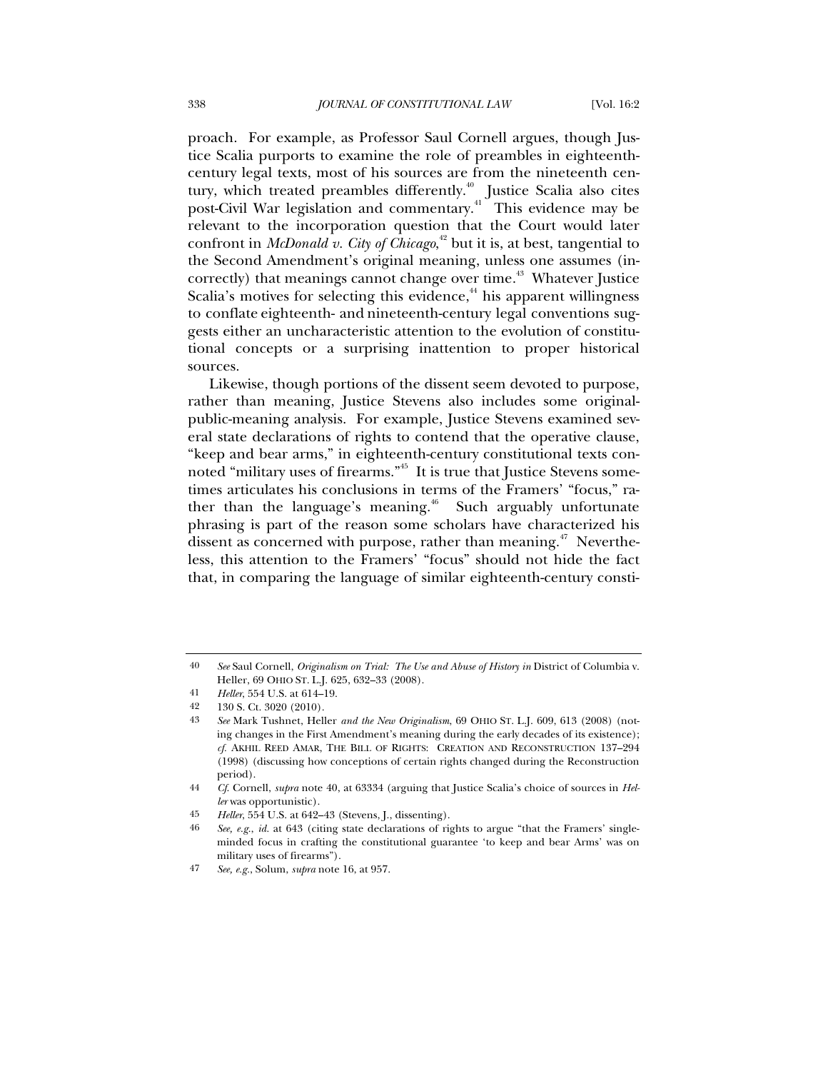proach. For example, as Professor Saul Cornell argues, though Justice Scalia purports to examine the role of preambles in eighteenth-century legal texts, most of his sources are from the nineteenth century, which treated preambles differently.[40] Justice Scalia also cites post-Civil War legislation and commentary.[41] This evidence may be relevant to the incorporation question that the Court would later confront in *McDonald v. City of Chicago*,[42] but it is, at best, tangential to the Second Amendment's original meaning, unless one assumes (incorrectly) that meanings cannot change over time.[43] Whatever Justice Scalia's motives for selecting this evidence,[44] his apparent willingness to conflate eighteenth- and nineteenth-century legal conventions suggests either an uncharacteristic attention to the evolution of constitutional concepts or a surprising inattention to proper historical sources.

Likewise, though portions of the dissent seem devoted to purpose, rather than meaning, Justice Stevens also includes some original-public-meaning analysis. For example, Justice Stevens examined several state declarations of rights to contend that the operative clause, "keep and bear arms," in eighteenth-century constitutional texts connoted "military uses of firearms."[45] It is true that Justice Stevens sometimes articulates his conclusions in terms of the Framers' "focus," rather than the language's meaning.[46] Such arguably unfortunate phrasing is part of the reason some scholars have characterized his dissent as concerned with purpose, rather than meaning.[47] Nevertheless, this attention to the Framers' "focus" should not hide the fact that, in comparing the language of similar eighteenth-century consti-

---

40 *See* Saul Cornell, *Originalism on Trial: The Use and Abuse of History in* District of Columbia v. Heller, 69 OHIO ST. L.J. 625, 632–33 (2008).

41 *Heller*, 554 U.S. at 614–19.

42 130 S. Ct. 3020 (2010).

43 *See* Mark Tushnet, Heller *and the New Originalism*, 69 OHIO ST. L.J. 609, 613 (2008) (noting changes in the First Amendment's meaning during the early decades of its existence); *cf.* AKHIL REED AMAR, THE BILL OF RIGHTS: CREATION AND RECONSTRUCTION 137–294 (1998) (discussing how conceptions of certain rights changed during the Reconstruction period).

44 *Cf.* Cornell, *supra* note 40, at 63334 (arguing that Justice Scalia's choice of sources in *Heller* was opportunistic).

45 *Heller*, 554 U.S. at 642–43 (Stevens, J., dissenting).

46 *See, e.g.*, *id.* at 643 (citing state declarations of rights to argue "that the Framers' single-minded focus in crafting the constitutional guarantee 'to keep and bear Arms' was on military uses of firearms").

47 *See, e.g.*, Solum, *supra* note 16, at 957.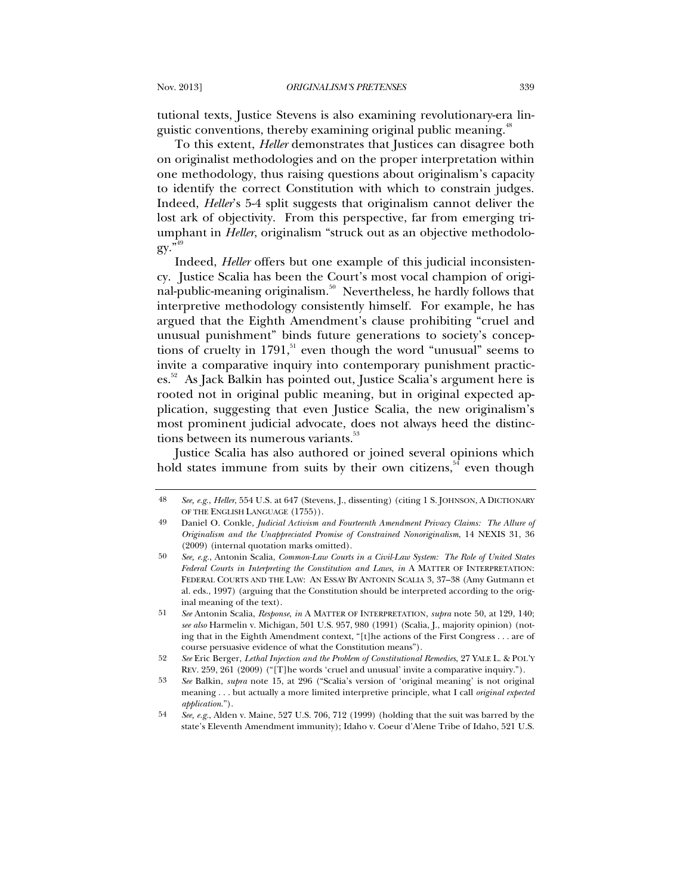tutional texts, Justice Stevens is also examining revolutionary-era linguistic conventions, thereby examining original public meaning.[48]

To this extent, *Heller* demonstrates that Justices can disagree both on originalist methodologies and on the proper interpretation within one methodology, thus raising questions about originalism's capacity to identify the correct Constitution with which to constrain judges. Indeed, *Heller*'s 5-4 split suggests that originalism cannot deliver the lost ark of objectivity. From this perspective, far from emerging triumphant in *Heller*, originalism "struck out as an objective methodology."[49]

Indeed, *Heller* offers but one example of this judicial inconsistency. Justice Scalia has been the Court's most vocal champion of original-public-meaning originalism.[50] Nevertheless, he hardly follows that interpretive methodology consistently himself. For example, he has argued that the Eighth Amendment's clause prohibiting "cruel and unusual punishment" binds future generations to society's conceptions of cruelty in 1791,[51] even though the word "unusual" seems to invite a comparative inquiry into contemporary punishment practices.[52] As Jack Balkin has pointed out, Justice Scalia's argument here is rooted not in original public meaning, but in original expected application, suggesting that even Justice Scalia, the new originalism's most prominent judicial advocate, does not always heed the distinctions between its numerous variants.[53]

Justice Scalia has also authored or joined several opinions which hold states immune from suits by their own citizens,[54] even though

---

48 *See, e.g.*, *Heller*, 554 U.S. at 647 (Stevens, J., dissenting) (citing 1 S. JOHNSON, A DICTIONARY OF THE ENGLISH LANGUAGE (1755)).

49 Daniel O. Conkle, *Judicial Activism and Fourteenth Amendment Privacy Claims: The Allure of Originalism and the Unappreciated Promise of Constrained Nonoriginalism*, 14 NEXIS 31, 36 (2009) (internal quotation marks omitted).

50 *See, e.g.*, Antonin Scalia, *Common-Law Courts in a Civil-Law System: The Role of United States Federal Courts in Interpreting the Constitution and Laws*, *in* A MATTER OF INTERPRETATION: FEDERAL COURTS AND THE LAW: AN ESSAY BY ANTONIN SCALIA 3, 37–38 (Amy Gutmann et al. eds., 1997) (arguing that the Constitution should be interpreted according to the original meaning of the text).

51 *See* Antonin Scalia, *Response*, *in* A MATTER OF INTERPRETATION, *supra* note 50, at 129, 140; *see also* Harmelin v. Michigan, 501 U.S. 957, 980 (1991) (Scalia, J., majority opinion) (noting that in the Eighth Amendment context, "[t]he actions of the First Congress . . . are of course persuasive evidence of what the Constitution means").

52 *See* Eric Berger, *Lethal Injection and the Problem of Constitutional Remedies*, 27 YALE L. & POL'Y REV. 259, 261 (2009) ("[T]he words 'cruel and unusual' invite a comparative inquiry.").

53 *See* Balkin, *supra* note 15, at 296 ("Scalia's version of 'original meaning' is not original meaning . . . but actually a more limited interpretive principle, what I call *original expected application*.").

54 *See, e.g.*, Alden v. Maine, 527 U.S. 706, 712 (1999) (holding that the suit was barred by the state's Eleventh Amendment immunity); Idaho v. Coeur d'Alene Tribe of Idaho, 521 U.S.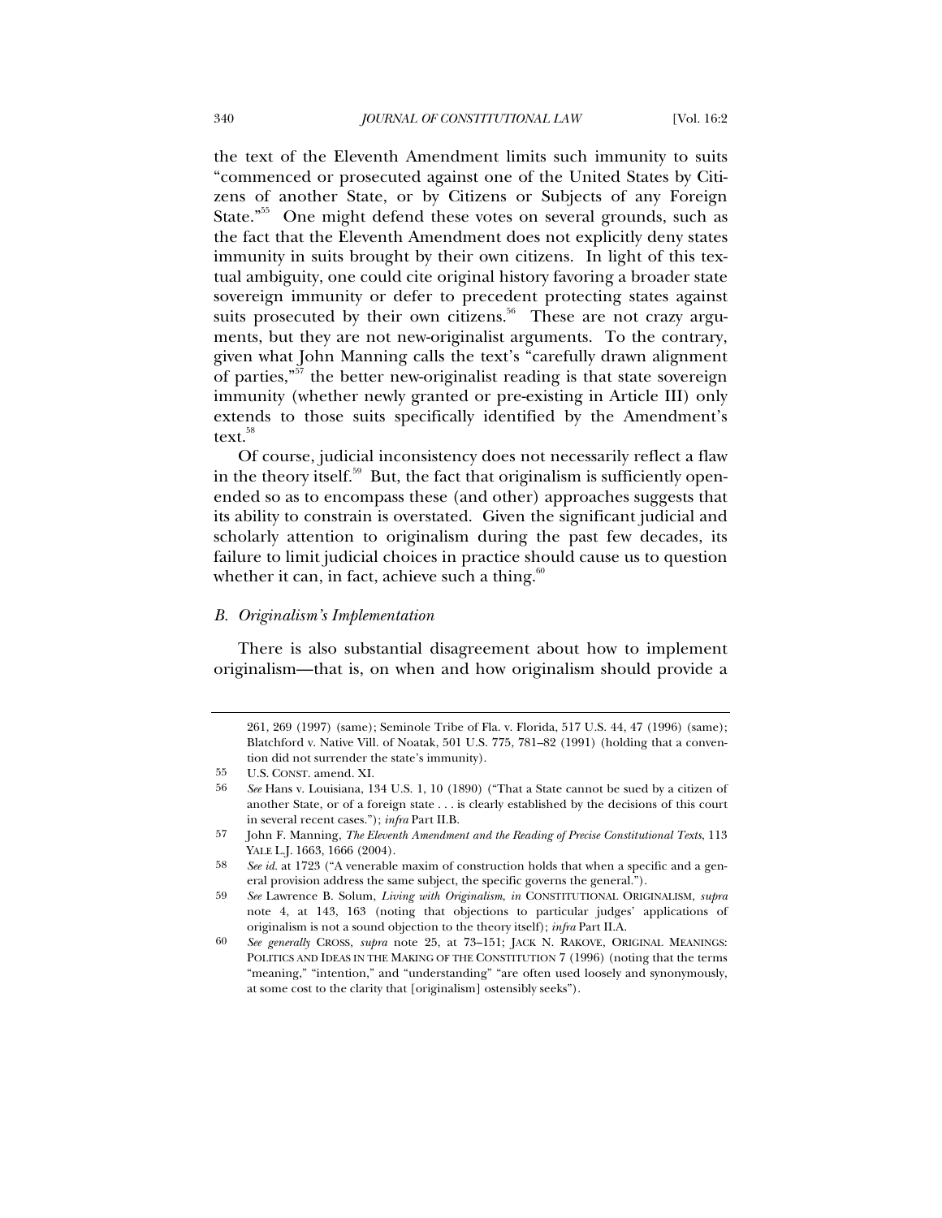the text of the Eleventh Amendment limits such immunity to suits "commenced or prosecuted against one of the United States by Citizens of another State, or by Citizens or Subjects of any Foreign State."[55] One might defend these votes on several grounds, such as the fact that the Eleventh Amendment does not explicitly deny states immunity in suits brought by their own citizens. In light of this textual ambiguity, one could cite original history favoring a broader state sovereign immunity or defer to precedent protecting states against suits prosecuted by their own citizens.[56] These are not crazy arguments, but they are not new-originalist arguments. To the contrary, given what John Manning calls the text's "carefully drawn alignment of parties,"[57] the better new-originalist reading is that state sovereign immunity (whether newly granted or pre-existing in Article III) only extends to those suits specifically identified by the Amendment's text.[58]

Of course, judicial inconsistency does not necessarily reflect a flaw in the theory itself.[59] But, the fact that originalism is sufficiently open-ended so as to encompass these (and other) approaches suggests that its ability to constrain is overstated. Given the significant judicial and scholarly attention to originalism during the past few decades, its failure to limit judicial choices in practice should cause us to question whether it can, in fact, achieve such a thing.[60]

### *B. Originalism's Implementation*

There is also substantial disagreement about how to implement originalism—that is, on when and how originalism should provide a

---

261, 269 (1997) (same); Seminole Tribe of Fla. v. Florida, 517 U.S. 44, 47 (1996) (same); Blatchford v. Native Vill. of Noatak, 501 U.S. 775, 781–82 (1991) (holding that a convention did not surrender the state's immunity).

55 U.S. CONST. amend. XI.

56 *See* Hans v. Louisiana, 134 U.S. 1, 10 (1890) ("That a State cannot be sued by a citizen of another State, or of a foreign state . . . is clearly established by the decisions of this court in several recent cases."); *infra* Part II.B.

57 John F. Manning, *The Eleventh Amendment and the Reading of Precise Constitutional Texts*, 113 YALE L.J. 1663, 1666 (2004).

58 *See id.* at 1723 ("A venerable maxim of construction holds that when a specific and a general provision address the same subject, the specific governs the general.").

59 *See* Lawrence B. Solum, *Living with Originalism*, *in* CONSTITUTIONAL ORIGINALISM, *supra* note 4, at 143, 163 (noting that objections to particular judges' applications of originalism is not a sound objection to the theory itself); *infra* Part II.A.

60 *See generally* CROSS, *supra* note 25, at 73–151; JACK N. RAKOVE, ORIGINAL MEANINGS: POLITICS AND IDEAS IN THE MAKING OF THE CONSTITUTION 7 (1996) (noting that the terms "meaning," "intention," and "understanding" "are often used loosely and synonymously, at some cost to the clarity that [originalism] ostensibly seeks").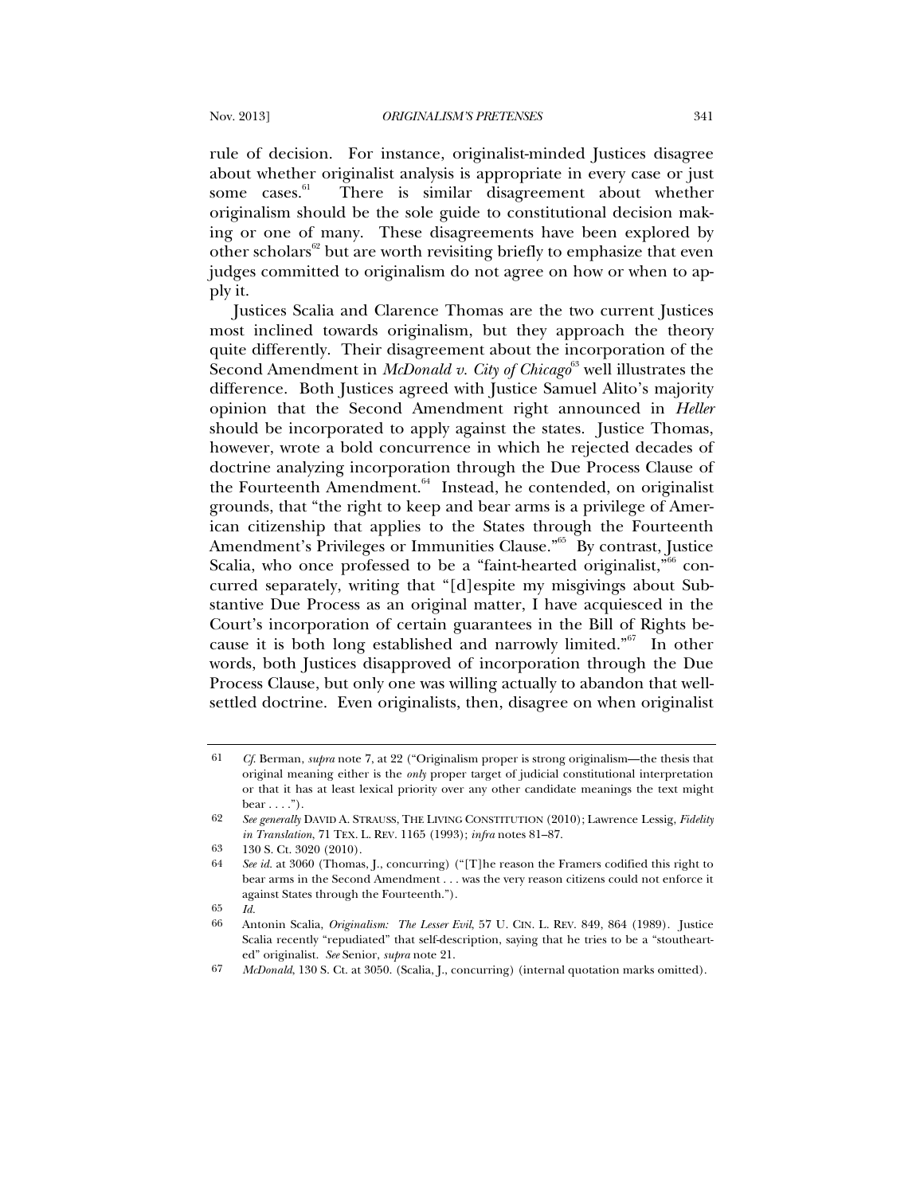rule of decision. For instance, originalist-minded Justices disagree about whether originalist analysis is appropriate in every case or just some cases.[61] There is similar disagreement about whether originalism should be the sole guide to constitutional decision making or one of many. These disagreements have been explored by other scholars[62] but are worth revisiting briefly to emphasize that even judges committed to originalism do not agree on how or when to apply it.

Justices Scalia and Clarence Thomas are the two current Justices most inclined towards originalism, but they approach the theory quite differently. Their disagreement about the incorporation of the Second Amendment in *McDonald v. City of Chicago*[63] well illustrates the difference. Both Justices agreed with Justice Samuel Alito's majority opinion that the Second Amendment right announced in *Heller* should be incorporated to apply against the states. Justice Thomas, however, wrote a bold concurrence in which he rejected decades of doctrine analyzing incorporation through the Due Process Clause of the Fourteenth Amendment.[64] Instead, he contended, on originalist grounds, that "the right to keep and bear arms is a privilege of American citizenship that applies to the States through the Fourteenth Amendment's Privileges or Immunities Clause."[65] By contrast, Justice Scalia, who once professed to be a "faint-hearted originalist,"[66] concurred separately, writing that "[d]espite my misgivings about Substantive Due Process as an original matter, I have acquiesced in the Court's incorporation of certain guarantees in the Bill of Rights because it is both long established and narrowly limited."[67] In other words, both Justices disapproved of incorporation through the Due Process Clause, but only one was willing actually to abandon that well-settled doctrine. Even originalists, then, disagree on when originalist

---

61 *Cf.* Berman, *supra* note 7, at 22 ("Originalism proper is strong originalism—the thesis that original meaning either is the *only* proper target of judicial constitutional interpretation or that it has at least lexical priority over any other candidate meanings the text might bear . . . .").

62 *See generally* DAVID A. STRAUSS, THE LIVING CONSTITUTION (2010); Lawrence Lessig, *Fidelity in Translation*, 71 TEX. L. REV. 1165 (1993); *infra* notes 81–87.

63 130 S. Ct. 3020 (2010).

64 *See id.* at 3060 (Thomas, J., concurring) ("[T]he reason the Framers codified this right to bear arms in the Second Amendment . . . was the very reason citizens could not enforce it against States through the Fourteenth.").

65 *Id.*

66 Antonin Scalia, *Originalism: The Lesser Evil*, 57 U. CIN. L. REV. 849, 864 (1989). Justice Scalia recently "repudiated" that self-description, saying that he tries to be a "stouthearted" originalist. *See* Senior, *supra* note 21.

67 *McDonald*, 130 S. Ct. at 3050. (Scalia, J., concurring) (internal quotation marks omitted).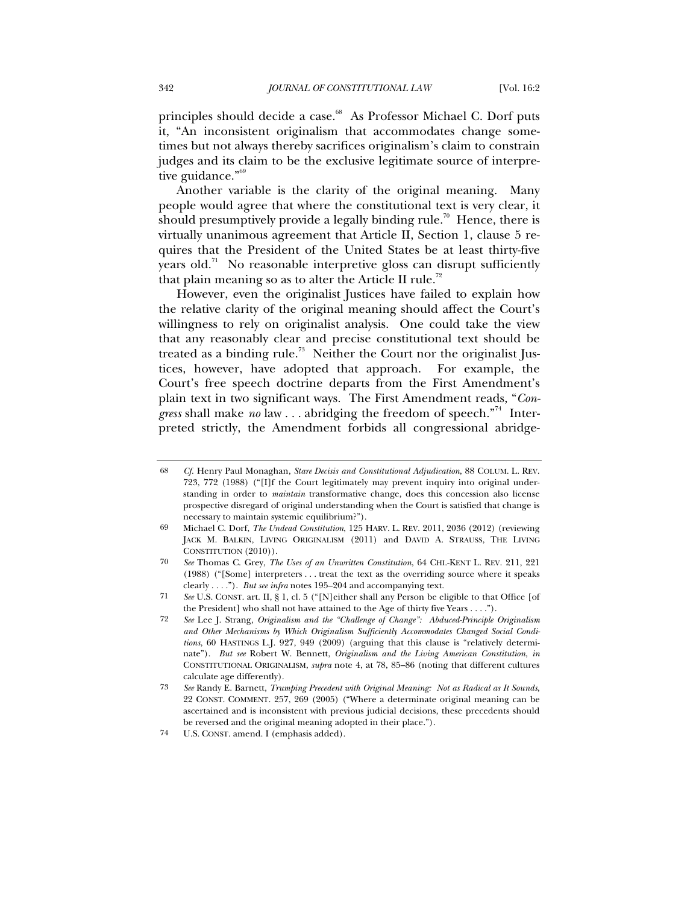principles should decide a case.[68] As Professor Michael C. Dorf puts it, "An inconsistent originalism that accommodates change sometimes but not always thereby sacrifices originalism's claim to constrain judges and its claim to be the exclusive legitimate source of interpretive guidance."[69]

Another variable is the clarity of the original meaning. Many people would agree that where the constitutional text is very clear, it should presumptively provide a legally binding rule.[70] Hence, there is virtually unanimous agreement that Article II, Section 1, clause 5 requires that the President of the United States be at least thirty-five years old.[71] No reasonable interpretive gloss can disrupt sufficiently that plain meaning so as to alter the Article II rule.[72]

However, even the originalist Justices have failed to explain how the relative clarity of the original meaning should affect the Court's willingness to rely on originalist analysis. One could take the view that any reasonably clear and precise constitutional text should be treated as a binding rule.[73] Neither the Court nor the originalist Justices, however, have adopted that approach. For example, the Court's free speech doctrine departs from the First Amendment's plain text in two significant ways. The First Amendment reads, "*Congress* shall make *no* law . . . abridging the freedom of speech."[74] Interpreted strictly, the Amendment forbids all congressional abridge-

---

68 *Cf.* Henry Paul Monaghan, *Stare Decisis and Constitutional Adjudication*, 88 COLUM. L. REV. 723, 772 (1988) ("[I]f the Court legitimately may prevent inquiry into original understanding in order to *maintain* transformative change, does this concession also license prospective disregard of original understanding when the Court is satisfied that change is necessary to maintain systemic equilibrium?").

69 Michael C. Dorf, *The Undead Constitution*, 125 HARV. L. REV. 2011, 2036 (2012) (reviewing JACK M. BALKIN, LIVING ORIGINALISM (2011) and DAVID A. STRAUSS, THE LIVING CONSTITUTION (2010)).

70 *See* Thomas C. Grey, *The Uses of an Unwritten Constitution*, 64 CHI.-KENT L. REV. 211, 221 (1988) ("[Some] interpreters . . . treat the text as the overriding source where it speaks clearly . . . ."). *But see infra* notes 195–204 and accompanying text.

71 *See* U.S. CONST. art. II, § 1, cl. 5 ("[N]either shall any Person be eligible to that Office [of the President] who shall not have attained to the Age of thirty five Years . . . .").

72 *See* Lee J. Strang, *Originalism and the "Challenge of Change": Abduced-Principle Originalism and Other Mechanisms by Which Originalism Sufficiently Accommodates Changed Social Conditions*, 60 HASTINGS L.J. 927, 949 (2009) (arguing that this clause is "relatively determinate"). *But see* Robert W. Bennett, *Originalism and the Living American Constitution*, *in* CONSTITUTIONAL ORIGINALISM, *supra* note 4, at 78, 85–86 (noting that different cultures calculate age differently).

73 *See* Randy E. Barnett, *Trumping Precedent with Original Meaning: Not as Radical as It Sounds*, 22 CONST. COMMENT. 257, 269 (2005) ("Where a determinate original meaning can be ascertained and is inconsistent with previous judicial decisions, these precedents should be reversed and the original meaning adopted in their place.").

74 U.S. CONST. amend. I (emphasis added).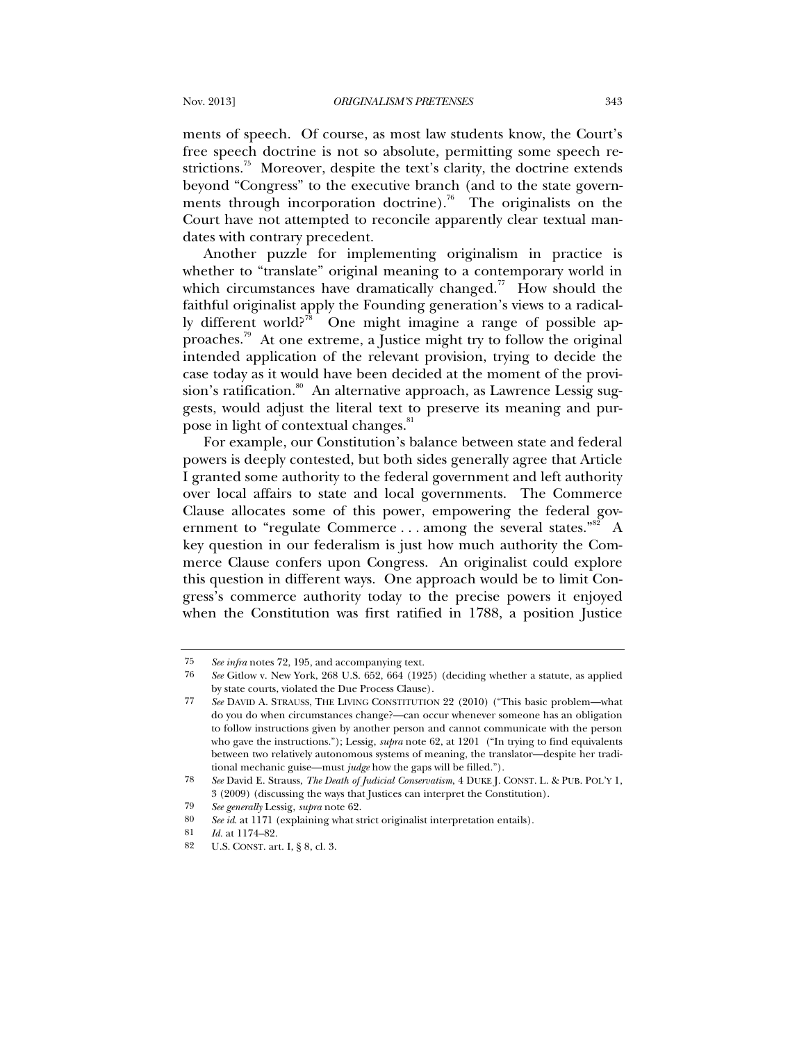ments of speech. Of course, as most law students know, the Court's free speech doctrine is not so absolute, permitting some speech restrictions.[75] Moreover, despite the text's clarity, the doctrine extends beyond "Congress" to the executive branch (and to the state governments through incorporation doctrine).[76] The originalists on the Court have not attempted to reconcile apparently clear textual mandates with contrary precedent.

Another puzzle for implementing originalism in practice is whether to "translate" original meaning to a contemporary world in which circumstances have dramatically changed.[77] How should the faithful originalist apply the Founding generation's views to a radically different world?[78] One might imagine a range of possible approaches.[79] At one extreme, a Justice might try to follow the original intended application of the relevant provision, trying to decide the case today as it would have been decided at the moment of the provision's ratification.[80] An alternative approach, as Lawrence Lessig suggests, would adjust the literal text to preserve its meaning and purpose in light of contextual changes.[81]

For example, our Constitution's balance between state and federal powers is deeply contested, but both sides generally agree that Article I granted some authority to the federal government and left authority over local affairs to state and local governments. The Commerce Clause allocates some of this power, empowering the federal government to "regulate Commerce . . . among the several states."[82] A key question in our federalism is just how much authority the Commerce Clause confers upon Congress. An originalist could explore this question in different ways. One approach would be to limit Congress's commerce authority today to the precise powers it enjoyed when the Constitution was first ratified in 1788, a position Justice

---

75 *See infra* notes 72, 195, and accompanying text.

76 *See* Gitlow v. New York, 268 U.S. 652, 664 (1925) (deciding whether a statute, as applied by state courts, violated the Due Process Clause).

77 *See* DAVID A. STRAUSS, THE LIVING CONSTITUTION 22 (2010) ("This basic problem—what do you do when circumstances change?—can occur whenever someone has an obligation to follow instructions given by another person and cannot communicate with the person who gave the instructions."); Lessig, *supra* note 62, at 1201 ("In trying to find equivalents between two relatively autonomous systems of meaning, the translator—despite her traditional mechanic guise—must *judge* how the gaps will be filled.").

78 *See* David E. Strauss, *The Death of Judicial Conservatism*, 4 DUKE J. CONST. L. & PUB. POL'Y 1, 3 (2009) (discussing the ways that Justices can interpret the Constitution).

79 *See generally* Lessig, *supra* note 62.

80 *See id.* at 1171 (explaining what strict originalist interpretation entails).

81 *Id.* at 1174–82.

82 U.S. CONST. art. I, § 8, cl. 3.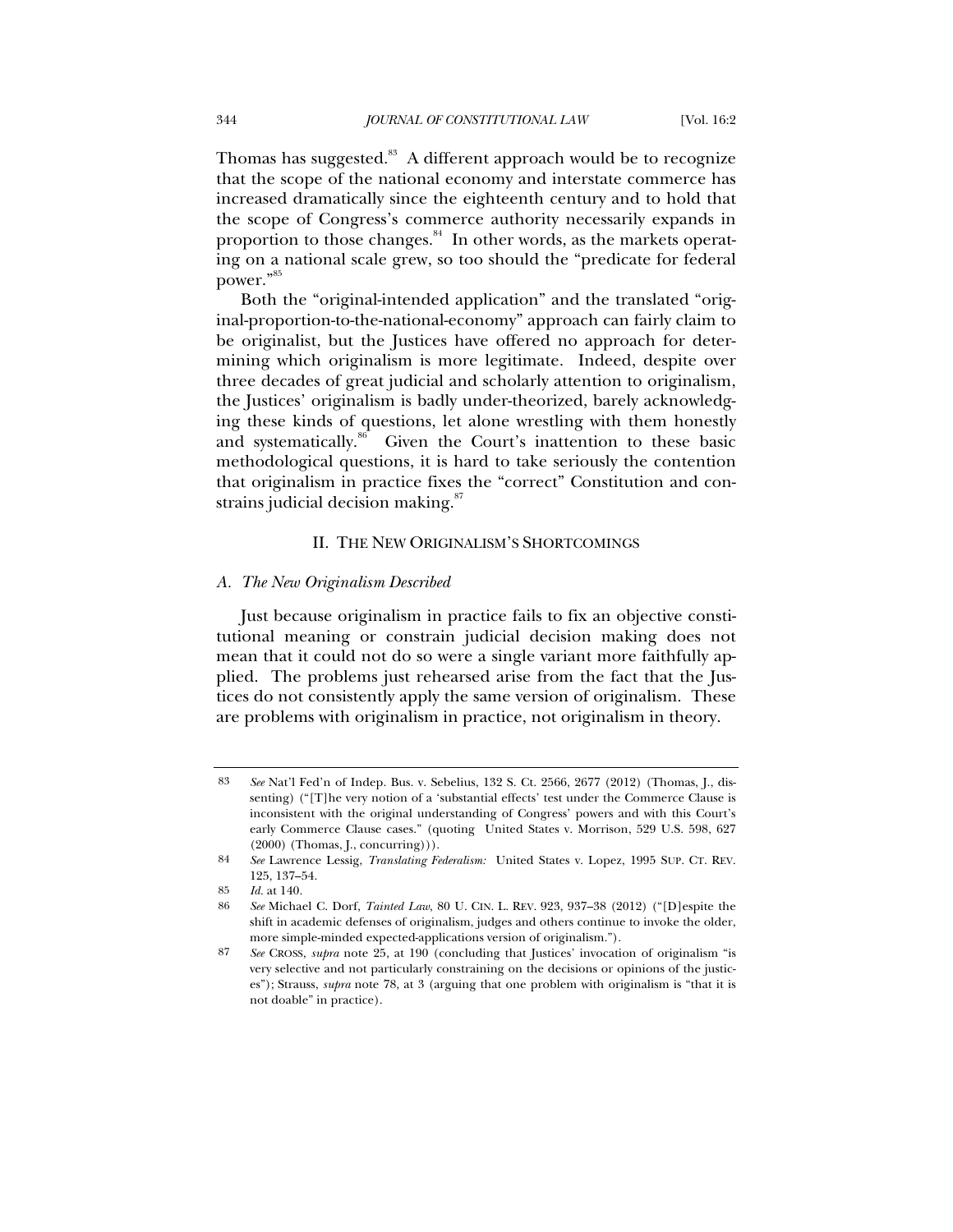Thomas has suggested.[83] A different approach would be to recognize that the scope of the national economy and interstate commerce has increased dramatically since the eighteenth century and to hold that the scope of Congress's commerce authority necessarily expands in proportion to those changes.[84] In other words, as the markets operating on a national scale grew, so too should the "predicate for federal power."[85]

Both the "original-intended application" and the translated "original-proportion-to-the-national-economy" approach can fairly claim to be originalist, but the Justices have offered no approach for determining which originalism is more legitimate. Indeed, despite over three decades of great judicial and scholarly attention to originalism, the Justices' originalism is badly under-theorized, barely acknowledging these kinds of questions, let alone wrestling with them honestly and systematically.[86] Given the Court's inattention to these basic methodological questions, it is hard to take seriously the contention that originalism in practice fixes the "correct" Constitution and constrains judicial decision making.[87]

## II. THE NEW ORIGINALISM'S SHORTCOMINGS

### *A. The New Originalism Described*

Just because originalism in practice fails to fix an objective constitutional meaning or constrain judicial decision making does not mean that it could not do so were a single variant more faithfully applied. The problems just rehearsed arise from the fact that the Justices do not consistently apply the same version of originalism. These are problems with originalism in practice, not originalism in theory.

---

83 *See* Nat'l Fed'n of Indep. Bus. v. Sebelius, 132 S. Ct. 2566, 2677 (2012) (Thomas, J., dissenting) ("[T]he very notion of a 'substantial effects' test under the Commerce Clause is inconsistent with the original understanding of Congress' powers and with this Court's early Commerce Clause cases." (quoting United States v. Morrison, 529 U.S. 598, 627 (2000) (Thomas, J., concurring))).

84 *See* Lawrence Lessig, *Translating Federalism:* United States v. Lopez, 1995 SUP. CT. REV. 125, 137–54.

85 *Id.* at 140.

86 *See* Michael C. Dorf, *Tainted Law*, 80 U. CIN. L. REV. 923, 937–38 (2012) ("[D]espite the shift in academic defenses of originalism, judges and others continue to invoke the older, more simple-minded expected-applications version of originalism.").

87 *See* CROSS, *supra* note 25, at 190 (concluding that Justices' invocation of originalism "is very selective and not particularly constraining on the decisions or opinions of the justices"); Strauss, *supra* note 78, at 3 (arguing that one problem with originalism is "that it is not doable" in practice).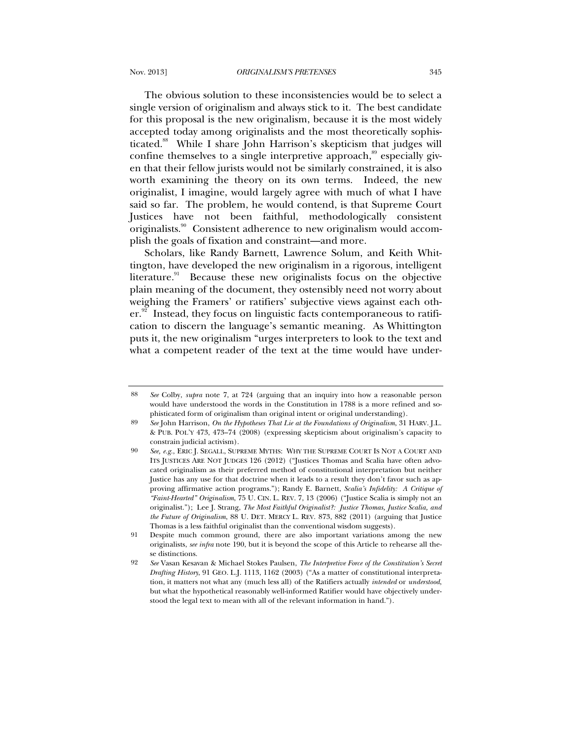The obvious solution to these inconsistencies would be to select a single version of originalism and always stick to it. The best candidate for this proposal is the new originalism, because it is the most widely accepted today among originalists and the most theoretically sophisticated.[88] While I share John Harrison's skepticism that judges will confine themselves to a single interpretive approach,[89] especially given that their fellow jurists would not be similarly constrained, it is also worth examining the theory on its own terms. Indeed, the new originalist, I imagine, would largely agree with much of what I have said so far. The problem, he would contend, is that Supreme Court Justices have not been faithful, methodologically consistent originalists.[90] Consistent adherence to new originalism would accomplish the goals of fixation and constraint—and more.

Scholars, like Randy Barnett, Lawrence Solum, and Keith Whittington, have developed the new originalism in a rigorous, intelligent literature.[91] Because these new originalists focus on the objective plain meaning of the document, they ostensibly need not worry about weighing the Framers' or ratifiers' subjective views against each other.[92] Instead, they focus on linguistic facts contemporaneous to ratification to discern the language's semantic meaning. As Whittington puts it, the new originalism "urges interpreters to look to the text and what a competent reader of the text at the time would have under-

---

88 *See* Colby, *supra* note 7, at 724 (arguing that an inquiry into how a reasonable person would have understood the words in the Constitution in 1788 is a more refined and sophisticated form of originalism than original intent or original understanding).

89 *See* John Harrison, *On the Hypotheses That Lie at the Foundations of Originalism*, 31 HARV. J.L. & PUB. POL'Y 473, 473–74 (2008) (expressing skepticism about originalism's capacity to constrain judicial activism).

90 *See, e.g.*, ERIC J. SEGALL, SUPREME MYTHS: WHY THE SUPREME COURT IS NOT A COURT AND ITS JUSTICES ARE NOT JUDGES 126 (2012) ("Justices Thomas and Scalia have often advocated originalism as their preferred method of constitutional interpretation but neither Justice has any use for that doctrine when it leads to a result they don't favor such as approving affirmative action programs."); Randy E. Barnett, *Scalia's Infidelity: A Critique of "Faint-Hearted" Originalism*, 75 U. CIN. L. REV. 7, 13 (2006) ("Justice Scalia is simply not an originalist."); Lee J. Strang, *The Most Faithful Originalist?: Justice Thomas, Justice Scalia, and the Future of Originalism*, 88 U. DET. MERCY L. REV. 873, 882 (2011) (arguing that Justice Thomas is a less faithful originalist than the conventional wisdom suggests).

91 Despite much common ground, there are also important variations among the new originalists, *see infra* note 190, but it is beyond the scope of this Article to rehearse all these distinctions.

92 *See* Vasan Kesavan & Michael Stokes Paulsen, *The Interpretive Force of the Constitution's Secret Drafting History*, 91 GEO. L.J. 1113, 1162 (2003) ("As a matter of constitutional interpretation, it matters not what any (much less all) of the Ratifiers actually *intended* or *understood*, but what the hypothetical reasonably well-informed Ratifier would have objectively understood the legal text to mean with all of the relevant information in hand.").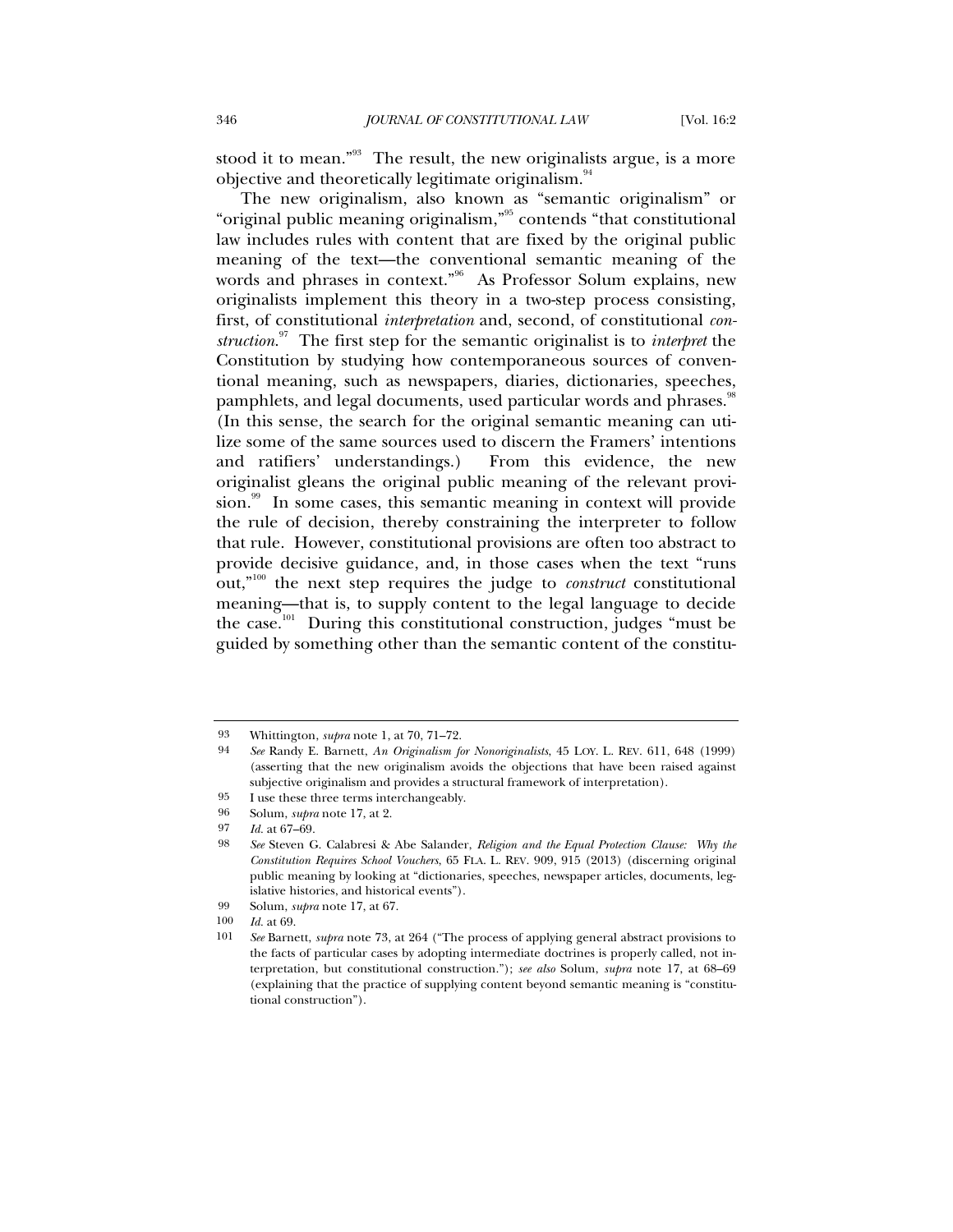stood it to mean."[93] The result, the new originalists argue, is a more objective and theoretically legitimate originalism.[94]

The new originalism, also known as "semantic originalism" or "original public meaning originalism,"[95] contends "that constitutional law includes rules with content that are fixed by the original public meaning of the text—the conventional semantic meaning of the words and phrases in context."[96] As Professor Solum explains, new originalists implement this theory in a two-step process consisting, first, of constitutional *interpretation* and, second, of constitutional *construction*.[97] The first step for the semantic originalist is to *interpret* the Constitution by studying how contemporaneous sources of conventional meaning, such as newspapers, diaries, dictionaries, speeches, pamphlets, and legal documents, used particular words and phrases.[98] (In this sense, the search for the original semantic meaning can utilize some of the same sources used to discern the Framers' intentions and ratifiers' understandings.) From this evidence, the new originalist gleans the original public meaning of the relevant provision.[99] In some cases, this semantic meaning in context will provide the rule of decision, thereby constraining the interpreter to follow that rule. However, constitutional provisions are often too abstract to provide decisive guidance, and, in those cases when the text "runs out,"[100] the next step requires the judge to *construct* constitutional meaning—that is, to supply content to the legal language to decide the case.[101] During this constitutional construction, judges "must be guided by something other than the semantic content of the constitu-

---

93 Whittington, *supra* note 1, at 70, 71–72.

94 *See* Randy E. Barnett, *An Originalism for Nonoriginalists*, 45 LOY. L. REV. 611, 648 (1999) (asserting that the new originalism avoids the objections that have been raised against subjective originalism and provides a structural framework of interpretation).

95 I use these three terms interchangeably.

96 Solum, *supra* note 17, at 2.

97 *Id.* at 67–69.

98 *See* Steven G. Calabresi & Abe Salander, *Religion and the Equal Protection Clause: Why the Constitution Requires School Vouchers*, 65 FLA. L. REV. 909, 915 (2013) (discerning original public meaning by looking at "dictionaries, speeches, newspaper articles, documents, legislative histories, and historical events").

99 Solum, *supra* note 17, at 67.

100 *Id.* at 69.

101 *See* Barnett, *supra* note 73, at 264 ("The process of applying general abstract provisions to the facts of particular cases by adopting intermediate doctrines is properly called, not interpretation, but constitutional construction."); *see also* Solum, *supra* note 17, at 68–69 (explaining that the practice of supplying content beyond semantic meaning is "constitutional construction").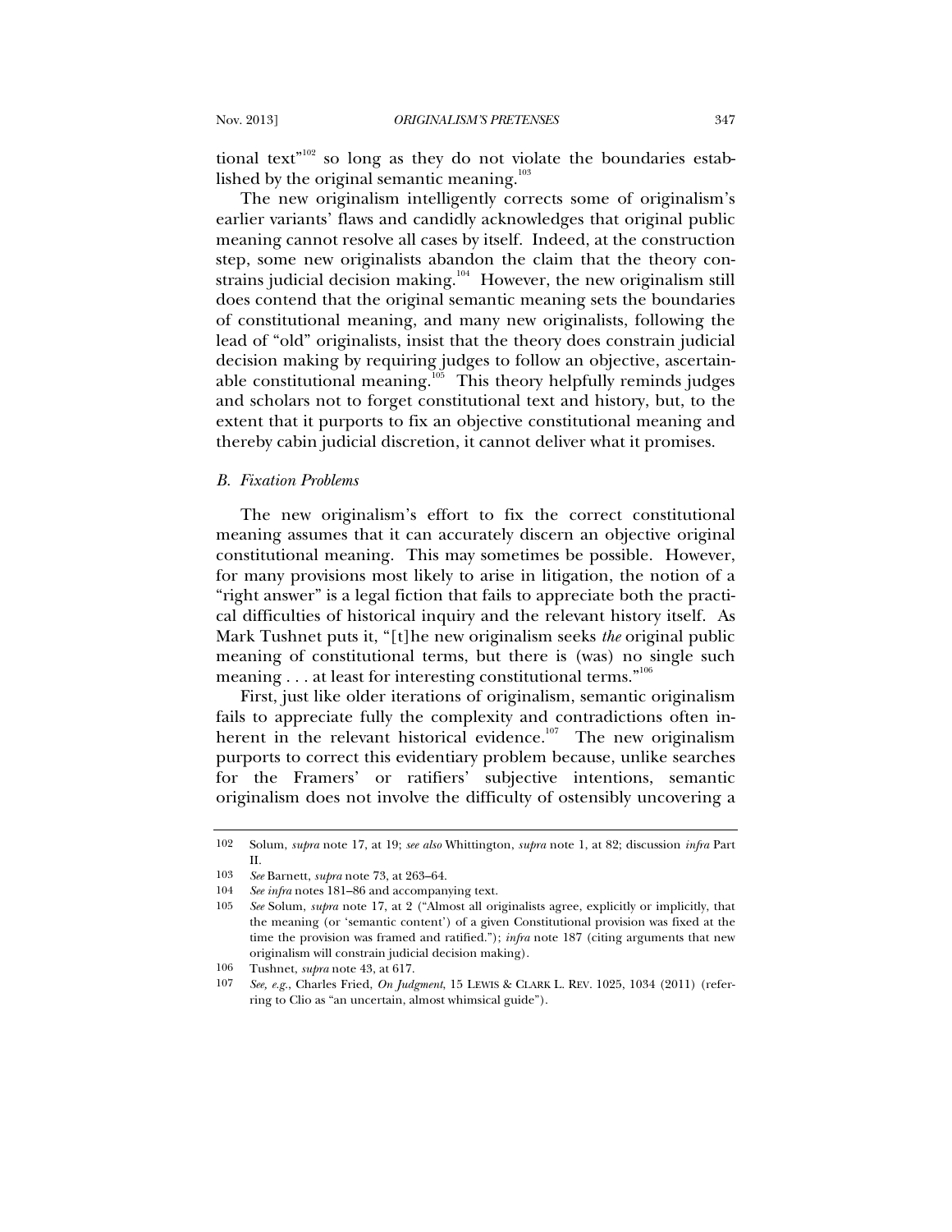tional text"[102] so long as they do not violate the boundaries established by the original semantic meaning.[103]

The new originalism intelligently corrects some of originalism's earlier variants' flaws and candidly acknowledges that original public meaning cannot resolve all cases by itself. Indeed, at the construction step, some new originalists abandon the claim that the theory constrains judicial decision making.[104] However, the new originalism still does contend that the original semantic meaning sets the boundaries of constitutional meaning, and many new originalists, following the lead of "old" originalists, insist that the theory does constrain judicial decision making by requiring judges to follow an objective, ascertainable constitutional meaning.[105] This theory helpfully reminds judges and scholars not to forget constitutional text and history, but, to the extent that it purports to fix an objective constitutional meaning and thereby cabin judicial discretion, it cannot deliver what it promises.

### *B. Fixation Problems*

The new originalism's effort to fix the correct constitutional meaning assumes that it can accurately discern an objective original constitutional meaning. This may sometimes be possible. However, for many provisions most likely to arise in litigation, the notion of a "right answer" is a legal fiction that fails to appreciate both the practical difficulties of historical inquiry and the relevant history itself. As Mark Tushnet puts it, "[t]he new originalism seeks *the* original public meaning of constitutional terms, but there is (was) no single such meaning . . . at least for interesting constitutional terms."[106]

First, just like older iterations of originalism, semantic originalism fails to appreciate fully the complexity and contradictions often inherent in the relevant historical evidence.[107] The new originalism purports to correct this evidentiary problem because, unlike searches for the Framers' or ratifiers' subjective intentions, semantic originalism does not involve the difficulty of ostensibly uncovering a

---

102 Solum, *supra* note 17, at 19; *see also* Whittington, *supra* note 1, at 82; discussion *infra* Part II.

103 *See* Barnett, *supra* note 73, at 263–64.

104 *See infra* notes 181–86 and accompanying text.

105 *See* Solum, *supra* note 17, at 2 ("Almost all originalists agree, explicitly or implicitly, that the meaning (or 'semantic content') of a given Constitutional provision was fixed at the time the provision was framed and ratified."); *infra* note 187 (citing arguments that new originalism will constrain judicial decision making).

106 Tushnet, *supra* note 43, at 617.

107 *See, e.g.*, Charles Fried, *On Judgment*, 15 LEWIS & CLARK L. REV. 1025, 1034 (2011) (referring to Clio as "an uncertain, almost whimsical guide").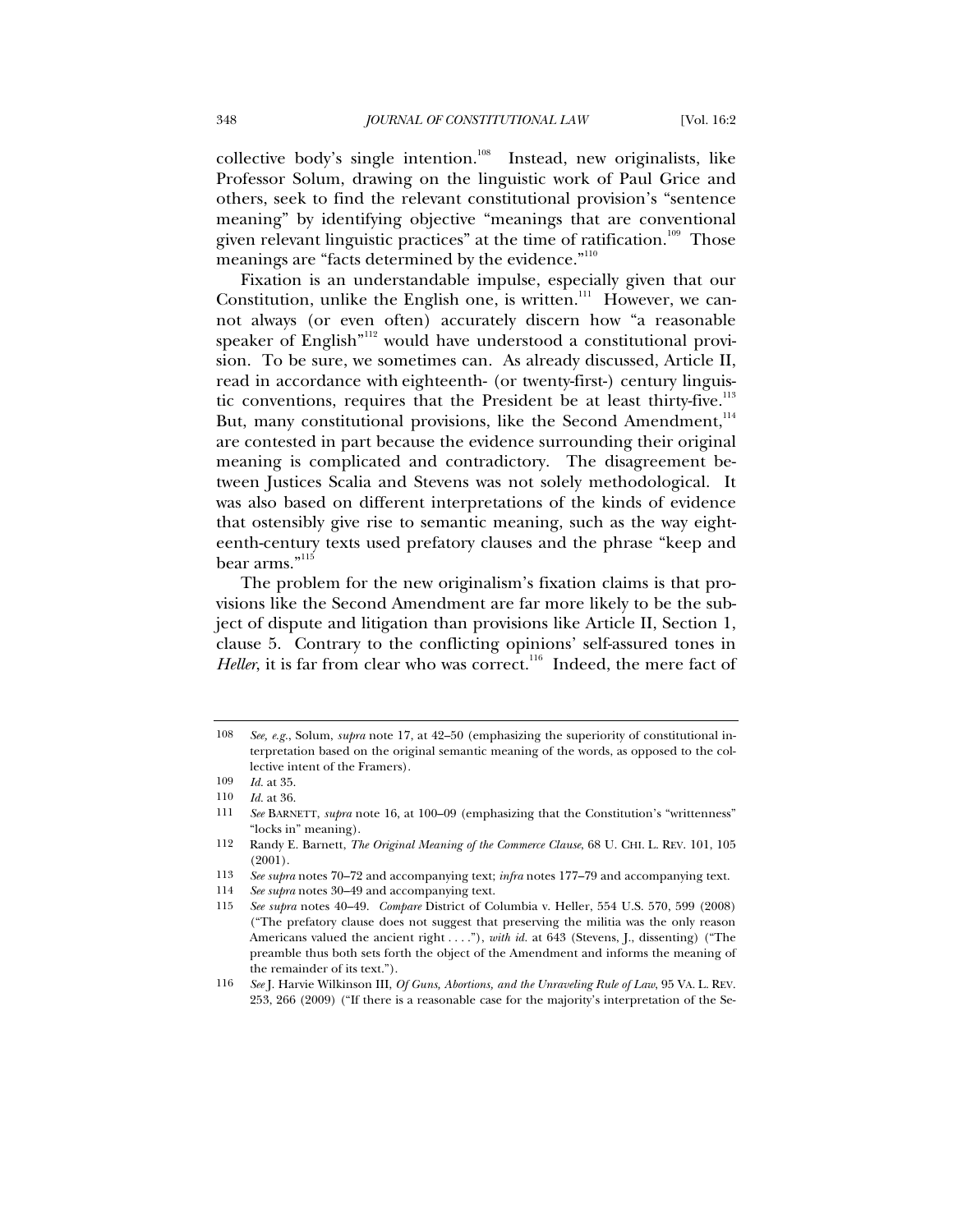collective body's single intention.[108] Instead, new originalists, like Professor Solum, drawing on the linguistic work of Paul Grice and others, seek to find the relevant constitutional provision's "sentence meaning" by identifying objective "meanings that are conventional given relevant linguistic practices" at the time of ratification.[109] Those meanings are "facts determined by the evidence."[110]

Fixation is an understandable impulse, especially given that our Constitution, unlike the English one, is written.[111] However, we cannot always (or even often) accurately discern how "a reasonable speaker of English"[112] would have understood a constitutional provision. To be sure, we sometimes can. As already discussed, Article II, read in accordance with eighteenth- (or twenty-first-) century linguistic conventions, requires that the President be at least thirty-five.[113] But, many constitutional provisions, like the Second Amendment,[114] are contested in part because the evidence surrounding their original meaning is complicated and contradictory. The disagreement between Justices Scalia and Stevens was not solely methodological. It was also based on different interpretations of the kinds of evidence that ostensibly give rise to semantic meaning, such as the way eighteenth-century texts used prefatory clauses and the phrase "keep and bear arms."[115]

The problem for the new originalism's fixation claims is that provisions like the Second Amendment are far more likely to be the subject of dispute and litigation than provisions like Article II, Section 1, clause 5. Contrary to the conflicting opinions' self-assured tones in *Heller*, it is far from clear who was correct.[116] Indeed, the mere fact of

---

108 *See, e.g.*, Solum, *supra* note 17, at 42–50 (emphasizing the superiority of constitutional interpretation based on the original semantic meaning of the words, as opposed to the collective intent of the Framers).

109 *Id.* at 35.

110 *Id.* at 36.

111 *See* BARNETT, *supra* note 16, at 100–09 (emphasizing that the Constitution's "writtenness" "locks in" meaning).

112 Randy E. Barnett, *The Original Meaning of the Commerce Clause*, 68 U. CHI. L. REV. 101, 105 (2001).

113 *See supra* notes 70–72 and accompanying text; *infra* notes 177–79 and accompanying text.

114 *See supra* notes 30–49 and accompanying text.

115 *See supra* notes 40–49. *Compare* District of Columbia v. Heller, 554 U.S. 570, 599 (2008) ("The prefatory clause does not suggest that preserving the militia was the only reason Americans valued the ancient right . . . ."), *with id.* at 643 (Stevens, J., dissenting) ("The preamble thus both sets forth the object of the Amendment and informs the meaning of the remainder of its text.").

116 *See* J. Harvie Wilkinson III, *Of Guns, Abortions, and the Unraveling Rule of Law*, 95 VA. L. REV. 253, 266 (2009) ("If there is a reasonable case for the majority's interpretation of the Se-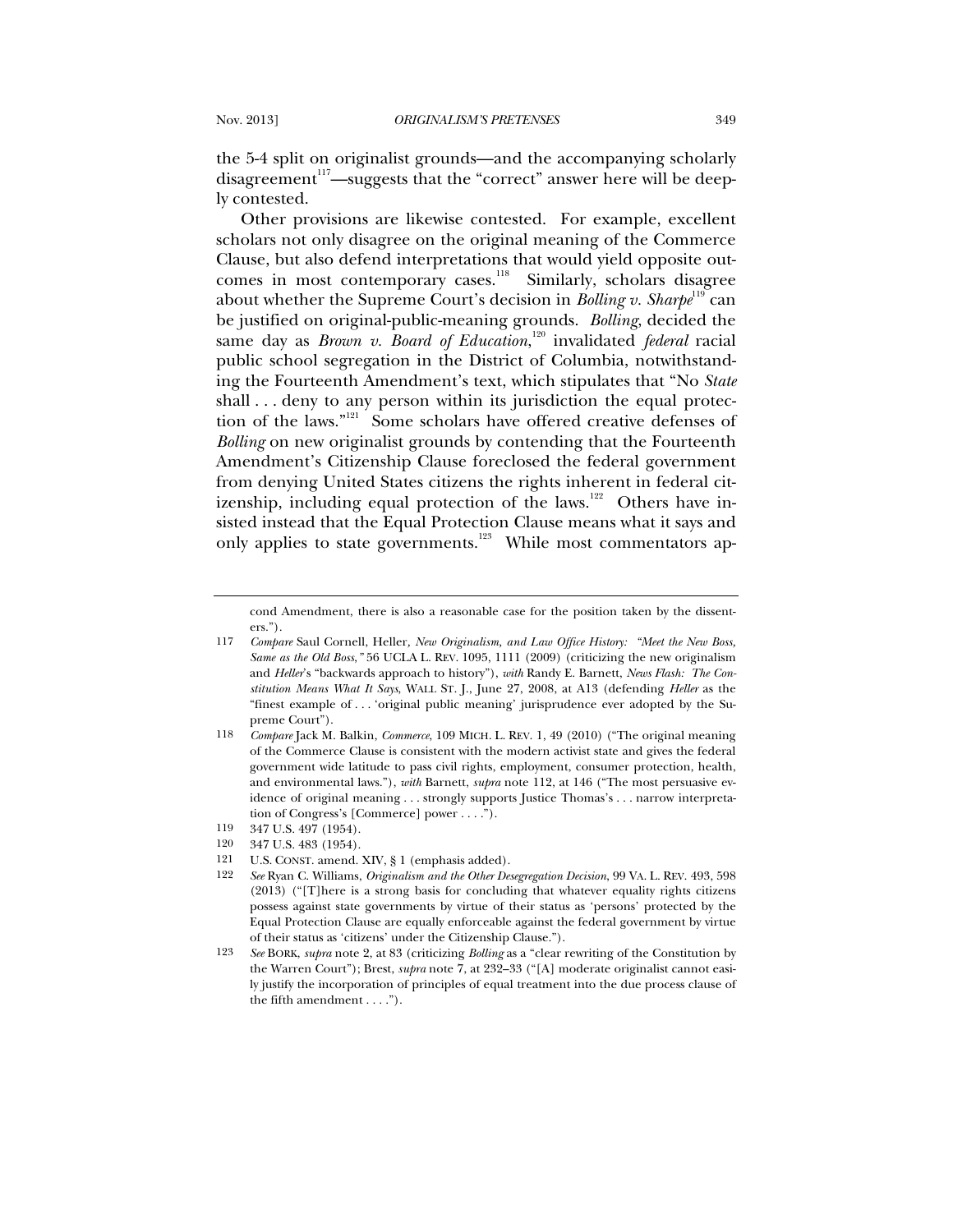the 5-4 split on originalist grounds—and the accompanying scholarly disagreement[117]—suggests that the "correct" answer here will be deeply contested.

Other provisions are likewise contested. For example, excellent scholars not only disagree on the original meaning of the Commerce Clause, but also defend interpretations that would yield opposite outcomes in most contemporary cases.[118] Similarly, scholars disagree about whether the Supreme Court's decision in *Bolling v. Sharpe*[119] can be justified on original-public-meaning grounds. *Bolling*, decided the same day as *Brown v. Board of Education*,[120] invalidated *federal* racial public school segregation in the District of Columbia, notwithstanding the Fourteenth Amendment's text, which stipulates that "No *State* shall . . . deny to any person within its jurisdiction the equal protection of the laws."[121] Some scholars have offered creative defenses of *Bolling* on new originalist grounds by contending that the Fourteenth Amendment's Citizenship Clause foreclosed the federal government from denying United States citizens the rights inherent in federal citizenship, including equal protection of the laws.[122] Others have insisted instead that the Equal Protection Clause means what it says and only applies to state governments.[123] While most commentators ap-

---

cond Amendment, there is also a reasonable case for the position taken by the dissenters.").

117 *Compare* Saul Cornell, Heller*, New Originalism, and Law Office History: "Meet the New Boss, Same as the Old Boss*,*"* 56 UCLA L. REV. 1095, 1111 (2009) (criticizing the new originalism and *Heller*'s "backwards approach to history"), *with* Randy E. Barnett, *News Flash: The Constitution Means What It Says*, WALL ST. J., June 27, 2008, at A13 (defending *Heller* as the "finest example of . . . 'original public meaning' jurisprudence ever adopted by the Supreme Court").

118 *Compare* Jack M. Balkin, *Commerce*, 109 MICH. L. REV. 1, 49 (2010) ("The original meaning of the Commerce Clause is consistent with the modern activist state and gives the federal government wide latitude to pass civil rights, employment, consumer protection, health, and environmental laws."), *with* Barnett, *supra* note 112, at 146 ("The most persuasive evidence of original meaning . . . strongly supports Justice Thomas's . . . narrow interpretation of Congress's [Commerce] power . . . .").

119 347 U.S. 497 (1954).

120 347 U.S. 483 (1954).

121 U.S. CONST. amend. XIV, § 1 (emphasis added).

122 *See* Ryan C. Williams, *Originalism and the Other Desegregation Decision*, 99 VA. L. REV. 493, 598 (2013) ("[T]here is a strong basis for concluding that whatever equality rights citizens possess against state governments by virtue of their status as 'persons' protected by the Equal Protection Clause are equally enforceable against the federal government by virtue of their status as 'citizens' under the Citizenship Clause.").

123 *See* BORK, *supra* note 2, at 83 (criticizing *Bolling* as a "clear rewriting of the Constitution by the Warren Court"); Brest, *supra* note 7, at 232–33 ("[A] moderate originalist cannot easily justify the incorporation of principles of equal treatment into the due process clause of the fifth amendment . . . .").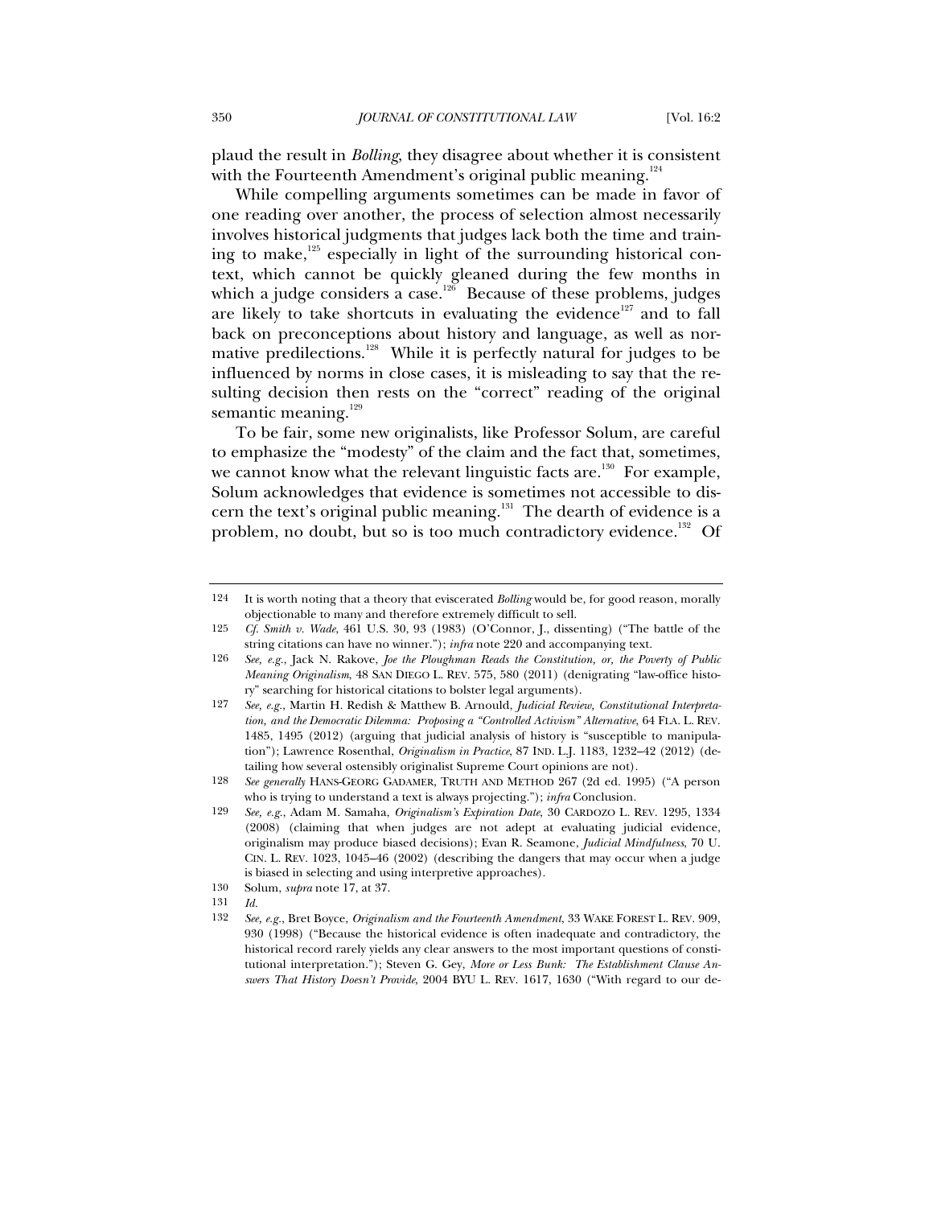plaud the result in *Bolling*, they disagree about whether it is consistent with the Fourteenth Amendment's original public meaning.[124]

While compelling arguments sometimes can be made in favor of one reading over another, the process of selection almost necessarily involves historical judgments that judges lack both the time and training to make,[125] especially in light of the surrounding historical context, which cannot be quickly gleaned during the few months in which a judge considers a case.[126] Because of these problems, judges are likely to take shortcuts in evaluating the evidence[127] and to fall back on preconceptions about history and language, as well as normative predilections.[128] While it is perfectly natural for judges to be influenced by norms in close cases, it is misleading to say that the resulting decision then rests on the "correct" reading of the original semantic meaning.[129]

To be fair, some new originalists, like Professor Solum, are careful to emphasize the "modesty" of the claim and the fact that, sometimes, we cannot know what the relevant linguistic facts are.[130] For example, Solum acknowledges that evidence is sometimes not accessible to discern the text's original public meaning.[131] The dearth of evidence is a problem, no doubt, but so is too much contradictory evidence.[132] Of

---

124 It is worth noting that a theory that eviscerated *Bolling* would be, for good reason, morally objectionable to many and therefore extremely difficult to sell.

125 *Cf. Smith v. Wade*, 461 U.S. 30, 93 (1983) (O'Connor, J., dissenting) ("The battle of the string citations can have no winner."); *infra* note 220 and accompanying text.

126 *See, e.g.*, Jack N. Rakove, *Joe the Ploughman Reads the Constitution, or, the Poverty of Public Meaning Originalism*, 48 SAN DIEGO L. REV. 575, 580 (2011) (denigrating "law-office history" searching for historical citations to bolster legal arguments).

127 *See, e.g.*, Martin H. Redish & Matthew B. Arnould, *Judicial Review, Constitutional Interpretation, and the Democratic Dilemma: Proposing a "Controlled Activism" Alternative*, 64 FLA. L. REV. 1485, 1495 (2012) (arguing that judicial analysis of history is "susceptible to manipulation"); Lawrence Rosenthal, *Originalism in Practice*, 87 IND. L.J. 1183, 1232–42 (2012) (detailing how several ostensibly originalist Supreme Court opinions are not).

128 *See generally* HANS-GEORG GADAMER, TRUTH AND METHOD 267 (2d ed. 1995) ("A person who is trying to understand a text is always projecting."); *infra* Conclusion.

129 *See, e.g.*, Adam M. Samaha, *Originalism's Expiration Date*, 30 CARDOZO L. REV. 1295, 1334 (2008) (claiming that when judges are not adept at evaluating judicial evidence, originalism may produce biased decisions); Evan R. Seamone, *Judicial Mindfulness*, 70 U. CIN. L. REV. 1023, 1045–46 (2002) (describing the dangers that may occur when a judge is biased in selecting and using interpretive approaches).

130 Solum, *supra* note 17, at 37.

131 *Id.*

132 *See, e.g.*, Bret Boyce, *Originalism and the Fourteenth Amendment*, 33 WAKE FOREST L. REV. 909, 930 (1998) ("Because the historical evidence is often inadequate and contradictory, the historical record rarely yields any clear answers to the most important questions of constitutional interpretation."); Steven G. Gey, *More or Less Bunk: The Establishment Clause Answers That History Doesn't Provide*, 2004 BYU L. REV. 1617, 1630 ("With regard to our de-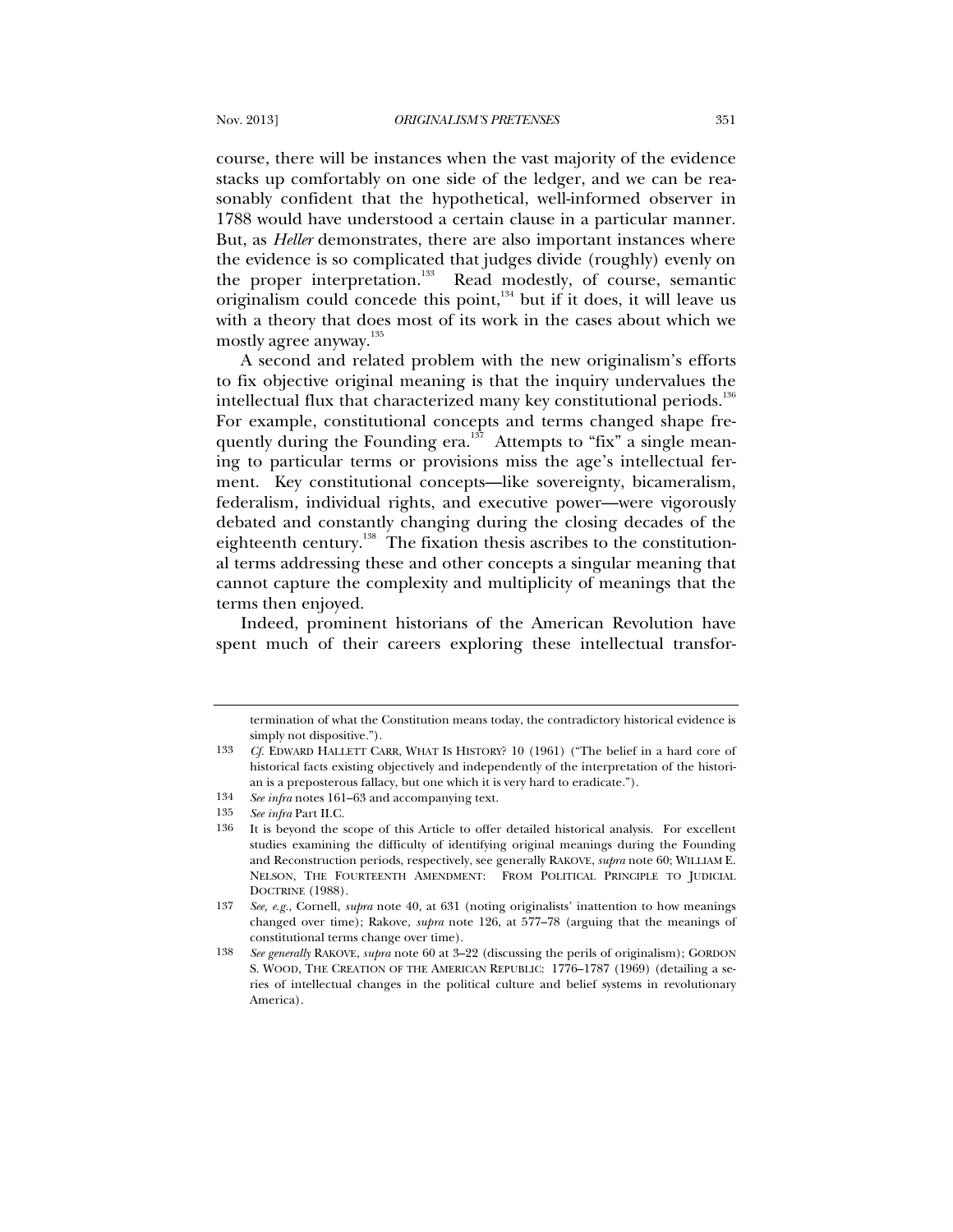course, there will be instances when the vast majority of the evidence stacks up comfortably on one side of the ledger, and we can be reasonably confident that the hypothetical, well-informed observer in 1788 would have understood a certain clause in a particular manner. But, as *Heller* demonstrates, there are also important instances where the evidence is so complicated that judges divide (roughly) evenly on the proper interpretation.[133] Read modestly, of course, semantic originalism could concede this point,[134] but if it does, it will leave us with a theory that does most of its work in the cases about which we mostly agree anyway.[135]

A second and related problem with the new originalism's efforts to fix objective original meaning is that the inquiry undervalues the intellectual flux that characterized many key constitutional periods.[136] For example, constitutional concepts and terms changed shape frequently during the Founding era.[137] Attempts to "fix" a single meaning to particular terms or provisions miss the age's intellectual ferment. Key constitutional concepts—like sovereignty, bicameralism, federalism, individual rights, and executive power—were vigorously debated and constantly changing during the closing decades of the eighteenth century.[138] The fixation thesis ascribes to the constitutional terms addressing these and other concepts a singular meaning that cannot capture the complexity and multiplicity of meanings that the terms then enjoyed.

Indeed, prominent historians of the American Revolution have spent much of their careers exploring these intellectual transfor-

---

termination of what the Constitution means today, the contradictory historical evidence is simply not dispositive.").

133 *Cf.* EDWARD HALLETT CARR, WHAT IS HISTORY? 10 (1961) ("The belief in a hard core of historical facts existing objectively and independently of the interpretation of the historian is a preposterous fallacy, but one which it is very hard to eradicate.").

134 *See infra* notes 161–63 and accompanying text.

135 *See infra* Part II.C.

136 It is beyond the scope of this Article to offer detailed historical analysis. For excellent studies examining the difficulty of identifying original meanings during the Founding and Reconstruction periods, respectively, see generally RAKOVE, *supra* note 60; WILLIAM E. NELSON, THE FOURTEENTH AMENDMENT: FROM POLITICAL PRINCIPLE TO JUDICIAL DOCTRINE (1988).

137 *See, e.g.*, Cornell, *supra* note 40, at 631 (noting originalists' inattention to how meanings changed over time); Rakove, *supra* note 126, at 577–78 (arguing that the meanings of constitutional terms change over time).

138 *See generally* RAKOVE, *supra* note 60 at 3–22 (discussing the perils of originalism); GORDON S. WOOD, THE CREATION OF THE AMERICAN REPUBLIC: 1776–1787 (1969) (detailing a series of intellectual changes in the political culture and belief systems in revolutionary America).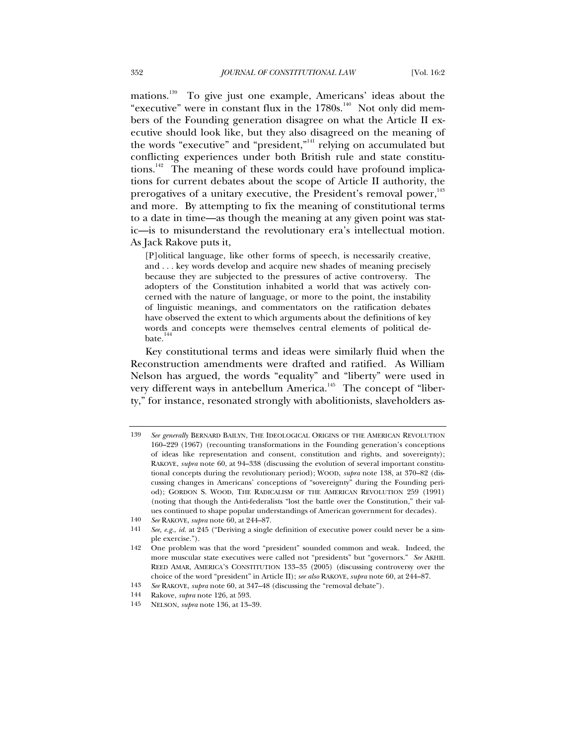mations.[139] To give just one example, Americans' ideas about the "executive" were in constant flux in the 1780s.[140] Not only did members of the Founding generation disagree on what the Article II executive should look like, but they also disagreed on the meaning of the words "executive" and "president,"[141] relying on accumulated but conflicting experiences under both British rule and state constitutions.[142] The meaning of these words could have profound implications for current debates about the scope of Article II authority, the prerogatives of a unitary executive, the President's removal power,[143] and more. By attempting to fix the meaning of constitutional terms to a date in time—as though the meaning at any given point was static—is to misunderstand the revolutionary era's intellectual motion. As Jack Rakove puts it,

> [P]olitical language, like other forms of speech, is necessarily creative, and . . . key words develop and acquire new shades of meaning precisely because they are subjected to the pressures of active controversy. The adopters of the Constitution inhabited a world that was actively concerned with the nature of language, or more to the point, the instability of linguistic meanings, and commentators on the ratification debates have observed the extent to which arguments about the definitions of key words and concepts were themselves central elements of political debate.[144]

Key constitutional terms and ideas were similarly fluid when the Reconstruction amendments were drafted and ratified. As William Nelson has argued, the words "equality" and "liberty" were used in very different ways in antebellum America.[145] The concept of "liberty," for instance, resonated strongly with abolitionists, slaveholders as-

---

139 *See generally* BERNARD BAILYN, THE IDEOLOGICAL ORIGINS OF THE AMERICAN REVOLUTION 160–229 (1967) (recounting transformations in the Founding generation's conceptions of ideas like representation and consent, constitution and rights, and sovereignty); RAKOVE, *supra* note 60, at 94–338 (discussing the evolution of several important constitutional concepts during the revolutionary period); WOOD, *supra* note 138, at 370–82 (discussing changes in Americans' conceptions of "sovereignty" during the Founding period); GORDON S. WOOD, THE RADICALISM OF THE AMERICAN REVOLUTION 259 (1991) (noting that though the Anti-federalists "lost the battle over the Constitution," their values continued to shape popular understandings of American government for decades).

140 *See* RAKOVE, *supra* note 60, at 244–87.

141 *See, e.g.*, *id.* at 245 ("Deriving a single definition of executive power could never be a simple exercise.").

142 One problem was that the word "president" sounded common and weak. Indeed, the more muscular state executives were called not "presidents" but "governors." *See* AKHIL REED AMAR, AMERICA'S CONSTITUTION 133–35 (2005) (discussing controversy over the choice of the word "president" in Article II); *see also* RAKOVE, *supra* note 60, at 244–87.

143 *See* RAKOVE, *supra* note 60, at 347–48 (discussing the "removal debate").

144 Rakove, *supra* note 126, at 593.

145 NELSON, *supra* note 136, at 13–39.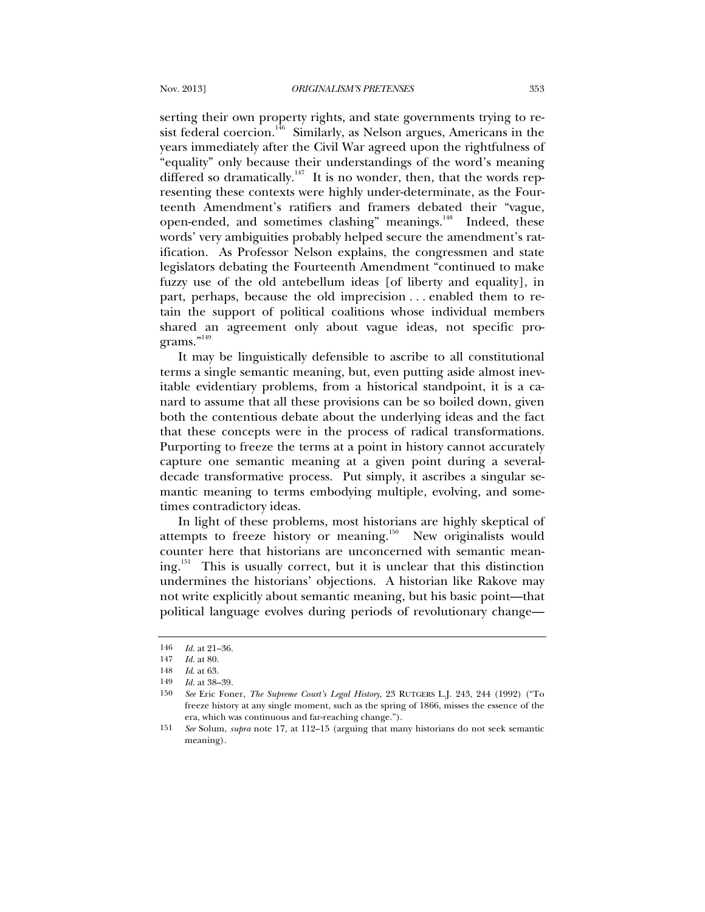serting their own property rights, and state governments trying to resist federal coercion.[146] Similarly, as Nelson argues, Americans in the years immediately after the Civil War agreed upon the rightfulness of "equality" only because their understandings of the word's meaning differed so dramatically.[147] It is no wonder, then, that the words representing these contexts were highly under-determinate, as the Fourteenth Amendment's ratifiers and framers debated their "vague, open-ended, and sometimes clashing" meanings.[148] Indeed, these words' very ambiguities probably helped secure the amendment's ratification. As Professor Nelson explains, the congressmen and state legislators debating the Fourteenth Amendment "continued to make fuzzy use of the old antebellum ideas [of liberty and equality], in part, perhaps, because the old imprecision . . . enabled them to retain the support of political coalitions whose individual members shared an agreement only about vague ideas, not specific programs."[149]

It may be linguistically defensible to ascribe to all constitutional terms a single semantic meaning, but, even putting aside almost inevitable evidentiary problems, from a historical standpoint, it is a canard to assume that all these provisions can be so boiled down, given both the contentious debate about the underlying ideas and the fact that these concepts were in the process of radical transformations. Purporting to freeze the terms at a point in history cannot accurately capture one semantic meaning at a given point during a several-decade transformative process. Put simply, it ascribes a singular semantic meaning to terms embodying multiple, evolving, and sometimes contradictory ideas.

In light of these problems, most historians are highly skeptical of attempts to freeze history or meaning.[150] New originalists would counter here that historians are unconcerned with semantic meaning.[151] This is usually correct, but it is unclear that this distinction undermines the historians' objections. A historian like Rakove may not write explicitly about semantic meaning, but his basic point—that political language evolves during periods of revolutionary change—

---

146 *Id.* at 21–36.

147 *Id.* at 80.

148 *Id.* at 63.

149 *Id.* at 38–39.

150 *See* Eric Foner, *The Supreme Court's Legal History*, 23 RUTGERS L.J. 243, 244 (1992) ("To freeze history at any single moment, such as the spring of 1866, misses the essence of the era, which was continuous and far-reaching change.").

151 *See* Solum, *supra* note 17, at 112–15 (arguing that many historians do not seek semantic meaning).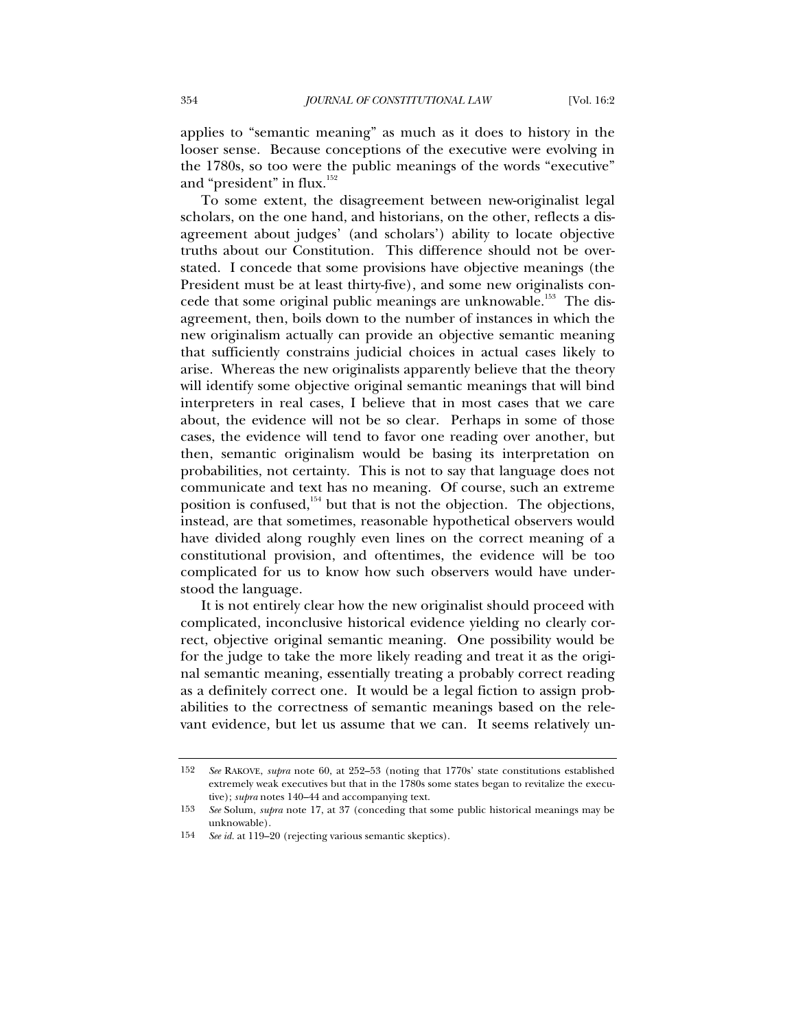applies to "semantic meaning" as much as it does to history in the looser sense. Because conceptions of the executive were evolving in the 1780s, so too were the public meanings of the words "executive" and "president" in flux.[152]

To some extent, the disagreement between new-originalist legal scholars, on the one hand, and historians, on the other, reflects a disagreement about judges' (and scholars') ability to locate objective truths about our Constitution. This difference should not be overstated. I concede that some provisions have objective meanings (the President must be at least thirty-five), and some new originalists concede that some original public meanings are unknowable.[153] The disagreement, then, boils down to the number of instances in which the new originalism actually can provide an objective semantic meaning that sufficiently constrains judicial choices in actual cases likely to arise. Whereas the new originalists apparently believe that the theory will identify some objective original semantic meanings that will bind interpreters in real cases, I believe that in most cases that we care about, the evidence will not be so clear. Perhaps in some of those cases, the evidence will tend to favor one reading over another, but then, semantic originalism would be basing its interpretation on probabilities, not certainty. This is not to say that language does not communicate and text has no meaning. Of course, such an extreme position is confused,[154] but that is not the objection. The objections, instead, are that sometimes, reasonable hypothetical observers would have divided along roughly even lines on the correct meaning of a constitutional provision, and oftentimes, the evidence will be too complicated for us to know how such observers would have understood the language.

It is not entirely clear how the new originalist should proceed with complicated, inconclusive historical evidence yielding no clearly correct, objective original semantic meaning. One possibility would be for the judge to take the more likely reading and treat it as the original semantic meaning, essentially treating a probably correct reading as a definitely correct one. It would be a legal fiction to assign probabilities to the correctness of semantic meanings based on the relevant evidence, but let us assume that we can. It seems relatively un-

---

152 *See* RAKOVE, *supra* note 60, at 252–53 (noting that 1770s' state constitutions established extremely weak executives but that in the 1780s some states began to revitalize the executive); *supra* notes 140–44 and accompanying text.

153 *See* Solum, *supra* note 17, at 37 (conceding that some public historical meanings may be unknowable).

154 *See id.* at 119–20 (rejecting various semantic skeptics).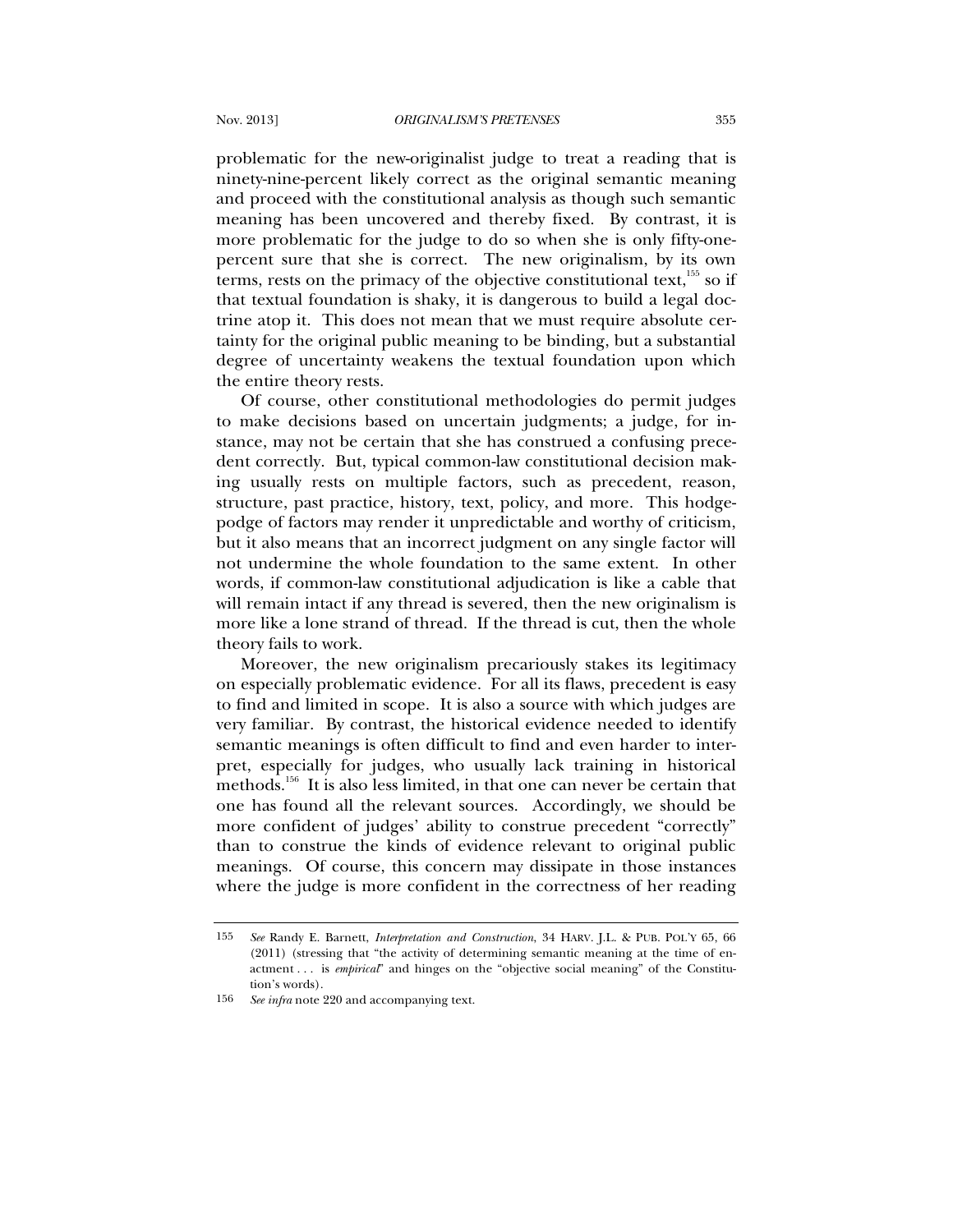problematic for the new-originalist judge to treat a reading that is ninety-nine-percent likely correct as the original semantic meaning and proceed with the constitutional analysis as though such semantic meaning has been uncovered and thereby fixed. By contrast, it is more problematic for the judge to do so when she is only fifty-one-percent sure that she is correct. The new originalism, by its own terms, rests on the primacy of the objective constitutional text,[155] so if that textual foundation is shaky, it is dangerous to build a legal doctrine atop it. This does not mean that we must require absolute certainty for the original public meaning to be binding, but a substantial degree of uncertainty weakens the textual foundation upon which the entire theory rests.

Of course, other constitutional methodologies do permit judges to make decisions based on uncertain judgments; a judge, for instance, may not be certain that she has construed a confusing precedent correctly. But, typical common-law constitutional decision making usually rests on multiple factors, such as precedent, reason, structure, past practice, history, text, policy, and more. This hodgepodge of factors may render it unpredictable and worthy of criticism, but it also means that an incorrect judgment on any single factor will not undermine the whole foundation to the same extent. In other words, if common-law constitutional adjudication is like a cable that will remain intact if any thread is severed, then the new originalism is more like a lone strand of thread. If the thread is cut, then the whole theory fails to work.

Moreover, the new originalism precariously stakes its legitimacy on especially problematic evidence. For all its flaws, precedent is easy to find and limited in scope. It is also a source with which judges are very familiar. By contrast, the historical evidence needed to identify semantic meanings is often difficult to find and even harder to interpret, especially for judges, who usually lack training in historical methods.[156] It is also less limited, in that one can never be certain that one has found all the relevant sources. Accordingly, we should be more confident of judges' ability to construe precedent "correctly" than to construe the kinds of evidence relevant to original public meanings. Of course, this concern may dissipate in those instances where the judge is more confident in the correctness of her reading

---

155 *See* Randy E. Barnett, *Interpretation and Construction*, 34 HARV. J.L. & PUB. POL'Y 65, 66 (2011) (stressing that "the activity of determining semantic meaning at the time of enactment . . . is *empirical*" and hinges on the "objective social meaning" of the Constitution's words).

156 *See infra* note 220 and accompanying text.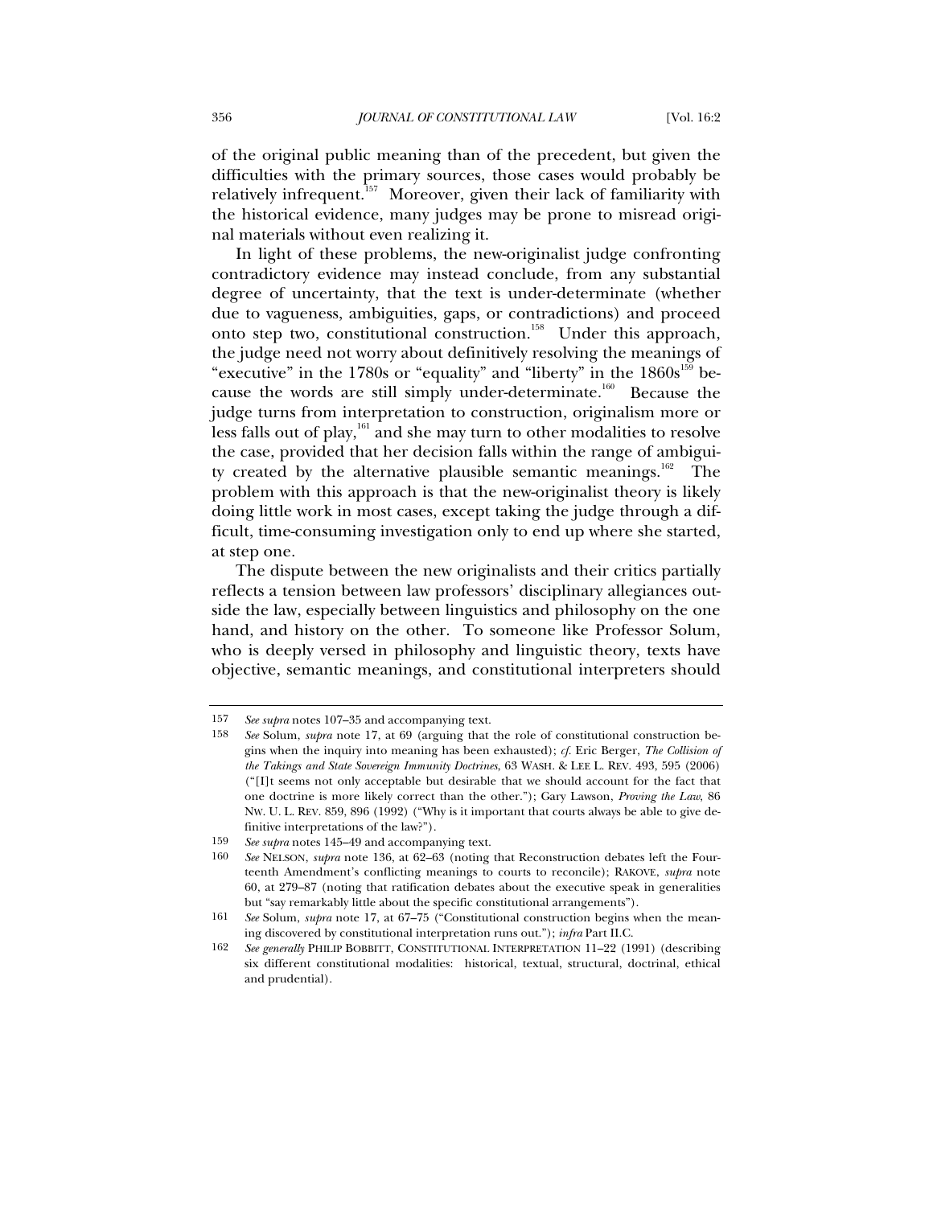of the original public meaning than of the precedent, but given the difficulties with the primary sources, those cases would probably be relatively infrequent.[157] Moreover, given their lack of familiarity with the historical evidence, many judges may be prone to misread original materials without even realizing it.

In light of these problems, the new-originalist judge confronting contradictory evidence may instead conclude, from any substantial degree of uncertainty, that the text is under-determinate (whether due to vagueness, ambiguities, gaps, or contradictions) and proceed onto step two, constitutional construction.[158] Under this approach, the judge need not worry about definitively resolving the meanings of "executive" in the 1780s or "equality" and "liberty" in the 1860s[159] because the words are still simply under-determinate.[160] Because the judge turns from interpretation to construction, originalism more or less falls out of play,[161] and she may turn to other modalities to resolve the case, provided that her decision falls within the range of ambiguity created by the alternative plausible semantic meanings.[162] The problem with this approach is that the new-originalist theory is likely doing little work in most cases, except taking the judge through a difficult, time-consuming investigation only to end up where she started, at step one.

The dispute between the new originalists and their critics partially reflects a tension between law professors' disciplinary allegiances outside the law, especially between linguistics and philosophy on the one hand, and history on the other. To someone like Professor Solum, who is deeply versed in philosophy and linguistic theory, texts have objective, semantic meanings, and constitutional interpreters should

---

157 *See supra* notes 107–35 and accompanying text.

158 *See* Solum, *supra* note 17, at 69 (arguing that the role of constitutional construction begins when the inquiry into meaning has been exhausted); *cf.* Eric Berger, *The Collision of the Takings and State Sovereign Immunity Doctrines*, 63 WASH. & LEE L. REV. 493, 595 (2006) ("[I]t seems not only acceptable but desirable that we should account for the fact that one doctrine is more likely correct than the other."); Gary Lawson, *Proving the Law*, 86 NW. U. L. REV. 859, 896 (1992) ("Why is it important that courts always be able to give definitive interpretations of the law?").

159 *See supra* notes 145–49 and accompanying text.

160 *See* NELSON, *supra* note 136, at 62–63 (noting that Reconstruction debates left the Fourteenth Amendment's conflicting meanings to courts to reconcile); RAKOVE, *supra* note 60, at 279–87 (noting that ratification debates about the executive speak in generalities but "say remarkably little about the specific constitutional arrangements").

161 *See* Solum, *supra* note 17, at 67–75 ("Constitutional construction begins when the meaning discovered by constitutional interpretation runs out."); *infra* Part II.C.

162 *See generally* PHILIP BOBBITT, CONSTITUTIONAL INTERPRETATION 11–22 (1991) (describing six different constitutional modalities: historical, textual, structural, doctrinal, ethical and prudential).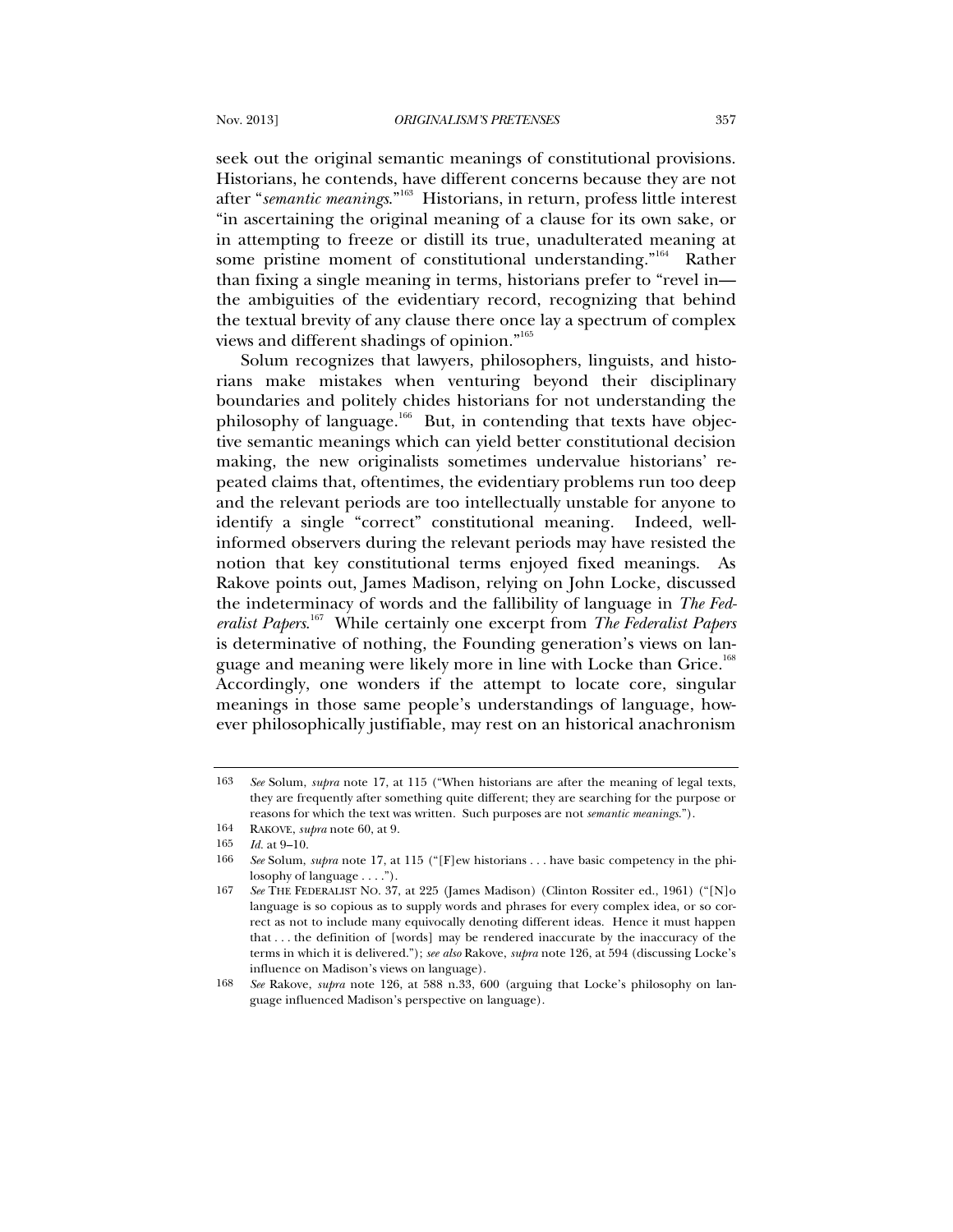seek out the original semantic meanings of constitutional provisions. Historians, he contends, have different concerns because they are not after "*semantic meanings*."[163] Historians, in return, profess little interest "in ascertaining the original meaning of a clause for its own sake, or in attempting to freeze or distill its true, unadulterated meaning at some pristine moment of constitutional understanding."[164] Rather than fixing a single meaning in terms, historians prefer to "revel in—the ambiguities of the evidentiary record, recognizing that behind the textual brevity of any clause there once lay a spectrum of complex views and different shadings of opinion."[165]

Solum recognizes that lawyers, philosophers, linguists, and historians make mistakes when venturing beyond their disciplinary boundaries and politely chides historians for not understanding the philosophy of language.[166] But, in contending that texts have objective semantic meanings which can yield better constitutional decision making, the new originalists sometimes undervalue historians' repeated claims that, oftentimes, the evidentiary problems run too deep and the relevant periods are too intellectually unstable for anyone to identify a single "correct" constitutional meaning. Indeed, well-informed observers during the relevant periods may have resisted the notion that key constitutional terms enjoyed fixed meanings. As Rakove points out, James Madison, relying on John Locke, discussed the indeterminacy of words and the fallibility of language in *The Federalist Papers*.[167] While certainly one excerpt from *The Federalist Papers* is determinative of nothing, the Founding generation's views on language and meaning were likely more in line with Locke than Grice.[168] Accordingly, one wonders if the attempt to locate core, singular meanings in those same people's understandings of language, however philosophically justifiable, may rest on an historical anachronism

---

163 *See* Solum, *supra* note 17, at 115 ("When historians are after the meaning of legal texts, they are frequently after something quite different; they are searching for the purpose or reasons for which the text was written. Such purposes are not *semantic meanings*.").

164 RAKOVE, *supra* note 60, at 9.

165 *Id.* at 9–10.

166 *See* Solum, *supra* note 17, at 115 ("[F]ew historians . . . have basic competency in the philosophy of language . . . .").

167 *See* THE FEDERALIST NO. 37, at 225 (James Madison) (Clinton Rossiter ed., 1961) ("[N]o language is so copious as to supply words and phrases for every complex idea, or so correct as not to include many equivocally denoting different ideas. Hence it must happen that . . . the definition of [words] may be rendered inaccurate by the inaccuracy of the terms in which it is delivered."); *see also* Rakove, *supra* note 126, at 594 (discussing Locke's influence on Madison's views on language).

168 *See* Rakove, *supra* note 126, at 588 n.33, 600 (arguing that Locke's philosophy on language influenced Madison's perspective on language).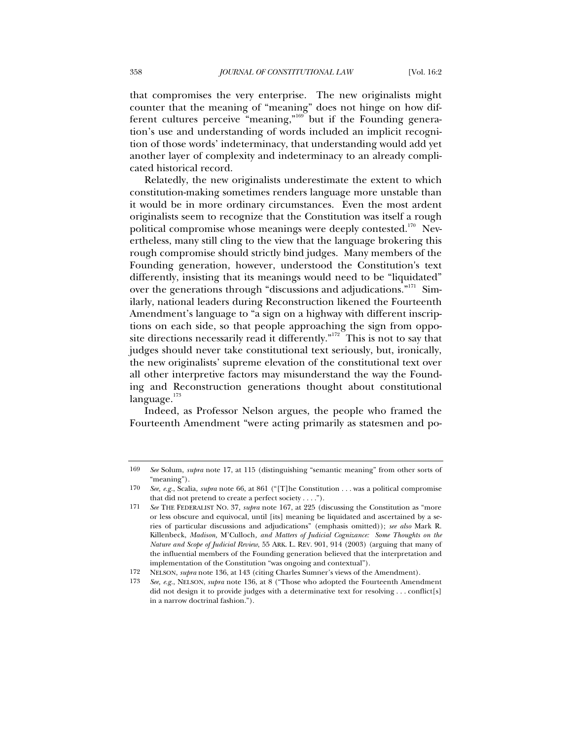that compromises the very enterprise. The new originalists might counter that the meaning of "meaning" does not hinge on how different cultures perceive "meaning,"[169] but if the Founding generation's use and understanding of words included an implicit recognition of those words' indeterminacy, that understanding would add yet another layer of complexity and indeterminacy to an already complicated historical record.

Relatedly, the new originalists underestimate the extent to which constitution-making sometimes renders language more unstable than it would be in more ordinary circumstances. Even the most ardent originalists seem to recognize that the Constitution was itself a rough political compromise whose meanings were deeply contested.[170] Nevertheless, many still cling to the view that the language brokering this rough compromise should strictly bind judges. Many members of the Founding generation, however, understood the Constitution's text differently, insisting that its meanings would need to be "liquidated" over the generations through "discussions and adjudications."[171] Similarly, national leaders during Reconstruction likened the Fourteenth Amendment's language to "a sign on a highway with different inscriptions on each side, so that people approaching the sign from opposite directions necessarily read it differently."[172] This is not to say that judges should never take constitutional text seriously, but, ironically, the new originalists' supreme elevation of the constitutional text over all other interpretive factors may misunderstand the way the Founding and Reconstruction generations thought about constitutional language.[173]

Indeed, as Professor Nelson argues, the people who framed the Fourteenth Amendment "were acting primarily as statesmen and po-

---

169 *See* Solum, *supra* note 17, at 115 (distinguishing "semantic meaning" from other sorts of "meaning").

170 *See, e.g.*, Scalia, *supra* note 66, at 861 ("[T]he Constitution . . . was a political compromise that did not pretend to create a perfect society . . . .").

171 *See* THE FEDERALIST NO. 37, *supra* note 167, at 225 (discussing the Constitution as "more or less obscure and equivocal, until [its] meaning be liquidated and ascertained by a series of particular discussions and adjudications" (emphasis omitted)); *see also* Mark R. Killenbeck, *Madison,* M'Culloch*, and Matters of Judicial Cognizance: Some Thoughts on the Nature and Scope of Judicial Review*, 55 ARK. L. REV. 901, 914 (2003) (arguing that many of the influential members of the Founding generation believed that the interpretation and implementation of the Constitution "was ongoing and contextual").

172 NELSON, *supra* note 136, at 143 (citing Charles Sumner's views of the Amendment).

173 *See, e.g.*, NELSON, *supra* note 136, at 8 ("Those who adopted the Fourteenth Amendment did not design it to provide judges with a determinative text for resolving . . . conflict[s] in a narrow doctrinal fashion.").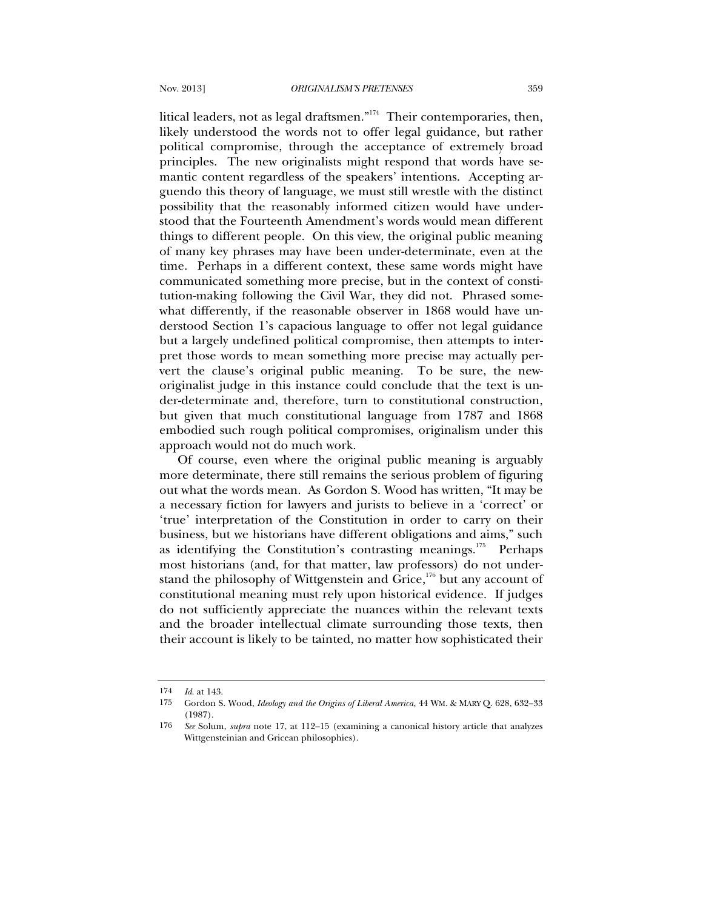litical leaders, not as legal draftsmen."[174] Their contemporaries, then, likely understood the words not to offer legal guidance, but rather political compromise, through the acceptance of extremely broad principles. The new originalists might respond that words have semantic content regardless of the speakers' intentions. Accepting arguendo this theory of language, we must still wrestle with the distinct possibility that the reasonably informed citizen would have understood that the Fourteenth Amendment's words would mean different things to different people. On this view, the original public meaning of many key phrases may have been under-determinate, even at the time. Perhaps in a different context, these same words might have communicated something more precise, but in the context of constitution-making following the Civil War, they did not. Phrased somewhat differently, if the reasonable observer in 1868 would have understood Section 1's capacious language to offer not legal guidance but a largely undefined political compromise, then attempts to interpret those words to mean something more precise may actually pervert the clause's original public meaning. To be sure, the new-originalist judge in this instance could conclude that the text is under-determinate and, therefore, turn to constitutional construction, but given that much constitutional language from 1787 and 1868 embodied such rough political compromises, originalism under this approach would not do much work.

Of course, even where the original public meaning is arguably more determinate, there still remains the serious problem of figuring out what the words mean. As Gordon S. Wood has written, "It may be a necessary fiction for lawyers and jurists to believe in a 'correct' or 'true' interpretation of the Constitution in order to carry on their business, but we historians have different obligations and aims," such as identifying the Constitution's contrasting meanings.[175] Perhaps most historians (and, for that matter, law professors) do not understand the philosophy of Wittgenstein and Grice,[176] but any account of constitutional meaning must rely upon historical evidence. If judges do not sufficiently appreciate the nuances within the relevant texts and the broader intellectual climate surrounding those texts, then their account is likely to be tainted, no matter how sophisticated their

---

174 *Id.* at 143.

175 Gordon S. Wood, *Ideology and the Origins of Liberal America*, 44 WM. & MARY Q. 628, 632–33 (1987).

176 *See* Solum, *supra* note 17, at 112–15 (examining a canonical history article that analyzes Wittgensteinian and Gricean philosophies).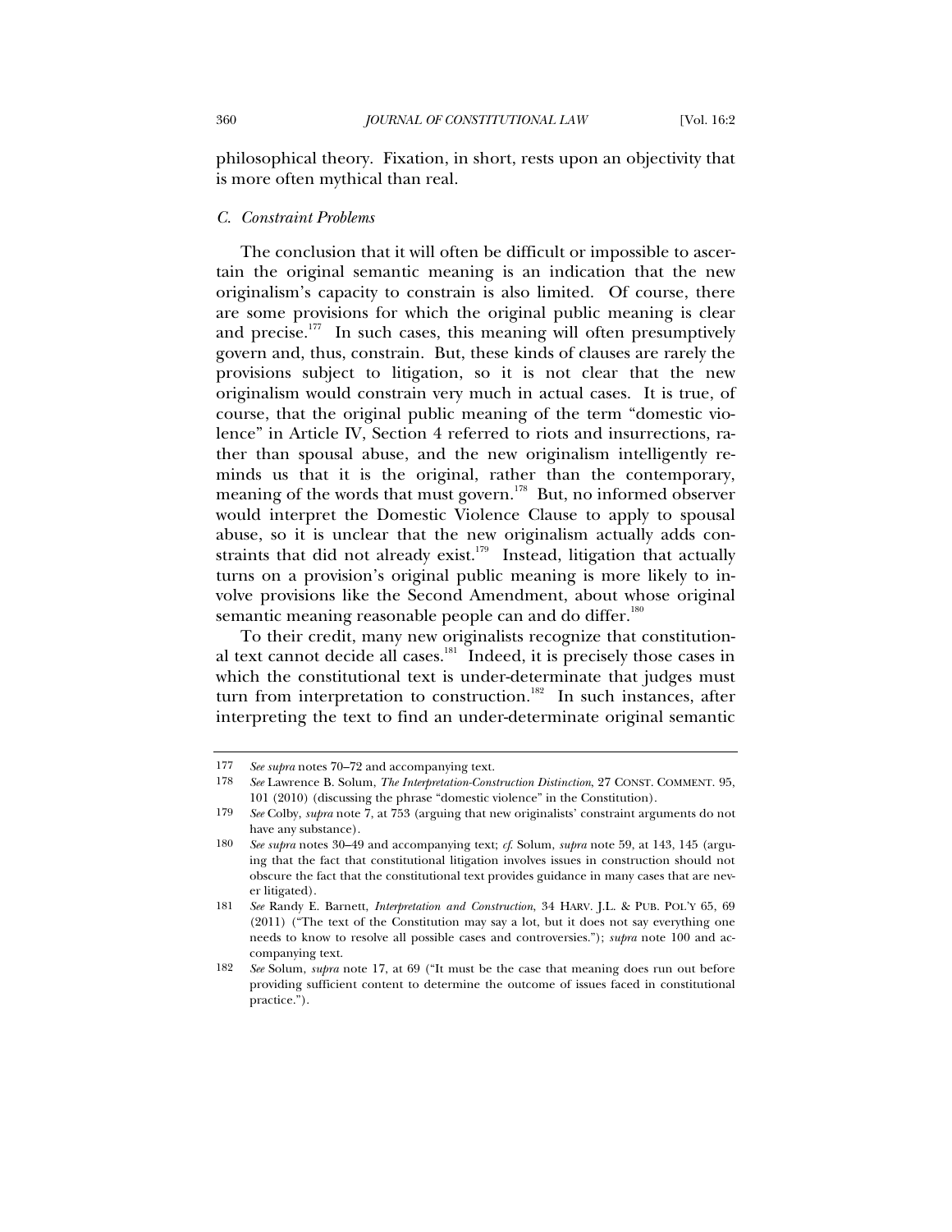philosophical theory. Fixation, in short, rests upon an objectivity that is more often mythical than real.

### *C. Constraint Problems*

The conclusion that it will often be difficult or impossible to ascertain the original semantic meaning is an indication that the new originalism's capacity to constrain is also limited. Of course, there are some provisions for which the original public meaning is clear and precise.[177] In such cases, this meaning will often presumptively govern and, thus, constrain. But, these kinds of clauses are rarely the provisions subject to litigation, so it is not clear that the new originalism would constrain very much in actual cases. It is true, of course, that the original public meaning of the term "domestic violence" in Article IV, Section 4 referred to riots and insurrections, rather than spousal abuse, and the new originalism intelligently reminds us that it is the original, rather than the contemporary, meaning of the words that must govern.[178] But, no informed observer would interpret the Domestic Violence Clause to apply to spousal abuse, so it is unclear that the new originalism actually adds constraints that did not already exist.[179] Instead, litigation that actually turns on a provision's original public meaning is more likely to involve provisions like the Second Amendment, about whose original semantic meaning reasonable people can and do differ.[180]

To their credit, many new originalists recognize that constitutional text cannot decide all cases.[181] Indeed, it is precisely those cases in which the constitutional text is under-determinate that judges must turn from interpretation to construction.[182] In such instances, after interpreting the text to find an under-determinate original semantic

---

177 *See supra* notes 70–72 and accompanying text.

178 *See* Lawrence B. Solum, *The Interpretation-Construction Distinction*, 27 CONST. COMMENT. 95, 101 (2010) (discussing the phrase "domestic violence" in the Constitution).

179 *See* Colby, *supra* note 7, at 753 (arguing that new originalists' constraint arguments do not have any substance).

180 *See supra* notes 30–49 and accompanying text; *cf.* Solum, *supra* note 59, at 143, 145 (arguing that the fact that constitutional litigation involves issues in construction should not obscure the fact that the constitutional text provides guidance in many cases that are never litigated).

181 *See* Randy E. Barnett, *Interpretation and Construction*, 34 HARV. J.L. & PUB. POL'Y 65, 69 (2011) ("The text of the Constitution may say a lot, but it does not say everything one needs to know to resolve all possible cases and controversies."); *supra* note 100 and accompanying text.

182 *See* Solum, *supra* note 17, at 69 ("It must be the case that meaning does run out before providing sufficient content to determine the outcome of issues faced in constitutional practice.").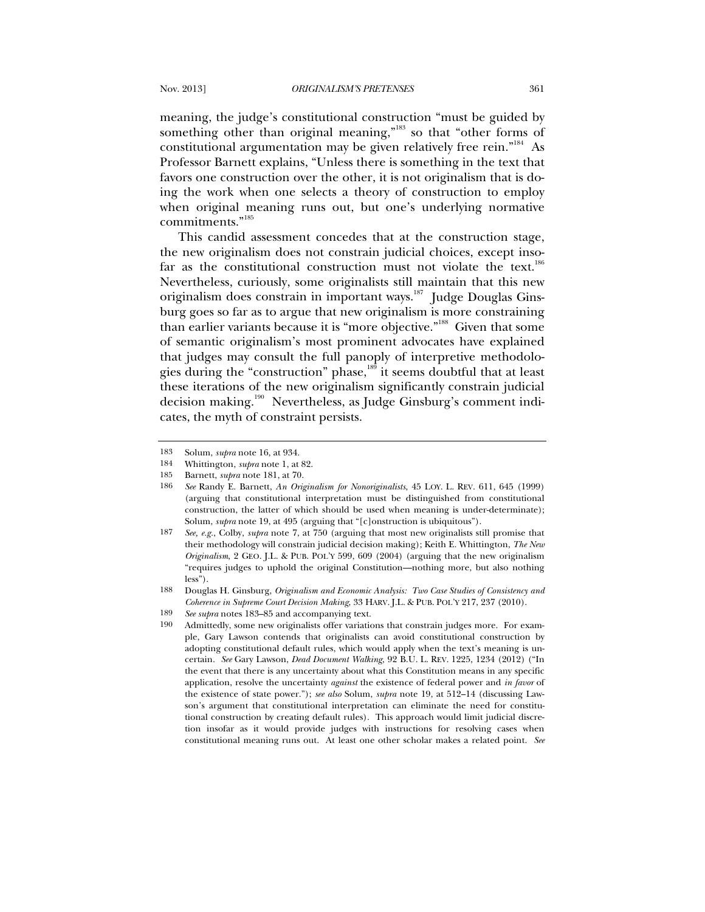meaning, the judge's constitutional construction "must be guided by something other than original meaning,"[183] so that "other forms of constitutional argumentation may be given relatively free rein."[184] As Professor Barnett explains, "Unless there is something in the text that favors one construction over the other, it is not originalism that is doing the work when one selects a theory of construction to employ when original meaning runs out, but one's underlying normative commitments."[185]

This candid assessment concedes that at the construction stage, the new originalism does not constrain judicial choices, except insofar as the constitutional construction must not violate the text.[186] Nevertheless, curiously, some originalists still maintain that this new originalism does constrain in important ways.[187] Judge Douglas Ginsburg goes so far as to argue that new originalism is more constraining than earlier variants because it is "more objective."[188] Given that some of semantic originalism's most prominent advocates have explained that judges may consult the full panoply of interpretive methodologies during the "construction" phase,[189] it seems doubtful that at least these iterations of the new originalism significantly constrain judicial decision making.[190] Nevertheless, as Judge Ginsburg's comment indicates, the myth of constraint persists.

---

183 Solum, *supra* note 16, at 934.

184 Whittington, *supra* note 1, at 82.

185 Barnett, *supra* note 181, at 70.

186 *See* Randy E. Barnett, *An Originalism for Nonoriginalists*, 45 LOY. L. REV. 611, 645 (1999) (arguing that constitutional interpretation must be distinguished from constitutional construction, the latter of which should be used when meaning is under-determinate); Solum, *supra* note 19, at 495 (arguing that "[c]onstruction is ubiquitous").

187 *See, e.g.*, Colby, *supra* note 7, at 750 (arguing that most new originalists still promise that their methodology will constrain judicial decision making); Keith E. Whittington, *The New Originalism*, 2 GEO. J.L. & PUB. POL'Y 599, 609 (2004) (arguing that the new originalism "requires judges to uphold the original Constitution—nothing more, but also nothing less").

188 Douglas H. Ginsburg, *Originalism and Economic Analysis: Two Case Studies of Consistency and Coherence in Supreme Court Decision Making*, 33 HARV. J.L. & PUB. POL'Y 217, 237 (2010).

189 *See supra* notes 183–85 and accompanying text.

190 Admittedly, some new originalists offer variations that constrain judges more. For example, Gary Lawson contends that originalists can avoid constitutional construction by adopting constitutional default rules, which would apply when the text's meaning is uncertain. *See* Gary Lawson, *Dead Document Walking*, 92 B.U. L. REV. 1225, 1234 (2012) ("In the event that there is any uncertainty about what this Constitution means in any specific application, resolve the uncertainty *against* the existence of federal power and *in favor* of the existence of state power."); *see also* Solum, *supra* note 19, at 512–14 (discussing Lawson's argument that constitutional interpretation can eliminate the need for constitutional construction by creating default rules). This approach would limit judicial discretion insofar as it would provide judges with instructions for resolving cases when constitutional meaning runs out. At least one other scholar makes a related point. *See*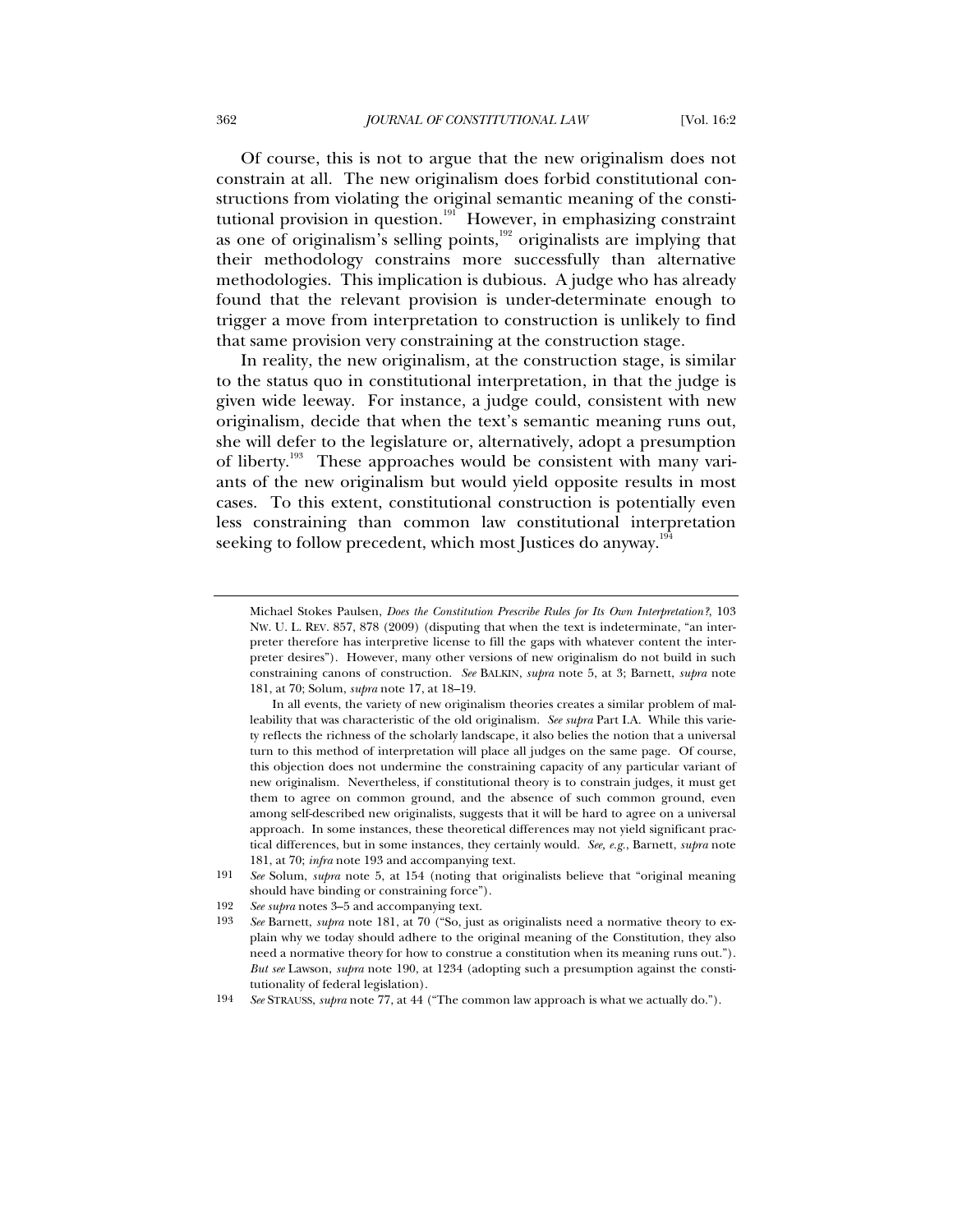Of course, this is not to argue that the new originalism does not constrain at all. The new originalism does forbid constitutional constructions from violating the original semantic meaning of the constitutional provision in question.[191] However, in emphasizing constraint as one of originalism's selling points,[192] originalists are implying that their methodology constrains more successfully than alternative methodologies. This implication is dubious. A judge who has already found that the relevant provision is under-determinate enough to trigger a move from interpretation to construction is unlikely to find that same provision very constraining at the construction stage.

In reality, the new originalism, at the construction stage, is similar to the status quo in constitutional interpretation, in that the judge is given wide leeway. For instance, a judge could, consistent with new originalism, decide that when the text's semantic meaning runs out, she will defer to the legislature or, alternatively, adopt a presumption of liberty.[193] These approaches would be consistent with many variants of the new originalism but would yield opposite results in most cases. To this extent, constitutional construction is potentially even less constraining than common law constitutional interpretation seeking to follow precedent, which most Justices do anyway.[194]

---

Michael Stokes Paulsen, *Does the Constitution Prescribe Rules for Its Own Interpretation?*, 103 NW. U. L. REV. 857, 878 (2009) (disputing that when the text is indeterminate, "an interpreter therefore has interpretive license to fill the gaps with whatever content the interpreter desires"). However, many other versions of new originalism do not build in such constraining canons of construction. *See* BALKIN, *supra* note 5, at 3; Barnett, *supra* note 181, at 70; Solum, *supra* note 17, at 18–19.

In all events, the variety of new originalism theories creates a similar problem of malleability that was characteristic of the old originalism. *See supra* Part I.A. While this variety reflects the richness of the scholarly landscape, it also belies the notion that a universal turn to this method of interpretation will place all judges on the same page. Of course, this objection does not undermine the constraining capacity of any particular variant of new originalism. Nevertheless, if constitutional theory is to constrain judges, it must get them to agree on common ground, and the absence of such common ground, even among self-described new originalists, suggests that it will be hard to agree on a universal approach. In some instances, these theoretical differences may not yield significant practical differences, but in some instances, they certainly would. *See, e.g.*, Barnett, *supra* note 181, at 70; *infra* note 193 and accompanying text.

191 *See* Solum, *supra* note 5, at 154 (noting that originalists believe that "original meaning should have binding or constraining force").

192 *See supra* notes 3–5 and accompanying text.

193 *See* Barnett, *supra* note 181, at 70 ("So, just as originalists need a normative theory to explain why we today should adhere to the original meaning of the Constitution, they also need a normative theory for how to construe a constitution when its meaning runs out."). *But see* Lawson, *supra* note 190, at 1234 (adopting such a presumption against the constitutionality of federal legislation).

194 *See* STRAUSS, *supra* note 77, at 44 ("The common law approach is what we actually do.").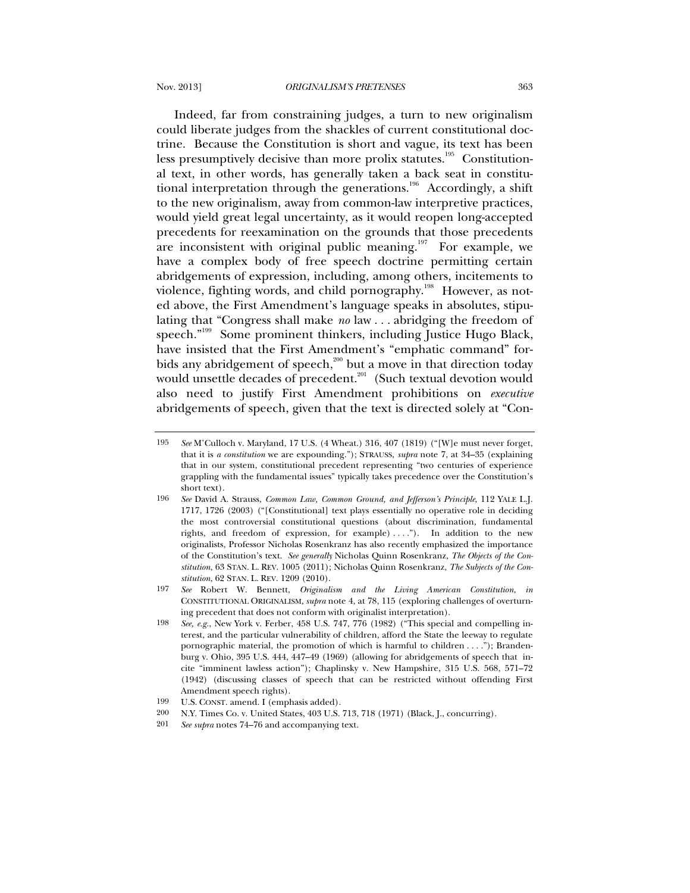Indeed, far from constraining judges, a turn to new originalism could liberate judges from the shackles of current constitutional doctrine. Because the Constitution is short and vague, its text has been less presumptively decisive than more prolix statutes.[195] Constitutional text, in other words, has generally taken a back seat in constitutional interpretation through the generations.[196] Accordingly, a shift to the new originalism, away from common-law interpretive practices, would yield great legal uncertainty, as it would reopen long-accepted precedents for reexamination on the grounds that those precedents are inconsistent with original public meaning.[197] For example, we have a complex body of free speech doctrine permitting certain abridgements of expression, including, among others, incitements to violence, fighting words, and child pornography.[198] However, as noted above, the First Amendment's language speaks in absolutes, stipulating that "Congress shall make *no* law . . . abridging the freedom of speech."[199] Some prominent thinkers, including Justice Hugo Black, have insisted that the First Amendment's "emphatic command" forbids any abridgement of speech,[200] but a move in that direction today would unsettle decades of precedent.[201] (Such textual devotion would also need to justify First Amendment prohibitions on *executive* abridgements of speech, given that the text is directed solely at "Con-

---

195 *See* M'Culloch v. Maryland, 17 U.S. (4 Wheat.) 316, 407 (1819) ("[W]e must never forget, that it is *a constitution* we are expounding."); STRAUSS, *supra* note 7, at 34–35 (explaining that in our system, constitutional precedent representing "two centuries of experience grappling with the fundamental issues" typically takes precedence over the Constitution's short text).

196 *See* David A. Strauss, *Common Law, Common Ground, and Jefferson's Principle*, 112 YALE L.J. 1717, 1726 (2003) ("[Constitutional] text plays essentially no operative role in deciding the most controversial constitutional questions (about discrimination, fundamental rights, and freedom of expression, for example) . . . ."). In addition to the new originalists, Professor Nicholas Rosenkranz has also recently emphasized the importance of the Constitution's text. *See generally* Nicholas Quinn Rosenkranz, *The Objects of the Constitution*, 63 STAN. L. REV. 1005 (2011); Nicholas Quinn Rosenkranz, *The Subjects of the Constitution*, 62 STAN. L. REV. 1209 (2010).

197 *See* Robert W. Bennett, *Originalism and the Living American Constitution*, *in* CONSTITUTIONAL ORIGINALISM, *supra* note 4, at 78, 115 (exploring challenges of overturning precedent that does not conform with originalist interpretation).

198 *See, e.g.*, New York v. Ferber, 458 U.S. 747, 776 (1982) ("This special and compelling interest, and the particular vulnerability of children, afford the State the leeway to regulate pornographic material, the promotion of which is harmful to children . . . ."); Brandenburg v. Ohio, 395 U.S. 444, 447–49 (1969) (allowing for abridgements of speech that incite "imminent lawless action"); Chaplinsky v. New Hampshire, 315 U.S. 568, 571–72 (1942) (discussing classes of speech that can be restricted without offending First Amendment speech rights).

199 U.S. CONST. amend. I (emphasis added).

200 N.Y. Times Co. v. United States, 403 U.S. 713, 718 (1971) (Black, J., concurring).

201 *See supra* notes 74–76 and accompanying text.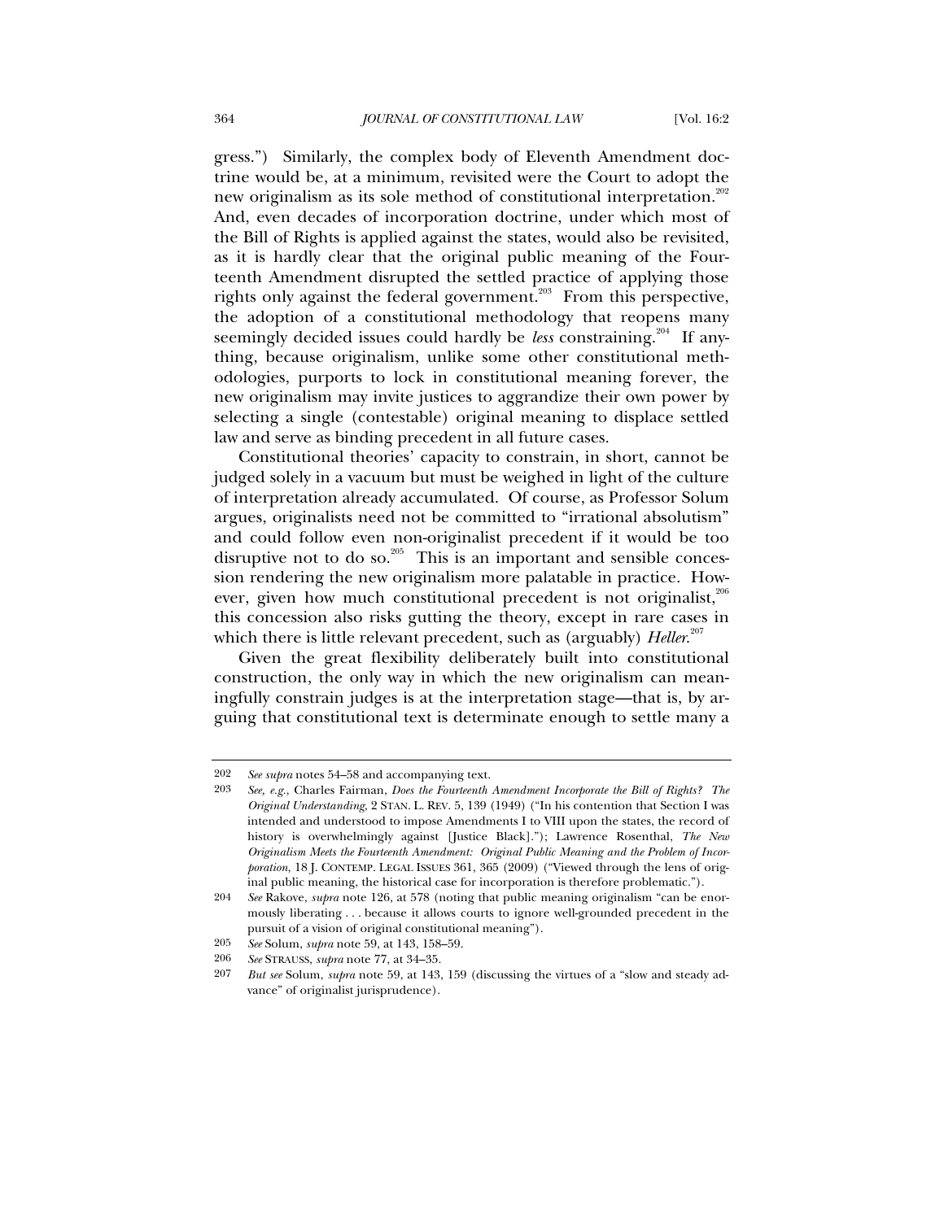gress.") Similarly, the complex body of Eleventh Amendment doctrine would be, at a minimum, revisited were the Court to adopt the new originalism as its sole method of constitutional interpretation.[202] And, even decades of incorporation doctrine, under which most of the Bill of Rights is applied against the states, would also be revisited, as it is hardly clear that the original public meaning of the Fourteenth Amendment disrupted the settled practice of applying those rights only against the federal government.[203] From this perspective, the adoption of a constitutional methodology that reopens many seemingly decided issues could hardly be *less* constraining.[204] If anything, because originalism, unlike some other constitutional methodologies, purports to lock in constitutional meaning forever, the new originalism may invite justices to aggrandize their own power by selecting a single (contestable) original meaning to displace settled law and serve as binding precedent in all future cases.

Constitutional theories' capacity to constrain, in short, cannot be judged solely in a vacuum but must be weighed in light of the culture of interpretation already accumulated. Of course, as Professor Solum argues, originalists need not be committed to "irrational absolutism" and could follow even non-originalist precedent if it would be too disruptive not to do so.[205] This is an important and sensible concession rendering the new originalism more palatable in practice. However, given how much constitutional precedent is not originalist,[206] this concession also risks gutting the theory, except in rare cases in which there is little relevant precedent, such as (arguably) *Heller*.[207]

Given the great flexibility deliberately built into constitutional construction, the only way in which the new originalism can meaningfully constrain judges is at the interpretation stage—that is, by arguing that constitutional text is determinate enough to settle many a

---

202 *See supra* notes 54–58 and accompanying text.

203 *See, e.g.*, Charles Fairman, *Does the Fourteenth Amendment Incorporate the Bill of Rights? The Original Understanding*, 2 STAN. L. REV. 5, 139 (1949) ("In his contention that Section I was intended and understood to impose Amendments I to VIII upon the states, the record of history is overwhelmingly against [Justice Black]."); Lawrence Rosenthal, *The New Originalism Meets the Fourteenth Amendment: Original Public Meaning and the Problem of Incorporation*, 18 J. CONTEMP. LEGAL ISSUES 361, 365 (2009) ("Viewed through the lens of original public meaning, the historical case for incorporation is therefore problematic.").

204 *See* Rakove, *supra* note 126, at 578 (noting that public meaning originalism "can be enormously liberating . . . because it allows courts to ignore well-grounded precedent in the pursuit of a vision of original constitutional meaning").

205 *See* Solum, *supra* note 59, at 143, 158–59.

206 *See* STRAUSS, *supra* note 77, at 34–35.

207 *But see* Solum, *supra* note 59, at 143, 159 (discussing the virtues of a "slow and steady advance" of originalist jurisprudence).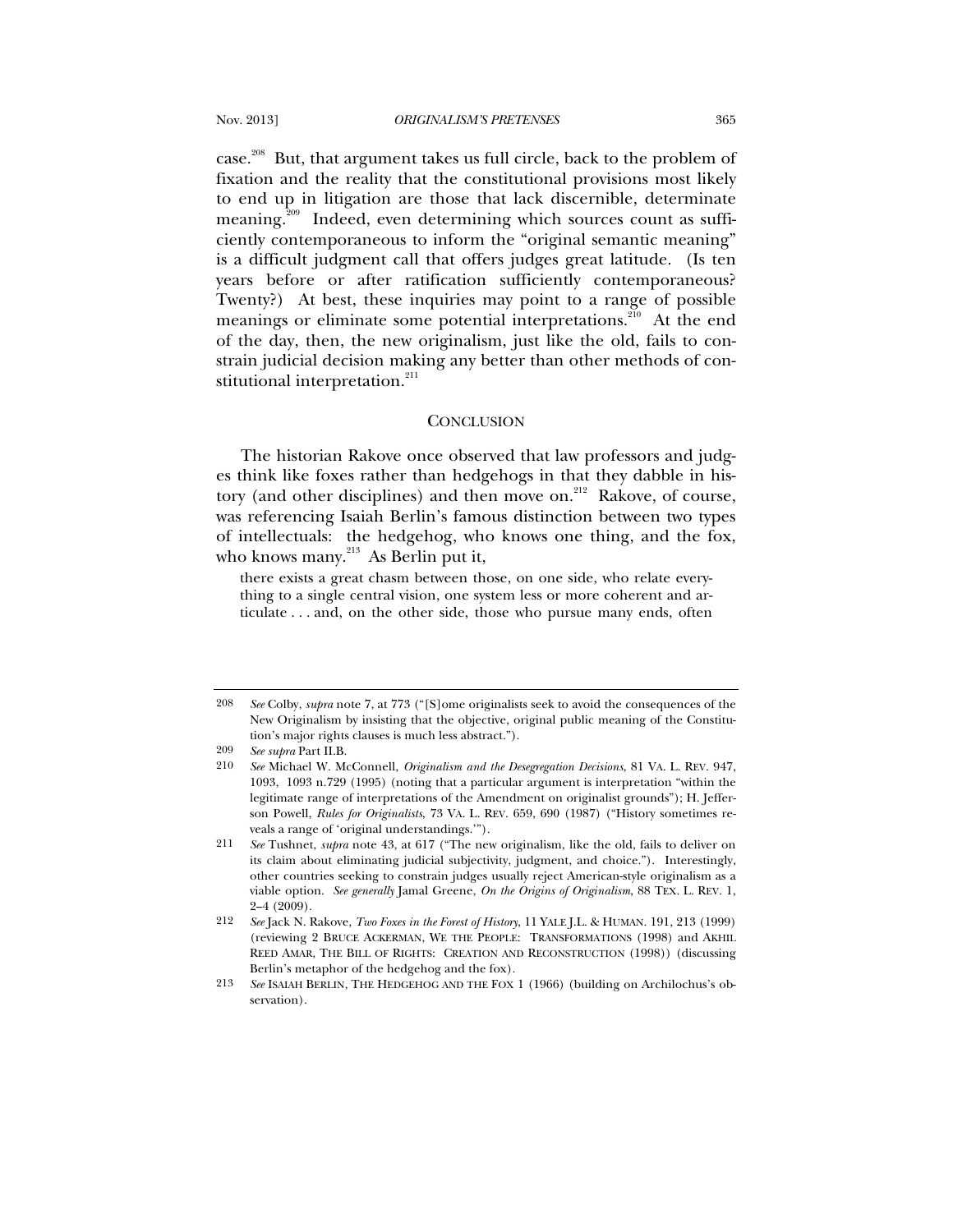case.[208] But, that argument takes us full circle, back to the problem of fixation and the reality that the constitutional provisions most likely to end up in litigation are those that lack discernible, determinate meaning.[209] Indeed, even determining which sources count as sufficiently contemporaneous to inform the "original semantic meaning" is a difficult judgment call that offers judges great latitude. (Is ten years before or after ratification sufficiently contemporaneous? Twenty?) At best, these inquiries may point to a range of possible meanings or eliminate some potential interpretations.[210] At the end of the day, then, the new originalism, just like the old, fails to constrain judicial decision making any better than other methods of constitutional interpretation.[211]

## CONCLUSION

The historian Rakove once observed that law professors and judges think like foxes rather than hedgehogs in that they dabble in history (and other disciplines) and then move on.[212] Rakove, of course, was referencing Isaiah Berlin's famous distinction between two types of intellectuals: the hedgehog, who knows one thing, and the fox, who knows many.[213] As Berlin put it,

> there exists a great chasm between those, on one side, who relate everything to a single central vision, one system less or more coherent and articulate . . . and, on the other side, those who pursue many ends, often

---

208 *See* Colby, *supra* note 7, at 773 ("[S]ome originalists seek to avoid the consequences of the New Originalism by insisting that the objective, original public meaning of the Constitution's major rights clauses is much less abstract.").

209 *See supra* Part II.B.

210 *See* Michael W. McConnell, *Originalism and the Desegregation Decisions*, 81 VA. L. REV. 947, 1093, 1093 n.729 (1995) (noting that a particular argument is interpretation "within the legitimate range of interpretations of the Amendment on originalist grounds"); H. Jefferson Powell, *Rules for Originalists*, 73 VA. L. REV. 659, 690 (1987) ("History sometimes reveals a range of 'original understandings.'").

211 *See* Tushnet, *supra* note 43, at 617 ("The new originalism, like the old, fails to deliver on its claim about eliminating judicial subjectivity, judgment, and choice."). Interestingly, other countries seeking to constrain judges usually reject American-style originalism as a viable option. *See generally* Jamal Greene, *On the Origins of Originalism*, 88 TEX. L. REV. 1, 2–4 (2009).

212 *See* Jack N. Rakove, *Two Foxes in the Forest of History*, 11 YALE J.L. & HUMAN. 191, 213 (1999) (reviewing 2 BRUCE ACKERMAN, WE THE PEOPLE: TRANSFORMATIONS (1998) and AKHIL REED AMAR, THE BILL OF RIGHTS: CREATION AND RECONSTRUCTION (1998)) (discussing Berlin's metaphor of the hedgehog and the fox).

213 *See* ISAIAH BERLIN, THE HEDGEHOG AND THE FOX 1 (1966) (building on Archilochus's observation).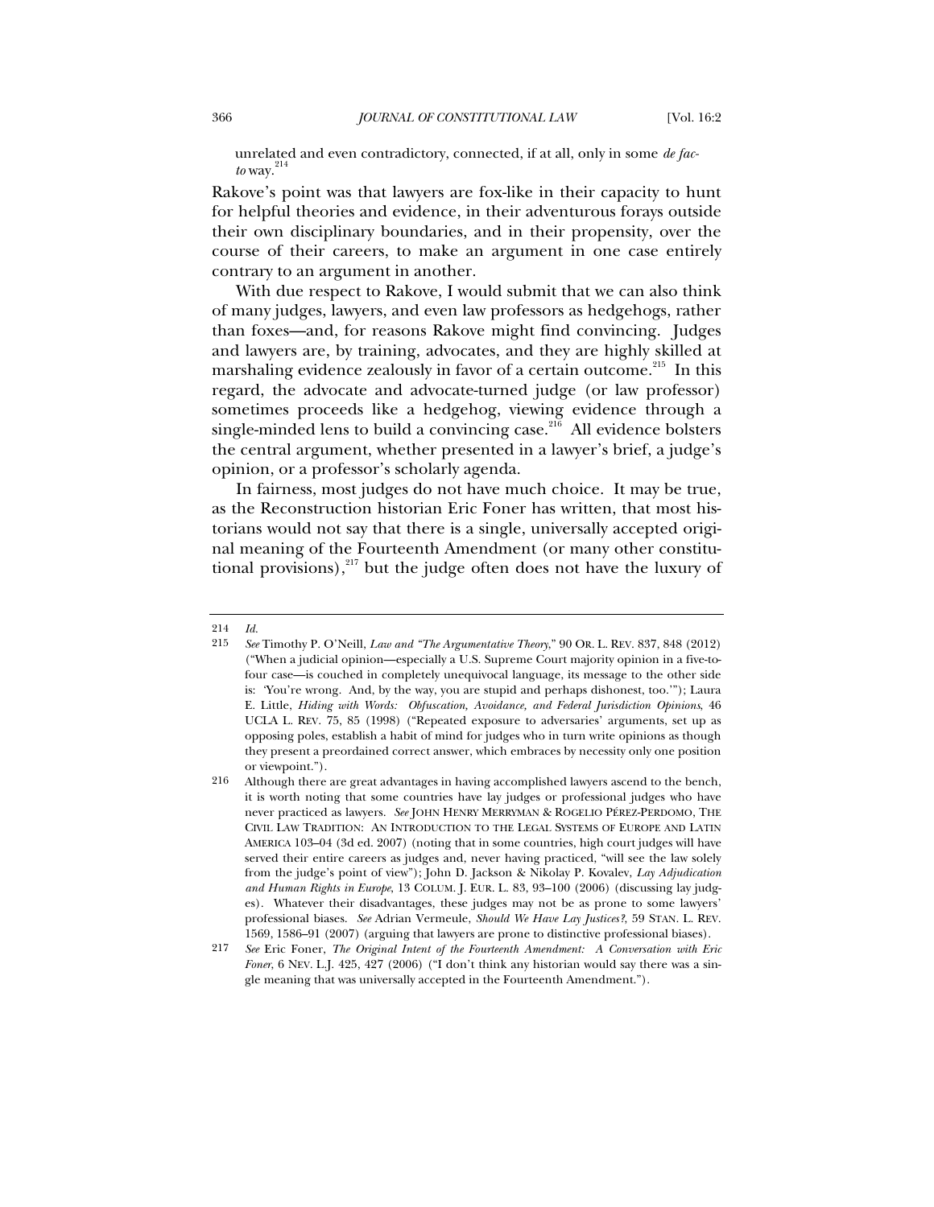unrelated and even contradictory, connected, if at all, only in some *de facto* way.[214]

Rakove's point was that lawyers are fox-like in their capacity to hunt for helpful theories and evidence, in their adventurous forays outside their own disciplinary boundaries, and in their propensity, over the course of their careers, to make an argument in one case entirely contrary to an argument in another.

With due respect to Rakove, I would submit that we can also think of many judges, lawyers, and even law professors as hedgehogs, rather than foxes—and, for reasons Rakove might find convincing. Judges and lawyers are, by training, advocates, and they are highly skilled at marshaling evidence zealously in favor of a certain outcome.[215] In this regard, the advocate and advocate-turned judge (or law professor) sometimes proceeds like a hedgehog, viewing evidence through a single-minded lens to build a convincing case.[216] All evidence bolsters the central argument, whether presented in a lawyer's brief, a judge's opinion, or a professor's scholarly agenda.

In fairness, most judges do not have much choice. It may be true, as the Reconstruction historian Eric Foner has written, that most historians would not say that there is a single, universally accepted original meaning of the Fourteenth Amendment (or many other constitutional provisions),[217] but the judge often does not have the luxury of

---

214 *Id.*

215 *See* Timothy P. O'Neill, *Law and "The Argumentative Theory*," 90 OR. L. REV. 837, 848 (2012) ("When a judicial opinion—especially a U.S. Supreme Court majority opinion in a five-to-four case—is couched in completely unequivocal language, its message to the other side is: 'You're wrong. And, by the way, you are stupid and perhaps dishonest, too.'"); Laura E. Little, *Hiding with Words: Obfuscation, Avoidance, and Federal Jurisdiction Opinions*, 46 UCLA L. REV. 75, 85 (1998) ("Repeated exposure to adversaries' arguments, set up as opposing poles, establish a habit of mind for judges who in turn write opinions as though they present a preordained correct answer, which embraces by necessity only one position or viewpoint.").

216 Although there are great advantages in having accomplished lawyers ascend to the bench, it is worth noting that some countries have lay judges or professional judges who have never practiced as lawyers. *See* JOHN HENRY MERRYMAN & ROGELIO PÉREZ-PERDOMO, THE CIVIL LAW TRADITION: AN INTRODUCTION TO THE LEGAL SYSTEMS OF EUROPE AND LATIN AMERICA 103–04 (3d ed. 2007) (noting that in some countries, high court judges will have served their entire careers as judges and, never having practiced, "will see the law solely from the judge's point of view"); John D. Jackson & Nikolay P. Kovalev, *Lay Adjudication and Human Rights in Europe*, 13 COLUM. J. EUR. L. 83, 93–100 (2006) (discussing lay judges). Whatever their disadvantages, these judges may not be as prone to some lawyers' professional biases. *See* Adrian Vermeule, *Should We Have Lay Justices?*, 59 STAN. L. REV. 1569, 1586–91 (2007) (arguing that lawyers are prone to distinctive professional biases).

217 *See* Eric Foner, *The Original Intent of the Fourteenth Amendment: A Conversation with Eric Foner*, 6 NEV. L.J. 425, 427 (2006) ("I don't think any historian would say there was a single meaning that was universally accepted in the Fourteenth Amendment.").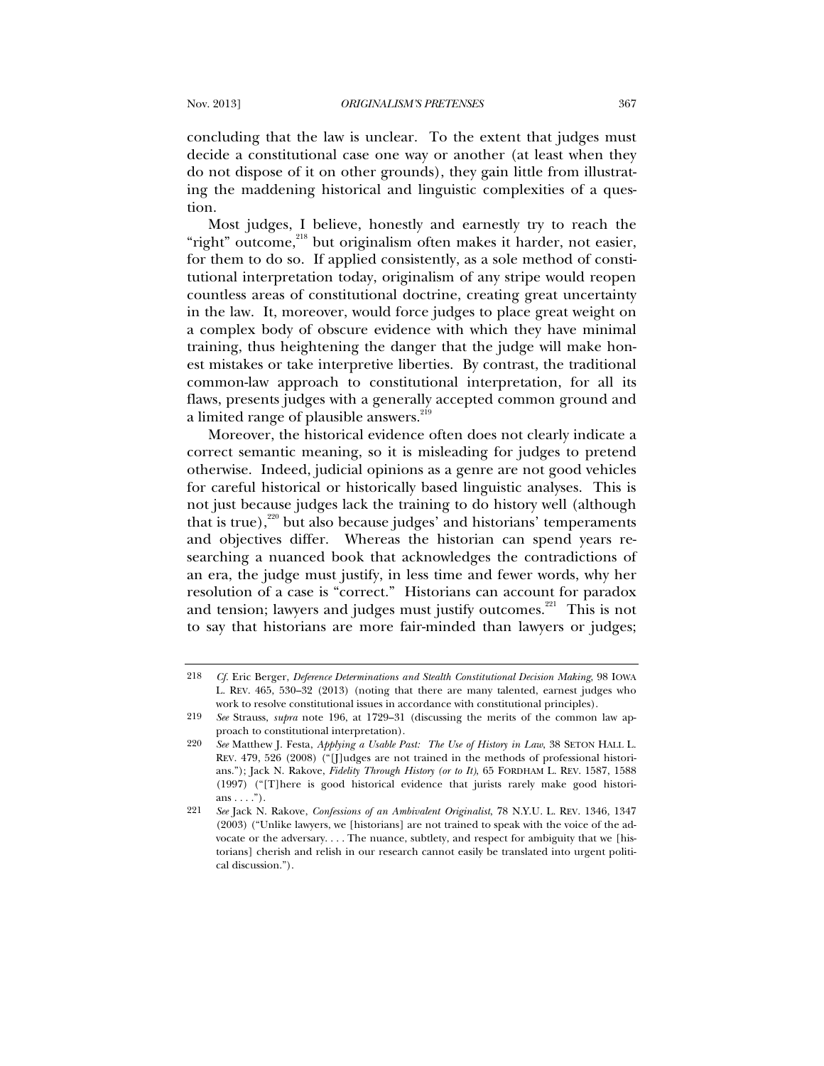concluding that the law is unclear. To the extent that judges must decide a constitutional case one way or another (at least when they do not dispose of it on other grounds), they gain little from illustrating the maddening historical and linguistic complexities of a question.

Most judges, I believe, honestly and earnestly try to reach the "right" outcome,[218] but originalism often makes it harder, not easier, for them to do so. If applied consistently, as a sole method of constitutional interpretation today, originalism of any stripe would reopen countless areas of constitutional doctrine, creating great uncertainty in the law. It, moreover, would force judges to place great weight on a complex body of obscure evidence with which they have minimal training, thus heightening the danger that the judge will make honest mistakes or take interpretive liberties. By contrast, the traditional common-law approach to constitutional interpretation, for all its flaws, presents judges with a generally accepted common ground and a limited range of plausible answers.[219]

Moreover, the historical evidence often does not clearly indicate a correct semantic meaning, so it is misleading for judges to pretend otherwise. Indeed, judicial opinions as a genre are not good vehicles for careful historical or historically based linguistic analyses. This is not just because judges lack the training to do history well (although that is true),[220] but also because judges' and historians' temperaments and objectives differ. Whereas the historian can spend years researching a nuanced book that acknowledges the contradictions of an era, the judge must justify, in less time and fewer words, why her resolution of a case is "correct." Historians can account for paradox and tension; lawyers and judges must justify outcomes.[221] This is not to say that historians are more fair-minded than lawyers or judges;

---

218 *Cf.* Eric Berger, *Deference Determinations and Stealth Constitutional Decision Making*, 98 IOWA L. REV. 465, 530–32 (2013) (noting that there are many talented, earnest judges who work to resolve constitutional issues in accordance with constitutional principles).

219 *See* Strauss, *supra* note 196, at 1729–31 (discussing the merits of the common law approach to constitutional interpretation).

220 *See* Matthew J. Festa, *Applying a Usable Past: The Use of History in Law*, 38 SETON HALL L. REV. 479, 526 (2008) ("[J]udges are not trained in the methods of professional historians."); Jack N. Rakove, *Fidelity Through History (or to It)*, 65 FORDHAM L. REV. 1587, 1588 (1997) ("[T]here is good historical evidence that jurists rarely make good historians . . . .").

221 *See* Jack N. Rakove, *Confessions of an Ambivalent Originalist*, 78 N.Y.U. L. REV. 1346, 1347 (2003) ("Unlike lawyers, we [historians] are not trained to speak with the voice of the advocate or the adversary. . . . The nuance, subtlety, and respect for ambiguity that we [historians] cherish and relish in our research cannot easily be translated into urgent political discussion.").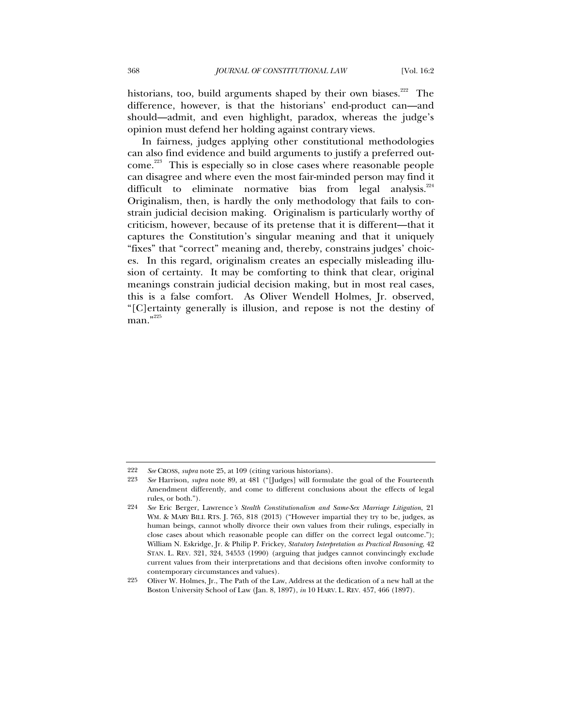historians, too, build arguments shaped by their own biases.[222] The difference, however, is that the historians' end-product can—and should—admit, and even highlight, paradox, whereas the judge's opinion must defend her holding against contrary views.

In fairness, judges applying other constitutional methodologies can also find evidence and build arguments to justify a preferred outcome.[223] This is especially so in close cases where reasonable people can disagree and where even the most fair-minded person may find it difficult to eliminate normative bias from legal analysis.[224] Originalism, then, is hardly the only methodology that fails to constrain judicial decision making. Originalism is particularly worthy of criticism, however, because of its pretense that it is different—that it captures the Constitution's singular meaning and that it uniquely "fixes" that "correct" meaning and, thereby, constrains judges' choices. In this regard, originalism creates an especially misleading illusion of certainty. It may be comforting to think that clear, original meanings constrain judicial decision making, but in most real cases, this is a false comfort. As Oliver Wendell Holmes, Jr. observed, "[C]ertainty generally is illusion, and repose is not the destiny of man."[225]

---

222 *See* CROSS, *supra* note 25, at 109 (citing various historians).

223 *See* Harrison, *supra* note 89, at 481 ("[Judges] will formulate the goal of the Fourteenth Amendment differently, and come to different conclusions about the effects of legal rules, or both.").

224 *See* Eric Berger, Lawrence*'s Stealth Constitutionalism and Same-Sex Marriage Litigation*, 21 WM. & MARY BILL RTS. J. 765, 818 (2013) ("However impartial they try to be, judges, as human beings, cannot wholly divorce their own values from their rulings, especially in close cases about which reasonable people can differ on the correct legal outcome."); William N. Eskridge, Jr. & Philip P. Frickey, *Statutory Interpretation as Practical Reasoning*, 42 STAN. L. REV. 321, 324, 34553 (1990) (arguing that judges cannot convincingly exclude current values from their interpretations and that decisions often involve conformity to contemporary circumstances and values).

225 Oliver W. Holmes, Jr., The Path of the Law, Address at the dedication of a new hall at the Boston University School of Law (Jan. 8, 1897), *in* 10 HARV. L. REV. 457, 466 (1897).